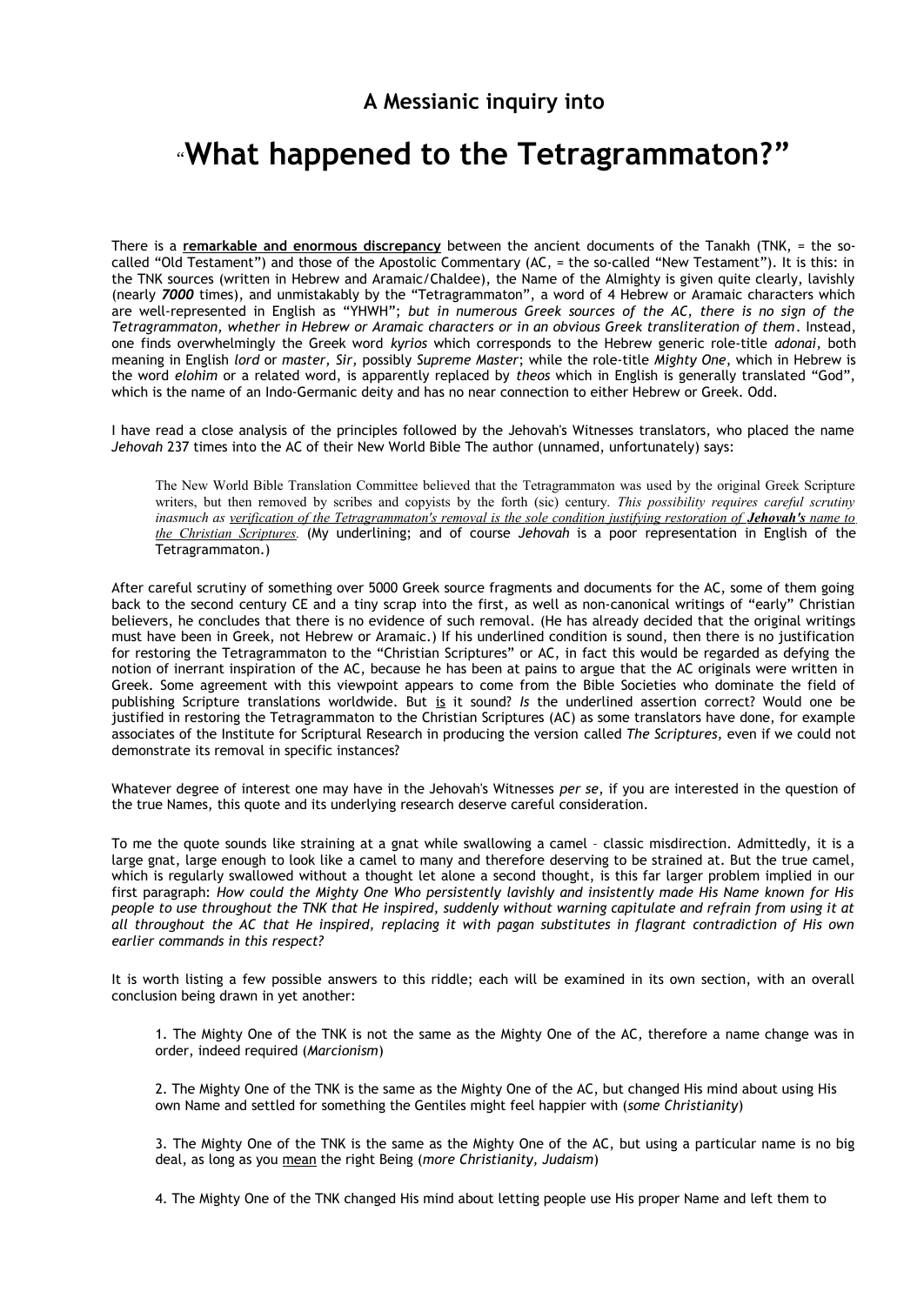## A Messianic inquiry into

# "What happened to the Tetragrammaton?"

There is a **remarkable and enormous discrepancy** between the ancient documents of the Tanakh (TNK, = the so-called "Old Testament") and those of the Apostolic Commentary (AC, = the so-called "New Testament"). It is this: in the TNK sources (written in Hebrew and Aramaic/Chaldee), the Name of the Almighty is given quite clearly, lavishly (nearly ***7000*** times), and unmistakably by the "Tetragrammaton", a word of 4 Hebrew or Aramaic characters which are well-represented in English as "YHWH"; *but in numerous Greek sources of the AC, there is no sign of the Tetragrammaton, whether in Hebrew or Aramaic characters or in an obvious Greek transliteration of them*. Instead, one finds overwhelmingly the Greek word *kyrios* which corresponds to the Hebrew generic role-title *adonai,* both meaning in English *lord* or *master, Sir,* possibly *Supreme Master*; while the role-title *Mighty One*, which in Hebrew is the word *elohim* or a related word, is apparently replaced by *theos* which in English is generally translated "God", which is the name of an Indo-Germanic deity and has no near connection to either Hebrew or Greek. Odd.

I have read a close analysis of the principles followed by the Jehovah's Witnesses translators, who placed the name *Jehovah* 237 times into the AC of their New World Bible The author (unnamed, unfortunately) says:

> The New World Bible Translation Committee believed that the Tetragrammaton was used by the original Greek Scripture writers, but then removed by scribes and copyists by the forth (sic) century. *This possibility requires careful scrutiny inasmuch as verification of the Tetragrammaton's removal is the sole condition justifying restoration of **Jehovah's** name to the Christian Scriptures.* (My underlining; and of course *Jehovah* is a poor representation in English of the Tetragrammaton.)

After careful scrutiny of something over 5000 Greek source fragments and documents for the AC, some of them going back to the second century CE and a tiny scrap into the first, as well as non-canonical writings of "early" Christian believers, he concludes that there is no evidence of such removal. (He has already decided that the original writings must have been in Greek, not Hebrew or Aramaic.) If his underlined condition is sound, then there is no justification for restoring the Tetragrammaton to the "Christian Scriptures" or AC, in fact this would be regarded as defying the notion of inerrant inspiration of the AC, because he has been at pains to argue that the AC originals were written in Greek. Some agreement with this viewpoint appears to come from the Bible Societies who dominate the field of publishing Scripture translations worldwide. But is it sound? *Is* the underlined assertion correct? Would one be justified in restoring the Tetragrammaton to the Christian Scriptures (AC) as some translators have done, for example associates of the Institute for Scriptural Research in producing the version called *The Scriptures,* even if we could not demonstrate its removal in specific instances?

Whatever degree of interest one may have in the Jehovah's Witnesses *per se*, if you are interested in the question of the true Names, this quote and its underlying research deserve careful consideration.

To me the quote sounds like straining at a gnat while swallowing a camel – classic misdirection. Admittedly, it is a large gnat, large enough to look like a camel to many and therefore deserving to be strained at. But the true camel, which is regularly swallowed without a thought let alone a second thought, is this far larger problem implied in our first paragraph: *How could the Mighty One Who persistently lavishly and insistently made His Name known for His people to use throughout the TNK that He inspired, suddenly without warning capitulate and refrain from using it at all throughout the AC that He inspired, replacing it with pagan substitutes in flagrant contradiction of His own earlier commands in this respect?*

It is worth listing a few possible answers to this riddle; each will be examined in its own section, with an overall conclusion being drawn in yet another:

1. The Mighty One of the TNK is not the same as the Mighty One of the AC, therefore a name change was in order, indeed required (*Marcionism*)

2. The Mighty One of the TNK is the same as the Mighty One of the AC, but changed His mind about using His own Name and settled for something the Gentiles might feel happier with (*some Christianity*)

3. The Mighty One of the TNK is the same as the Mighty One of the AC, but using a particular name is no big deal, as long as you mean the right Being (*more Christianity, Judaism*)

4. The Mighty One of the TNK changed His mind about letting people use His proper Name and left them to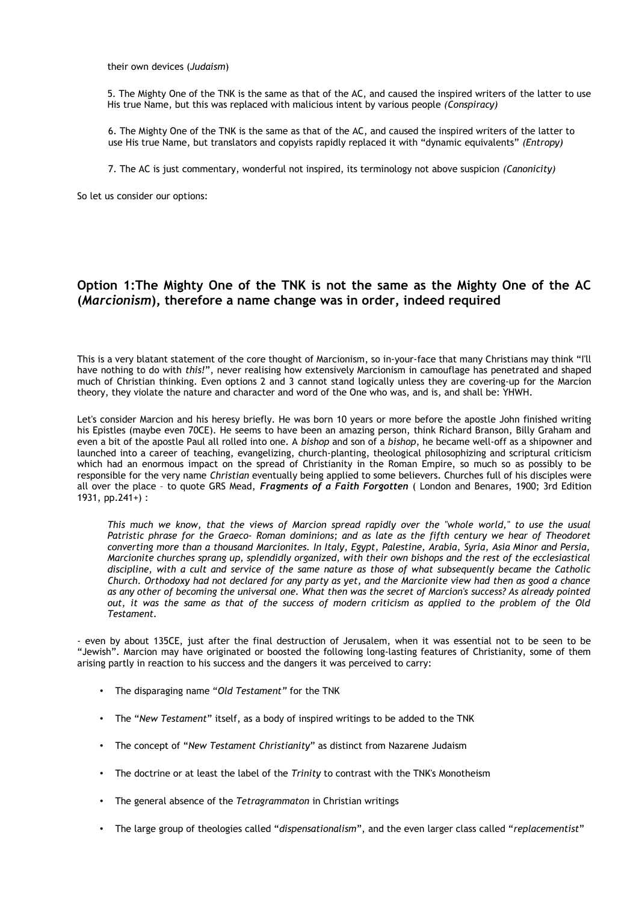their own devices (*Judaism*)

5. The Mighty One of the TNK is the same as that of the AC, and caused the inspired writers of the latter to use His true Name, but this was replaced with malicious intent by various people *(Conspiracy)*

6. The Mighty One of the TNK is the same as that of the AC, and caused the inspired writers of the latter to use His true Name, but translators and copyists rapidly replaced it with "dynamic equivalents" *(Entropy)*

7. The AC is just commentary, wonderful not inspired, its terminology not above suspicion *(Canonicity)*

So let us consider our options:

## Option 1:The Mighty One of the TNK is not the same as the Mighty One of the AC (*Marcionism*), therefore a name change was in order, indeed required

This is a very blatant statement of the core thought of Marcionism, so in-your-face that many Christians may think "I'll have nothing to do with *this!*", never realising how extensively Marcionism in camouflage has penetrated and shaped much of Christian thinking. Even options 2 and 3 cannot stand logically unless they are covering-up for the Marcion theory, they violate the nature and character and word of the One who was, and is, and shall be: YHWH.

Let's consider Marcion and his heresy briefly. He was born 10 years or more before the apostle John finished writing his Epistles (maybe even 70CE). He seems to have been an amazing person, think Richard Branson, Billy Graham and even a bit of the apostle Paul all rolled into one. A *bishop* and son of a *bishop*, he became well-off as a shipowner and launched into a career of teaching, evangelizing, church-planting, theological philosophizing and scriptural criticism which had an enormous impact on the spread of Christianity in the Roman Empire, so much so as possibly to be responsible for the very name *Christian* eventually being applied to some believers. Churches full of his disciples were all over the place – to quote GRS Mead, ***Fragments of a Faith Forgotten*** ( London and Benares, 1900; 3rd Edition 1931, pp.241+) :

> *This much we know, that the views of Marcion spread rapidly over the "whole world," to use the usual Patristic phrase for the Graeco- Roman dominions; and as late as the fifth century we hear of Theodoret converting more than a thousand Marcionites. In Italy, Egypt, Palestine, Arabia, Syria, Asia Minor and Persia, Marcionite churches sprang up, splendidly organized, with their own bishops and the rest of the ecclesiastical discipline, with a cult and service of the same nature as those of what subsequently became the Catholic Church. Orthodoxy had not declared for any party as yet, and the Marcionite view had then as good a chance as any other of becoming the universal one. What then was the secret of Marcion's success? As already pointed out, it was the same as that of the success of modern criticism as applied to the problem of the Old Testament.*

- even by about 135CE, just after the final destruction of Jerusalem, when it was essential not to be seen to be "Jewish". Marcion may have originated or boosted the following long-lasting features of Christianity, some of them arising partly in reaction to his success and the dangers it was perceived to carry:

- The disparaging name "*Old Testament*" for the TNK
- The "*New Testament*" itself, as a body of inspired writings to be added to the TNK
- The concept of "*New Testament Christianity*" as distinct from Nazarene Judaism
- The doctrine or at least the label of the *Trinity* to contrast with the TNK's Monotheism
- The general absence of the *Tetragrammaton* in Christian writings
- The large group of theologies called "*dispensationalism*", and the even larger class called "*replacementist*"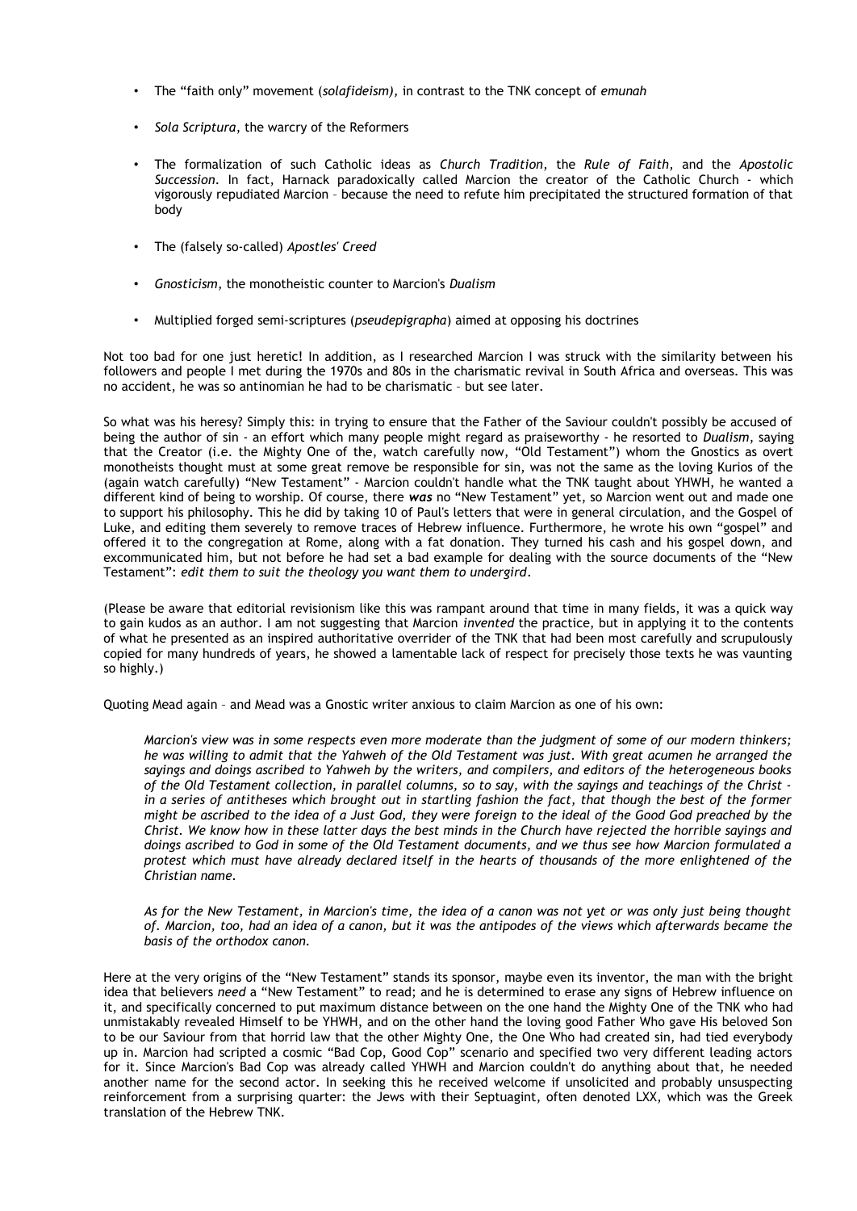- The "faith only" movement (*solafideism*), in contrast to the TNK concept of *emunah*

- *Sola Scriptura*, the warcry of the Reformers

- The formalization of such Catholic ideas as *Church Tradition*, the *Rule of Faith*, and the *Apostolic Succession*. In fact, Harnack paradoxically called Marcion the creator of the Catholic Church - which vigorously repudiated Marcion – because the need to refute him precipitated the structured formation of that body

- The (falsely so-called) *Apostles' Creed*

- *Gnosticism*, the monotheistic counter to Marcion's *Dualism*

- Multiplied forged semi-scriptures (*pseudepigrapha*) aimed at opposing his doctrines

Not too bad for one just heretic! In addition, as I researched Marcion I was struck with the similarity between his followers and people I met during the 1970s and 80s in the charismatic revival in South Africa and overseas. This was no accident, he was so antinomian he had to be charismatic – but see later.

So what was his heresy? Simply this: in trying to ensure that the Father of the Saviour couldn't possibly be accused of being the author of sin - an effort which many people might regard as praiseworthy - he resorted to *Dualism*, saying that the Creator (i.e. the Mighty One of the, watch carefully now, "Old Testament") whom the Gnostics as overt monotheists thought must at some great remove be responsible for sin, was not the same as the loving Kurios of the (again watch carefully) "New Testament" - Marcion couldn't handle what the TNK taught about YHWH, he wanted a different kind of being to worship. Of course, there ***was*** no "New Testament" yet, so Marcion went out and made one to support his philosophy. This he did by taking 10 of Paul's letters that were in general circulation, and the Gospel of Luke, and editing them severely to remove traces of Hebrew influence. Furthermore, he wrote his own "gospel" and offered it to the congregation at Rome, along with a fat donation. They turned his cash and his gospel down, and excommunicated him, but not before he had set a bad example for dealing with the source documents of the "New Testament": *edit them to suit the theology you want them to undergird*.

(Please be aware that editorial revisionism like this was rampant around that time in many fields, it was a quick way to gain kudos as an author. I am not suggesting that Marcion *invented* the practice, but in applying it to the contents of what he presented as an inspired authoritative overrider of the TNK that had been most carefully and scrupulously copied for many hundreds of years, he showed a lamentable lack of respect for precisely those texts he was vaunting so highly.)

Quoting Mead again – and Mead was a Gnostic writer anxious to claim Marcion as one of his own:

> *Marcion's view was in some respects even more moderate than the judgment of some of our modern thinkers; he was willing to admit that the Yahweh of the Old Testament was just. With great acumen he arranged the sayings and doings ascribed to Yahweh by the writers, and compilers, and editors of the heterogeneous books of the Old Testament collection, in parallel columns, so to say, with the sayings and teachings of the Christ - in a series of antitheses which brought out in startling fashion the fact, that though the best of the former might be ascribed to the idea of a Just God, they were foreign to the ideal of the Good God preached by the Christ. We know how in these latter days the best minds in the Church have rejected the horrible sayings and doings ascribed to God in some of the Old Testament documents, and we thus see how Marcion formulated a protest which must have already declared itself in the hearts of thousands of the more enlightened of the Christian name.*
>
> *As for the New Testament, in Marcion's time, the idea of a canon was not yet or was only just being thought of. Marcion, too, had an idea of a canon, but it was the antipodes of the views which afterwards became the basis of the orthodox canon.*

Here at the very origins of the "New Testament" stands its sponsor, maybe even its inventor, the man with the bright idea that believers *need* a "New Testament" to read; and he is determined to erase any signs of Hebrew influence on it, and specifically concerned to put maximum distance between on the one hand the Mighty One of the TNK who had unmistakably revealed Himself to be YHWH, and on the other hand the loving good Father Who gave His beloved Son to be our Saviour from that horrid law that the other Mighty One, the One Who had created sin, had tied everybody up in. Marcion had scripted a cosmic "Bad Cop, Good Cop" scenario and specified two very different leading actors for it. Since Marcion's Bad Cop was already called YHWH and Marcion couldn't do anything about that, he needed another name for the second actor. In seeking this he received welcome if unsolicited and probably unsuspecting reinforcement from a surprising quarter: the Jews with their Septuagint, often denoted LXX, which was the Greek translation of the Hebrew TNK.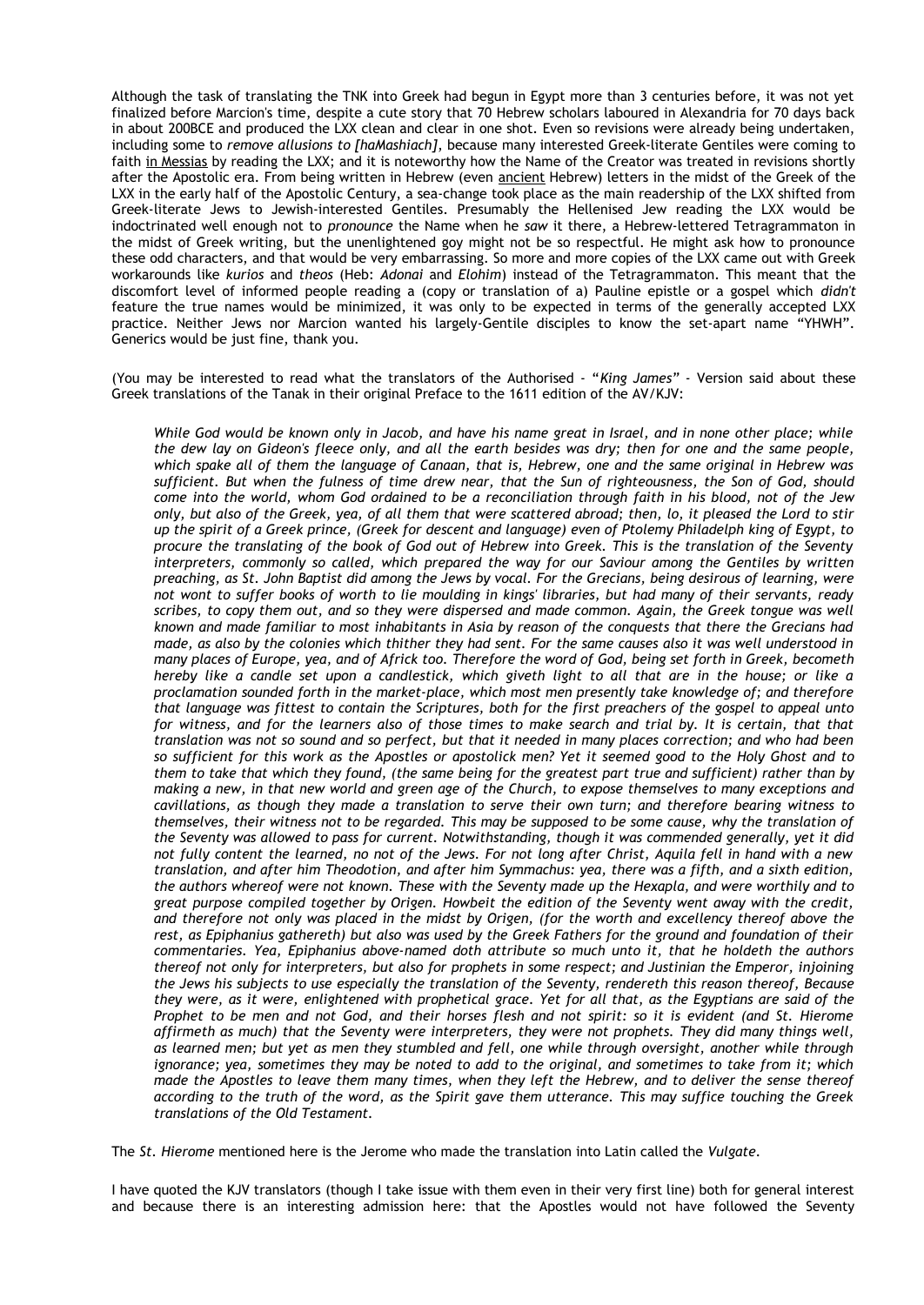Although the task of translating the TNK into Greek had begun in Egypt more than 3 centuries before, it was not yet finalized before Marcion's time, despite a cute story that 70 Hebrew scholars laboured in Alexandria for 70 days back in about 200BCE and produced the LXX clean and clear in one shot. Even so revisions were already being undertaken, including some to *remove allusions to [haMashiach]*, because many interested Greek-literate Gentiles were coming to faith in Messias by reading the LXX; and it is noteworthy how the Name of the Creator was treated in revisions shortly after the Apostolic era. From being written in Hebrew (even ancient Hebrew) letters in the midst of the Greek of the LXX in the early half of the Apostolic Century, a sea-change took place as the main readership of the LXX shifted from Greek-literate Jews to Jewish-interested Gentiles. Presumably the Hellenised Jew reading the LXX would be indoctrinated well enough not to *pronounce* the Name when he *saw* it there, a Hebrew-lettered Tetragrammaton in the midst of Greek writing, but the unenlightened goy might not be so respectful. He might ask how to pronounce these odd characters, and that would be very embarrassing. So more and more copies of the LXX came out with Greek workarounds like *kurios* and *theos* (Heb: *Adonai* and *Elohim*) instead of the Tetragrammaton. This meant that the discomfort level of informed people reading a (copy or translation of a) Pauline epistle or a gospel which *didn't* feature the true names would be minimized, it was only to be expected in terms of the generally accepted LXX practice. Neither Jews nor Marcion wanted his largely-Gentile disciples to know the set-apart name "YHWH". Generics would be just fine, thank you.

(You may be interested to read what the translators of the Authorised - "*King James*" - Version said about these Greek translations of the Tanak in their original Preface to the 1611 edition of the AV/KJV:

> *While God would be known only in Jacob, and have his name great in Israel, and in none other place; while the dew lay on Gideon's fleece only, and all the earth besides was dry; then for one and the same people, which spake all of them the language of Canaan, that is, Hebrew, one and the same original in Hebrew was sufficient. But when the fulness of time drew near, that the Sun of righteousness, the Son of God, should come into the world, whom God ordained to be a reconciliation through faith in his blood, not of the Jew only, but also of the Greek, yea, of all them that were scattered abroad; then, lo, it pleased the Lord to stir up the spirit of a Greek prince, (Greek for descent and language) even of Ptolemy Philadelph king of Egypt, to procure the translating of the book of God out of Hebrew into Greek. This is the translation of the Seventy interpreters, commonly so called, which prepared the way for our Saviour among the Gentiles by written preaching, as St. John Baptist did among the Jews by vocal. For the Grecians, being desirous of learning, were not wont to suffer books of worth to lie moulding in kings' libraries, but had many of their servants, ready scribes, to copy them out, and so they were dispersed and made common. Again, the Greek tongue was well known and made familiar to most inhabitants in Asia by reason of the conquests that there the Grecians had made, as also by the colonies which thither they had sent. For the same causes also it was well understood in many places of Europe, yea, and of Africk too. Therefore the word of God, being set forth in Greek, becometh hereby like a candle set upon a candlestick, which giveth light to all that are in the house; or like a proclamation sounded forth in the market-place, which most men presently take knowledge of; and therefore that language was fittest to contain the Scriptures, both for the first preachers of the gospel to appeal unto for witness, and for the learners also of those times to make search and trial by. It is certain, that that translation was not so sound and so perfect, but that it needed in many places correction; and who had been so sufficient for this work as the Apostles or apostolick men? Yet it seemed good to the Holy Ghost and to them to take that which they found, (the same being for the greatest part true and sufficient) rather than by making a new, in that new world and green age of the Church, to expose themselves to many exceptions and cavillations, as though they made a translation to serve their own turn; and therefore bearing witness to themselves, their witness not to be regarded. This may be supposed to be some cause, why the translation of the Seventy was allowed to pass for current. Notwithstanding, though it was commended generally, yet it did not fully content the learned, no not of the Jews. For not long after Christ, Aquila fell in hand with a new translation, and after him Theodotion, and after him Symmachus: yea, there was a fifth, and a sixth edition, the authors whereof were not known. These with the Seventy made up the Hexapla, and were worthily and to great purpose compiled together by Origen. Howbeit the edition of the Seventy went away with the credit, and therefore not only was placed in the midst by Origen, (for the worth and excellency thereof above the rest, as Epiphanius gathereth) but also was used by the Greek Fathers for the ground and foundation of their commentaries. Yea, Epiphanius above-named doth attribute so much unto it, that he holdeth the authors thereof not only for interpreters, but also for prophets in some respect; and Justinian the Emperor, injoining the Jews his subjects to use especially the translation of the Seventy, rendereth this reason thereof, Because they were, as it were, enlightened with prophetical grace. Yet for all that, as the Egyptians are said of the Prophet to be men and not God, and their horses flesh and not spirit: so it is evident (and St. Hierome affirmeth as much) that the Seventy were interpreters, they were not prophets. They did many things well, as learned men; but yet as men they stumbled and fell, one while through oversight, another while through ignorance; yea, sometimes they may be noted to add to the original, and sometimes to take from it; which made the Apostles to leave them many times, when they left the Hebrew, and to deliver the sense thereof according to the truth of the word, as the Spirit gave them utterance. This may suffice touching the Greek translations of the Old Testament.*

The *St. Hierome* mentioned here is the Jerome who made the translation into Latin called the *Vulgate*.

I have quoted the KJV translators (though I take issue with them even in their very first line) both for general interest and because there is an interesting admission here: that the Apostles would not have followed the Seventy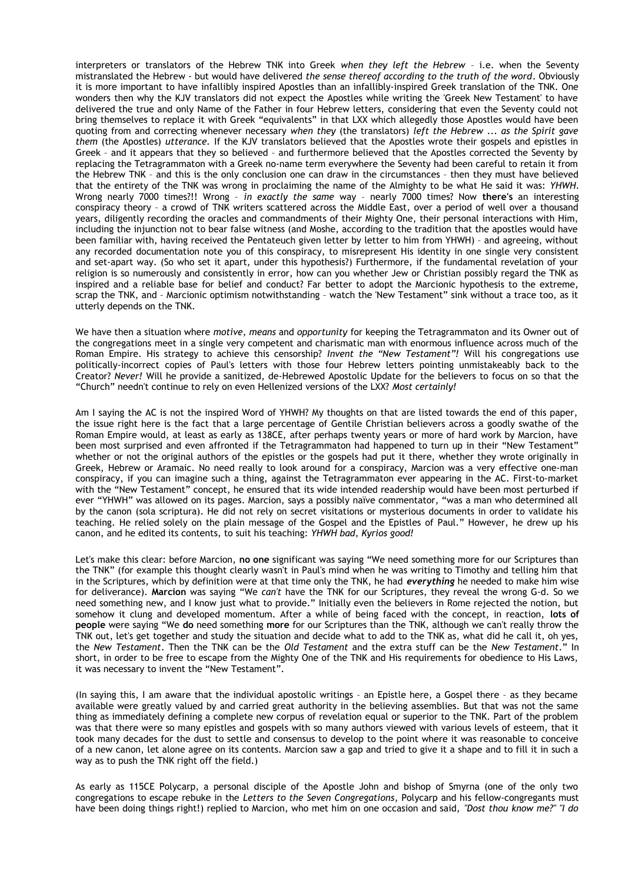interpreters or translators of the Hebrew TNK into Greek *when they left the Hebrew* – i.e. when the Seventy mistranslated the Hebrew - but would have delivered *the sense thereof according to the truth of the word*. Obviously it is more important to have infallibly inspired Apostles than an infallibly-inspired Greek translation of the TNK. One wonders then why the KJV translators did not expect the Apostles while writing the 'Greek New Testament' to have delivered the true and only Name of the Father in four Hebrew letters, considering that even the Seventy could not bring themselves to replace it with Greek "equivalents" in that LXX which allegedly those Apostles would have been quoting from and correcting whenever necessary *when they* (the translators) *left the Hebrew ... as the Spirit gave them* (the Apostles) *utterance*. If the KJV translators believed that the Apostles wrote their gospels and epistles in Greek – and it appears that they so believed – and furthermore believed that the Apostles corrected the Seventy by replacing the Tetragrammaton with a Greek no-name term everywhere the Seventy had been careful to retain it from the Hebrew TNK – and this is the only conclusion one can draw in the circumstances – then they must have believed that the entirety of the TNK was wrong in proclaiming the name of the Almighty to be what He said it was: *YHWH*. Wrong nearly 7000 times?!! Wrong – *in exactly the same* way – nearly 7000 times? Now **there's** an interesting conspiracy theory – a crowd of TNK writers scattered across the Middle East, over a period of well over a thousand years, diligently recording the oracles and commandments of their Mighty One, their personal interactions with Him, including the injunction not to bear false witness (and Moshe, according to the tradition that the apostles would have been familiar with, having received the Pentateuch given letter by letter to him from YHWH) – and agreeing, without any recorded documentation note you of this conspiracy, to misrepresent His identity in one single very consistent and set-apart way. (So who set it apart, under this hypothesis?) Furthermore, if the fundamental revelation of your religion is so numerously and consistently in error, how can you whether Jew or Christian possibly regard the TNK as inspired and a reliable base for belief and conduct? Far better to adopt the Marcionic hypothesis to the extreme, scrap the TNK, and – Marcionic optimism notwithstanding – watch the 'New Testament" sink without a trace too, as it utterly depends on the TNK.

We have then a situation where *motive, means* and *opportunity* for keeping the Tetragrammaton and its Owner out of the congregations meet in a single very competent and charismatic man with enormous influence across much of the Roman Empire. His strategy to achieve this censorship? *Invent the "New Testament"!* Will his congregations use politically-incorrect copies of Paul's letters with those four Hebrew letters pointing unmistakeably back to the Creator? *Never!* Will he provide a sanitized, de-Hebrewed Apostolic Update for the believers to focus on so that the "Church" needn't continue to rely on even Hellenized versions of the LXX? *Most certainly!*

Am I saying the AC is not the inspired Word of YHWH? My thoughts on that are listed towards the end of this paper, the issue right here is the fact that a large percentage of Gentile Christian believers across a goodly swathe of the Roman Empire would, at least as early as 138CE, after perhaps twenty years or more of hard work by Marcion, have been most surprised and even affronted if the Tetragrammaton had happened to turn up in their "New Testament" whether or not the original authors of the epistles or the gospels had put it there, whether they wrote originally in Greek, Hebrew or Aramaic. No need really to look around for a conspiracy, Marcion was a very effective one-man conspiracy, if you can imagine such a thing, against the Tetragrammaton ever appearing in the AC. First-to-market with the "New Testament" concept, he ensured that its wide intended readership would have been most perturbed if ever "YHWH" was allowed on its pages. Marcion, says a possibly naïve commentator, "was a man who determined all by the canon (sola scriptura). He did not rely on secret visitations or mysterious documents in order to validate his teaching. He relied solely on the plain message of the Gospel and the Epistles of Paul." However, he drew up his canon, and he edited its contents, to suit his teaching: *YHWH bad, Kyrios good!*

Let's make this clear: before Marcion, **no one** significant was saying "We need something more for our Scriptures than the TNK" (for example this thought clearly wasn't in Paul's mind when he was writing to Timothy and telling him that in the Scriptures, which by definition were at that time only the TNK, he had ***everything*** he needed to make him wise for deliverance). **Marcion** was saying "We *can't* have the TNK for our Scriptures, they reveal the wrong G-d. So we need something new, and I know just what to provide." Initially even the believers in Rome rejected the notion, but somehow it clung and developed momentum. After a while of being faced with the concept, in reaction, **lots of people** were saying "We **do** need something **more** for our Scriptures than the TNK, although we can't really throw the TNK out, let's get together and study the situation and decide what to add to the TNK as, what did he call it, oh yes, the *New Testament*. Then the TNK can be the *Old Testament* and the extra stuff can be the *New Testament*." In short, in order to be free to escape from the Mighty One of the TNK and His requirements for obedience to His Laws, it was necessary to invent the "New Testament".

(In saying this, I am aware that the individual apostolic writings – an Epistle here, a Gospel there – as they became available were greatly valued by and carried great authority in the believing assemblies. But that was not the same thing as immediately defining a complete new corpus of revelation equal or superior to the TNK. Part of the problem was that there were so many epistles and gospels with so many authors viewed with various levels of esteem, that it took many decades for the dust to settle and consensus to develop to the point where it was reasonable to conceive of a new canon, let alone agree on its contents. Marcion saw a gap and tried to give it a shape and to fill it in such a way as to push the TNK right off the field.)

As early as 115CE Polycarp, a personal disciple of the Apostle John and bishop of Smyrna (one of the only two congregations to escape rebuke in the *Letters to the Seven Congregations*, Polycarp and his fellow-congregants must have been doing things right!) replied to Marcion, who met him on one occasion and said, *"Dost thou know me?" "I do*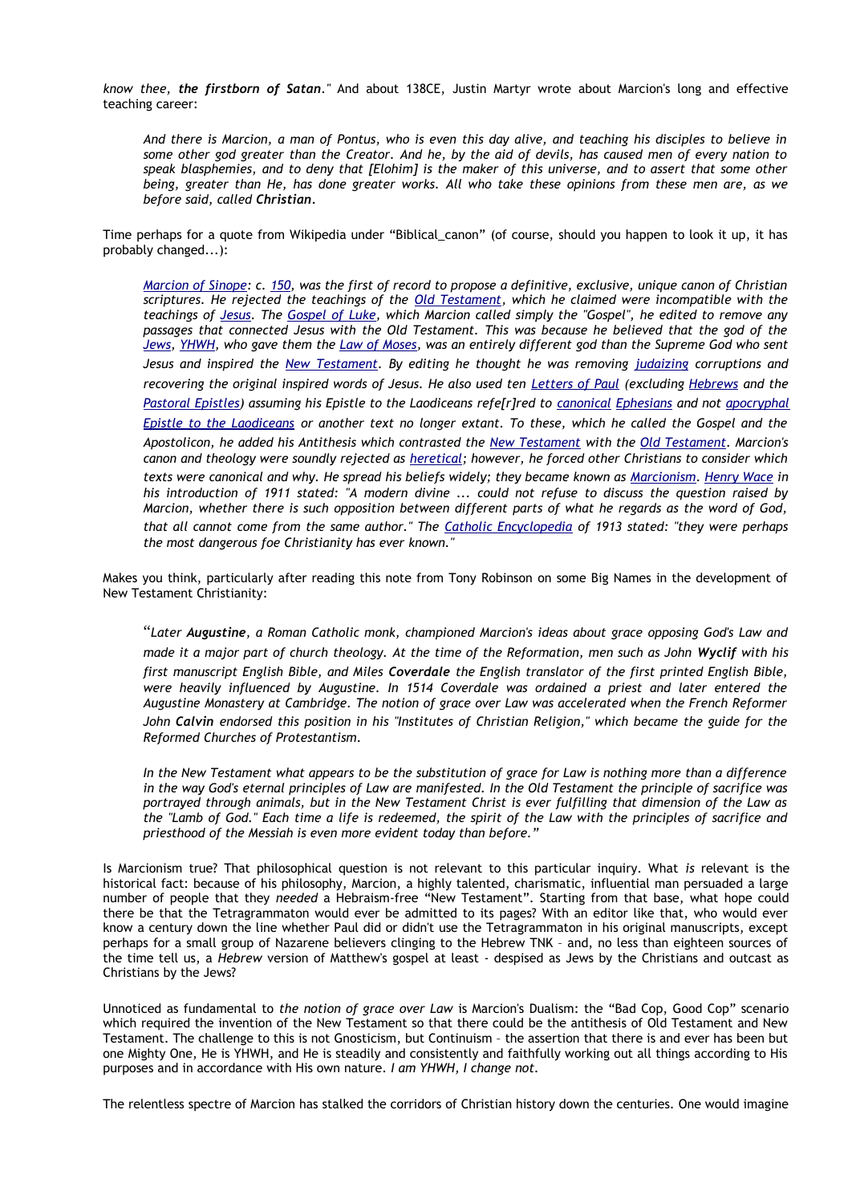*know thee, **the firstborn of Satan**."* And about 138CE, Justin Martyr wrote about Marcion's long and effective teaching career:

> *And there is Marcion, a man of Pontus, who is even this day alive, and teaching his disciples to believe in some other god greater than the Creator. And he, by the aid of devils, has caused men of every nation to speak blasphemies, and to deny that [Elohim] is the maker of this universe, and to assert that some other being, greater than He, has done greater works. All who take these opinions from these men are, as we before said, called **Christian**.*

Time perhaps for a quote from Wikipedia under "Biblical_canon" (of course, should you happen to look it up, it has probably changed...):

> *Marcion of Sinope: c. 150, was the first of record to propose a definitive, exclusive, unique canon of Christian scriptures. He rejected the teachings of the Old Testament, which he claimed were incompatible with the teachings of Jesus. The Gospel of Luke, which Marcion called simply the "Gospel", he edited to remove any passages that connected Jesus with the Old Testament. This was because he believed that the god of the Jews, YHWH, who gave them the Law of Moses, was an entirely different god than the Supreme God who sent Jesus and inspired the New Testament. By editing he thought he was removing judaizing corruptions and recovering the original inspired words of Jesus. He also used ten Letters of Paul (excluding Hebrews and the Pastoral Epistles) assuming his Epistle to the Laodiceans refe[r]red to canonical Ephesians and not apocryphal Epistle to the Laodiceans or another text no longer extant. To these, which he called the Gospel and the Apostolicon, he added his Antithesis which contrasted the New Testament with the Old Testament. Marcion's canon and theology were soundly rejected as heretical; however, he forced other Christians to consider which texts were canonical and why. He spread his beliefs widely; they became known as Marcionism. Henry Wace in his introduction of 1911 stated: "A modern divine ... could not refuse to discuss the question raised by Marcion, whether there is such opposition between different parts of what he regards as the word of God, that all cannot come from the same author." The Catholic Encyclopedia of 1913 stated: "they were perhaps the most dangerous foe Christianity has ever known."*

Makes you think, particularly after reading this note from Tony Robinson on some Big Names in the development of New Testament Christianity:

> "*Later **Augustine**, a Roman Catholic monk, championed Marcion's ideas about grace opposing God's Law and made it a major part of church theology. At the time of the Reformation, men such as John **Wyclif** with his first manuscript English Bible, and Miles **Coverdale** the English translator of the first printed English Bible, were heavily influenced by Augustine. In 1514 Coverdale was ordained a priest and later entered the Augustine Monastery at Cambridge. The notion of grace over Law was accelerated when the French Reformer John **Calvin** endorsed this position in his "Institutes of Christian Religion," which became the guide for the Reformed Churches of Protestantism.*
>
> *In the New Testament what appears to be the substitution of grace for Law is nothing more than a difference in the way God's eternal principles of Law are manifested. In the Old Testament the principle of sacrifice was portrayed through animals, but in the New Testament Christ is ever fulfilling that dimension of the Law as the "Lamb of God." Each time a life is redeemed, the spirit of the Law with the principles of sacrifice and priesthood of the Messiah is even more evident today than before.*"

Is Marcionism true? That philosophical question is not relevant to this particular inquiry. What *is* relevant is the historical fact: because of his philosophy, Marcion, a highly talented, charismatic, influential man persuaded a large number of people that they *needed* a Hebraism-free "New Testament". Starting from that base, what hope could there be that the Tetragrammaton would ever be admitted to its pages? With an editor like that, who would ever know a century down the line whether Paul did or didn't use the Tetragrammaton in his original manuscripts, except perhaps for a small group of Nazarene believers clinging to the Hebrew TNK – and, no less than eighteen sources of the time tell us, a *Hebrew* version of Matthew's gospel at least - despised as Jews by the Christians and outcast as Christians by the Jews?

Unnoticed as fundamental to *the notion of grace over Law* is Marcion's Dualism: the "Bad Cop, Good Cop" scenario which required the invention of the New Testament so that there could be the antithesis of Old Testament and New Testament. The challenge to this is not Gnosticism, but Continuism – the assertion that there is and ever has been but one Mighty One, He is YHWH, and He is steadily and consistently and faithfully working out all things according to His purposes and in accordance with His own nature. *I am YHWH, I change not.*

The relentless spectre of Marcion has stalked the corridors of Christian history down the centuries. One would imagine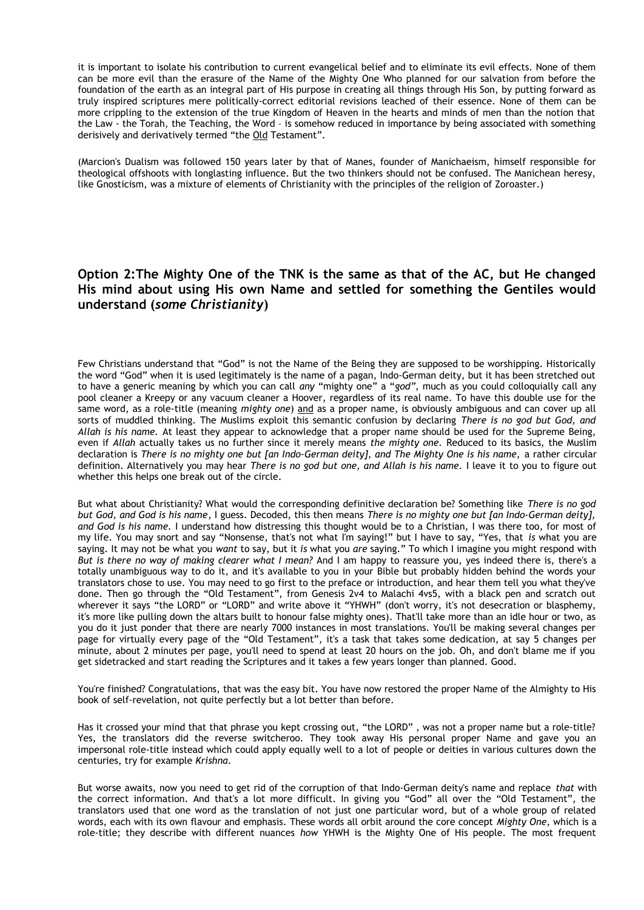it is important to isolate his contribution to current evangelical belief and to eliminate its evil effects. None of them can be more evil than the erasure of the Name of the Mighty One Who planned for our salvation from before the foundation of the earth as an integral part of His purpose in creating all things through His Son, by putting forward as truly inspired scriptures mere politically-correct editorial revisions leached of their essence. None of them can be more crippling to the extension of the true Kingdom of Heaven in the hearts and minds of men than the notion that the Law - the Torah, the Teaching, the Word – is somehow reduced in importance by being associated with something derisively and derivatively termed "the Old Testament".

(Marcion's Dualism was followed 150 years later by that of Manes, founder of Manichaeism, himself responsible for theological offshoots with longlasting influence. But the two thinkers should not be confused. The Manichean heresy, like Gnosticism, was a mixture of elements of Christianity with the principles of the religion of Zoroaster.)

## Option 2:The Mighty One of the TNK is the same as that of the AC, but He changed His mind about using His own Name and settled for something the Gentiles would understand (*some Christianity*)

Few Christians understand that "God" is not the Name of the Being they are supposed to be worshipping. Historically the word "God" when it is used legitimately is the name of a pagan, Indo-German deity, but it has been stretched out to have a generic meaning by which you can call *any* "mighty one" a "*god*", much as you could colloquially call any pool cleaner a Kreepy or any vacuum cleaner a Hoover, regardless of its real name. To have this double use for the same word, as a role-title (meaning *mighty one*) and as a proper name, is obviously ambiguous and can cover up all sorts of muddled thinking. The Muslims exploit this semantic confusion by declaring *There is no god but God, and Allah is his name.* At least they appear to acknowledge that a proper name should be used for the Supreme Being, even if *Allah* actually takes us no further since it merely means *the mighty one*. Reduced to its basics, the Muslim declaration is *There is no mighty one but [an Indo-German deity], and The Mighty One is his name,* a rather circular definition. Alternatively you may hear *There is no god but one, and Allah is his name.* I leave it to you to figure out whether this helps one break out of the circle.

But what about Christianity? What would the corresponding definitive declaration be? Something like *There is no god but God, and God is his name*, I guess. Decoded, this then means *There is no mighty one but [an Indo-German deity], and God is his name.* I understand how distressing this thought would be to a Christian, I was there too, for most of my life. You may snort and say "Nonsense, that's not what I'm saying!" but I have to say, "Yes, that *is* what you are saying. It may not be what you *want* to say, but it *is* what you *are* saying." To which I imagine you might respond with *But is there no way of making clearer what I mean?* And I am happy to reassure you, yes indeed there is, there's a totally unambiguous way to do it, and it's available to you in your Bible but probably hidden behind the words your translators chose to use. You may need to go first to the preface or introduction, and hear them tell you what they've done. Then go through the "Old Testament", from Genesis 2v4 to Malachi 4vs5, with a black pen and scratch out wherever it says "the LORD" or "LORD" and write above it "YHWH" (don't worry, it's not desecration or blasphemy, it's more like pulling down the altars built to honour false mighty ones). That'll take more than an idle hour or two, as you do it just ponder that there are nearly 7000 instances in most translations. You'll be making several changes per page for virtually every page of the "Old Testament", it's a task that takes some dedication, at say 5 changes per minute, about 2 minutes per page, you'll need to spend at least 20 hours on the job. Oh, and don't blame me if you get sidetracked and start reading the Scriptures and it takes a few years longer than planned. Good.

You're finished? Congratulations, that was the easy bit. You have now restored the proper Name of the Almighty to His book of self-revelation, not quite perfectly but a lot better than before.

Has it crossed your mind that that phrase you kept crossing out, "the LORD" , was not a proper name but a role-title? Yes, the translators did the reverse switcheroo. They took away His personal proper Name and gave you an impersonal role-title instead which could apply equally well to a lot of people or deities in various cultures down the centuries, try for example *Krishna*.

But worse awaits, now you need to get rid of the corruption of that Indo-German deity's name and replace *that* with the correct information. And that's a lot more difficult. In giving you "God" all over the "Old Testament", the translators used that one word as the translation of not just one particular word, but of a whole group of related words, each with its own flavour and emphasis. These words all orbit around the core concept *Mighty One*, which is a role-title; they describe with different nuances *how* YHWH is the Mighty One of His people. The most frequent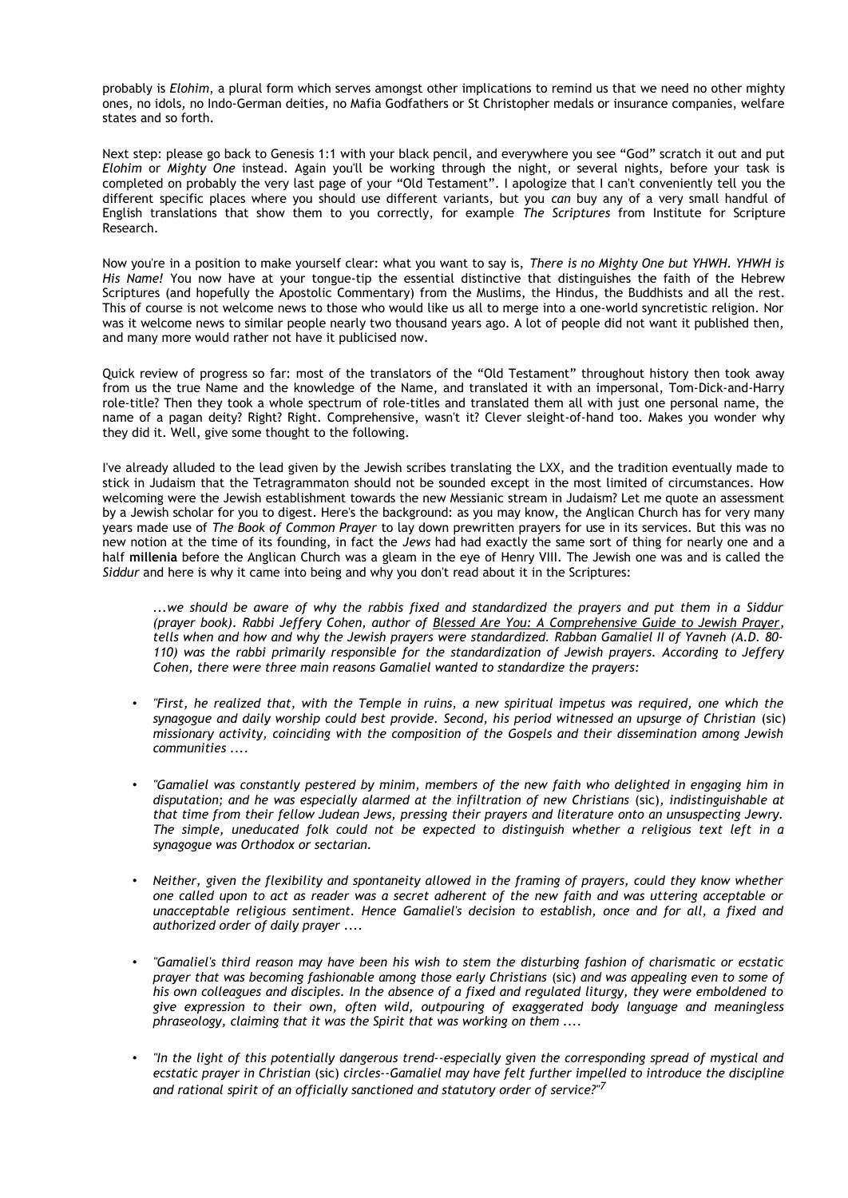probably is *Elohim*, a plural form which serves amongst other implications to remind us that we need no other mighty ones, no idols, no Indo-German deities, no Mafia Godfathers or St Christopher medals or insurance companies, welfare states and so forth.

Next step: please go back to Genesis 1:1 with your black pencil, and everywhere you see "God" scratch it out and put *Elohim* or *Mighty One* instead. Again you'll be working through the night, or several nights, before your task is completed on probably the very last page of your "Old Testament". I apologize that I can't conveniently tell you the different specific places where you should use different variants, but you *can* buy any of a very small handful of English translations that show them to you correctly, for example *The Scriptures* from Institute for Scripture Research.

Now you're in a position to make yourself clear: what you want to say is, *There is no Mighty One but YHWH. YHWH is His Name!* You now have at your tongue-tip the essential distinctive that distinguishes the faith of the Hebrew Scriptures (and hopefully the Apostolic Commentary) from the Muslims, the Hindus, the Buddhists and all the rest. This of course is not welcome news to those who would like us all to merge into a one-world syncretistic religion. Nor was it welcome news to similar people nearly two thousand years ago. A lot of people did not want it published then, and many more would rather not have it publicised now.

Quick review of progress so far: most of the translators of the "Old Testament" throughout history then took away from us the true Name and the knowledge of the Name, and translated it with an impersonal, Tom-Dick-and-Harry role-title? Then they took a whole spectrum of role-titles and translated them all with just one personal name, the name of a pagan deity? Right? Right. Comprehensive, wasn't it? Clever sleight-of-hand too. Makes you wonder why they did it. Well, give some thought to the following.

I've already alluded to the lead given by the Jewish scribes translating the LXX, and the tradition eventually made to stick in Judaism that the Tetragrammaton should not be sounded except in the most limited of circumstances. How welcoming were the Jewish establishment towards the new Messianic stream in Judaism? Let me quote an assessment by a Jewish scholar for you to digest. Here's the background: as you may know, the Anglican Church has for very many years made use of *The Book of Common Prayer* to lay down prewritten prayers for use in its services. But this was no new notion at the time of its founding, in fact the *Jews* had had exactly the same sort of thing for nearly one and a half **millenia** before the Anglican Church was a gleam in the eye of Henry VIII. The Jewish one was and is called the *Siddur* and here is why it came into being and why you don't read about it in the Scriptures:

> *...we should be aware of why the rabbis fixed and standardized the prayers and put them in a Siddur (prayer book). Rabbi Jeffery Cohen, author of Blessed Are You: A Comprehensive Guide to Jewish Prayer, tells when and how and why the Jewish prayers were standardized. Rabban Gamaliel II of Yavneh (A.D. 80-110) was the rabbi primarily responsible for the standardization of Jewish prayers. According to Jeffery Cohen, there were three main reasons Gamaliel wanted to standardize the prayers:*
>
> - *"First, he realized that, with the Temple in ruins, a new spiritual impetus was required, one which the synagogue and daily worship could best provide. Second, his period witnessed an upsurge of Christian* (sic) *missionary activity, coinciding with the composition of the Gospels and their dissemination among Jewish communities ....*
> - *"Gamaliel was constantly pestered by minim, members of the new faith who delighted in engaging him in disputation; and he was especially alarmed at the infiltration of new Christians* (sic)*, indistinguishable at that time from their fellow Judean Jews, pressing their prayers and literature onto an unsuspecting Jewry. The simple, uneducated folk could not be expected to distinguish whether a religious text left in a synagogue was Orthodox or sectarian.*
> - *Neither, given the flexibility and spontaneity allowed in the framing of prayers, could they know whether one called upon to act as reader was a secret adherent of the new faith and was uttering acceptable or unacceptable religious sentiment. Hence Gamaliel's decision to establish, once and for all, a fixed and authorized order of daily prayer ....*
> - *"Gamaliel's third reason may have been his wish to stem the disturbing fashion of charismatic or ecstatic prayer that was becoming fashionable among those early Christians* (sic) *and was appealing even to some of his own colleagues and disciples. In the absence of a fixed and regulated liturgy, they were emboldened to give expression to their own, often wild, outpouring of exaggerated body language and meaningless phraseology, claiming that it was the Spirit that was working on them ....*
> - *"In the light of this potentially dangerous trend--especially given the corresponding spread of mystical and ecstatic prayer in Christian* (sic) *circles--Gamaliel may have felt further impelled to introduce the discipline and rational spirit of an officially sanctioned and statutory order of service?"*[7]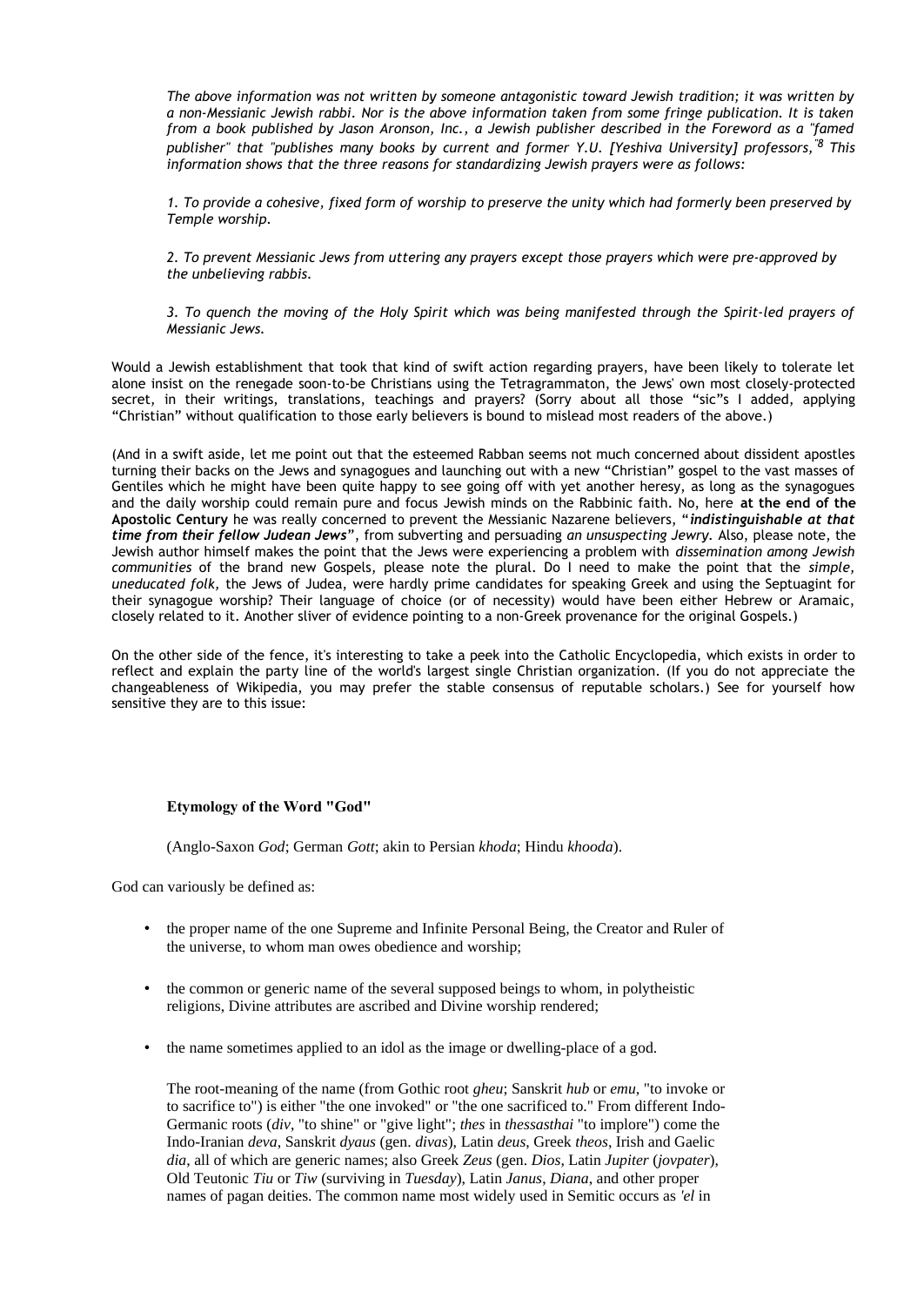*The above information was not written by someone antagonistic toward Jewish tradition; it was written by a non-Messianic Jewish rabbi. Nor is the above information taken from some fringe publication. It is taken from a book published by Jason Aronson, Inc., a Jewish publisher described in the Foreword as a "famed publisher" that "publishes many books by current and former Y.U. [Yeshiva University] professors,"[8] This information shows that the three reasons for standardizing Jewish prayers were as follows:*

*1. To provide a cohesive, fixed form of worship to preserve the unity which had formerly been preserved by Temple worship.*

*2. To prevent Messianic Jews from uttering any prayers except those prayers which were pre-approved by the unbelieving rabbis.*

*3. To quench the moving of the Holy Spirit which was being manifested through the Spirit-led prayers of Messianic Jews.*

Would a Jewish establishment that took that kind of swift action regarding prayers, have been likely to tolerate let alone insist on the renegade soon-to-be Christians using the Tetragrammaton, the Jews' own most closely-protected secret, in their writings, translations, teachings and prayers? (Sorry about all those "sic"s I added, applying "Christian" without qualification to those early believers is bound to mislead most readers of the above.)

(And in a swift aside, let me point out that the esteemed Rabban seems not much concerned about dissident apostles turning their backs on the Jews and synagogues and launching out with a new "Christian" gospel to the vast masses of Gentiles which he might have been quite happy to see going off with yet another heresy, as long as the synagogues and the daily worship could remain pure and focus Jewish minds on the Rabbinic faith. No, here **at the end of the Apostolic Century** he was really concerned to prevent the Messianic Nazarene believers, "***indistinguishable at that time from their fellow Judean Jews***", from subverting and persuading *an unsuspecting Jewry.* Also, please note, the Jewish author himself makes the point that the Jews were experiencing a problem with *dissemination among Jewish communities* of the brand new Gospels, please note the plural. Do I need to make the point that the *simple, uneducated folk,* the Jews of Judea, were hardly prime candidates for speaking Greek and using the Septuagint for their synagogue worship? Their language of choice (or of necessity) would have been either Hebrew or Aramaic, closely related to it. Another sliver of evidence pointing to a non-Greek provenance for the original Gospels.)

On the other side of the fence, it's interesting to take a peek into the Catholic Encyclopedia, which exists in order to reflect and explain the party line of the world's largest single Christian organization. (If you do not appreciate the changeableness of Wikipedia, you may prefer the stable consensus of reputable scholars.) See for yourself how sensitive they are to this issue:

**Etymology of the Word "God"**

(Anglo-Saxon *God*; German *Gott*; akin to Persian *khoda*; Hindu *khooda*).

God can variously be defined as:

- the proper name of the one Supreme and Infinite Personal Being, the Creator and Ruler of the universe, to whom man owes obedience and worship;
- the common or generic name of the several supposed beings to whom, in polytheistic religions, Divine attributes are ascribed and Divine worship rendered;
- the name sometimes applied to an idol as the image or dwelling-place of a god.

The root-meaning of the name (from Gothic root *gheu*; Sanskrit *hub* or *emu*, "to invoke or to sacrifice to") is either "the one invoked" or "the one sacrificed to." From different Indo-Germanic roots (*div*, "to shine" or "give light"; *thes* in *thessasthai* "to implore") come the Indo-Iranian *deva*, Sanskrit *dyaus* (gen. *divas*), Latin *deus*, Greek *theos*, Irish and Gaelic *dia*, all of which are generic names; also Greek *Zeus* (gen. *Dios*, Latin *Jupiter* (*jovpater*), Old Teutonic *Tiu* or *Tiw* (surviving in *Tuesday*), Latin *Janus*, *Diana*, and other proper names of pagan deities. The common name most widely used in Semitic occurs as *'el* in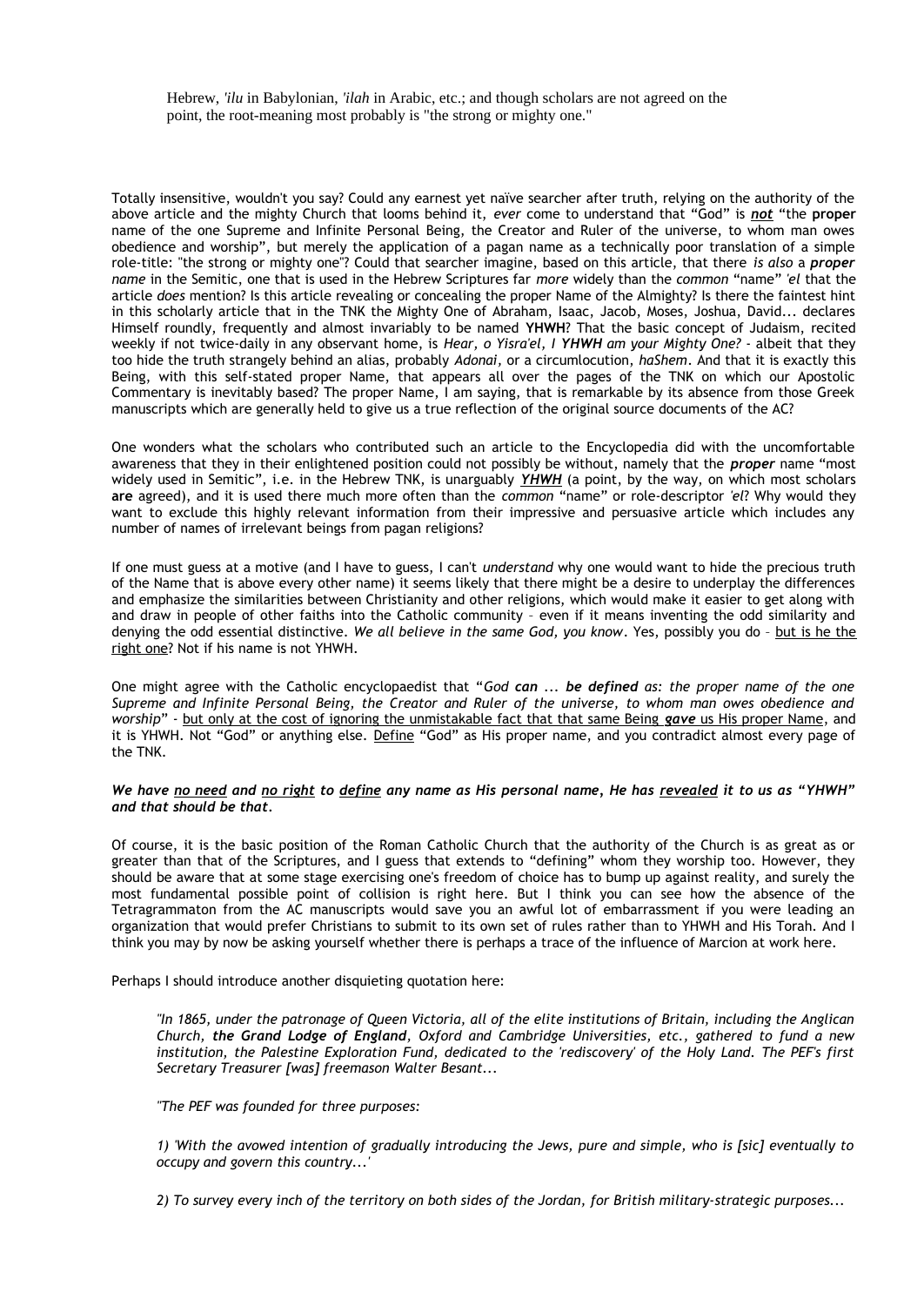Hebrew, *'ilu* in Babylonian, *'ilah* in Arabic, etc.; and though scholars are not agreed on the point, the root-meaning most probably is "the strong or mighty one."

Totally insensitive, wouldn't you say? Could any earnest yet naïve searcher after truth, relying on the authority of the above article and the mighty Church that looms behind it, *ever* come to understand that "God" is ***not*** "the **proper** name of the one Supreme and Infinite Personal Being, the Creator and Ruler of the universe, to whom man owes obedience and worship", but merely the application of a pagan name as a technically poor translation of a simple role-title: "the strong or mighty one"? Could that searcher imagine, based on this article, that there *is also* a ***proper*** *name* in the Semitic, one that is used in the Hebrew Scriptures far *more* widely than the *common* "name" *'el* that the article *does* mention? Is this article revealing or concealing the proper Name of the Almighty? Is there the faintest hint in this scholarly article that in the TNK the Mighty One of Abraham, Isaac, Jacob, Moses, Joshua, David... declares Himself roundly, frequently and almost invariably to be named **YHWH**? That the basic concept of Judaism, recited weekly if not twice-daily in any observant home, is *Hear, o Yisra'el, I **YHWH** am your Mighty One?* - albeit that they too hide the truth strangely behind an alias, probably *Adonai,* or a circumlocution, *haShem*. And that it is exactly this Being, with this self-stated proper Name, that appears all over the pages of the TNK on which our Apostolic Commentary is inevitably based? The proper Name, I am saying, that is remarkable by its absence from those Greek manuscripts which are generally held to give us a true reflection of the original source documents of the AC?

One wonders what the scholars who contributed such an article to the Encyclopedia did with the uncomfortable awareness that they in their enlightened position could not possibly be without, namely that the ***proper*** name "most widely used in Semitic", i.e. in the Hebrew TNK, is unarguably ***YHWH*** (a point, by the way, on which most scholars **are** agreed), and it is used there much more often than the *common* "name" or role-descriptor *'el*? Why would they want to exclude this highly relevant information from their impressive and persuasive article which includes any number of names of irrelevant beings from pagan religions?

If one must guess at a motive (and I have to guess, I can't *understand* why one would want to hide the precious truth of the Name that is above every other name) it seems likely that there might be a desire to underplay the differences and emphasize the similarities between Christianity and other religions, which would make it easier to get along with and draw in people of other faiths into the Catholic community – even if it means inventing the odd similarity and denying the odd essential distinctive. *We all believe in the same God, you know*. Yes, possibly you do – but is he the right one? Not if his name is not YHWH.

One might agree with the Catholic encyclopaedist that "*God **can** ... **be defined** as: the proper name of the one Supreme and Infinite Personal Being, the Creator and Ruler of the universe, to whom man owes obedience and worship*" - but only at the cost of ignoring the unmistakable fact that that same Being ***gave*** us His proper Name, and it is YHWH. Not "God" or anything else. Define "God" as His proper name, and you contradict almost every page of the TNK.

***We have no need and no right to define any name as His personal name, He has revealed it to us as "YHWH" and that should be that.***

Of course, it is the basic position of the Roman Catholic Church that the authority of the Church is as great as or greater than that of the Scriptures, and I guess that extends to "defining" whom they worship too. However, they should be aware that at some stage exercising one's freedom of choice has to bump up against reality, and surely the most fundamental possible point of collision is right here. But I think you can see how the absence of the Tetragrammaton from the AC manuscripts would save you an awful lot of embarrassment if you were leading an organization that would prefer Christians to submit to its own set of rules rather than to YHWH and His Torah. And I think you may by now be asking yourself whether there is perhaps a trace of the influence of Marcion at work here.

Perhaps I should introduce another disquieting quotation here:

*"In 1865, under the patronage of Queen Victoria, all of the elite institutions of Britain, including the Anglican Church, **the Grand Lodge of England**, Oxford and Cambridge Universities, etc., gathered to fund a new institution, the Palestine Exploration Fund, dedicated to the 'rediscovery' of the Holy Land. The PEF's first Secretary Treasurer [was] freemason Walter Besant...*

*"The PEF was founded for three purposes:*

*1) 'With the avowed intention of gradually introducing the Jews, pure and simple, who is [sic] eventually to occupy and govern this country...'*

*2) To survey every inch of the territory on both sides of the Jordan, for British military-strategic purposes...*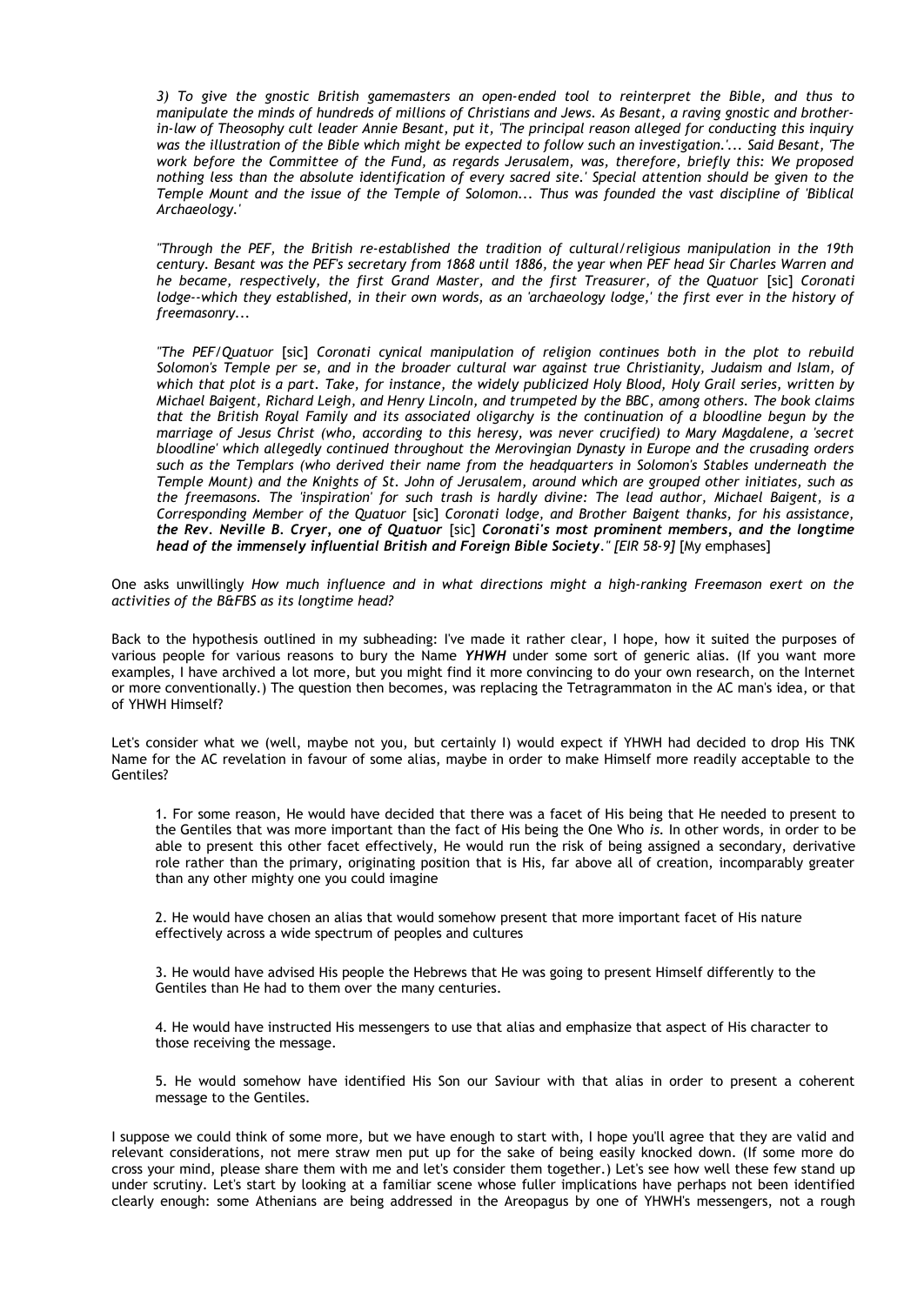*3) To give the gnostic British gamemasters an open-ended tool to reinterpret the Bible, and thus to manipulate the minds of hundreds of millions of Christians and Jews. As Besant, a raving gnostic and brother-in-law of Theosophy cult leader Annie Besant, put it, 'The principal reason alleged for conducting this inquiry was the illustration of the Bible which might be expected to follow such an investigation.'... Said Besant, 'The work before the Committee of the Fund, as regards Jerusalem, was, therefore, briefly this: We proposed nothing less than the absolute identification of every sacred site.' Special attention should be given to the Temple Mount and the issue of the Temple of Solomon... Thus was founded the vast discipline of 'Biblical Archaeology.'*

*"Through the PEF, the British re-established the tradition of cultural/religious manipulation in the 19th century. Besant was the PEF's secretary from 1868 until 1886, the year when PEF head Sir Charles Warren and he became, respectively, the first Grand Master, and the first Treasurer, of the Quatuor* [sic] *Coronati lodge--which they established, in their own words, as an 'archaeology lodge,' the first ever in the history of freemasonry...*

*"The PEF/Quatuor* [sic] *Coronati cynical manipulation of religion continues both in the plot to rebuild Solomon's Temple per se, and in the broader cultural war against true Christianity, Judaism and Islam, of which that plot is a part. Take, for instance, the widely publicized Holy Blood, Holy Grail series, written by Michael Baigent, Richard Leigh, and Henry Lincoln, and trumpeted by the BBC, among others. The book claims that the British Royal Family and its associated oligarchy is the continuation of a bloodline begun by the marriage of Jesus Christ (who, according to this heresy, was never crucified) to Mary Magdalene, a 'secret bloodline' which allegedly continued throughout the Merovingian Dynasty in Europe and the crusading orders such as the Templars (who derived their name from the headquarters in Solomon's Stables underneath the Temple Mount) and the Knights of St. John of Jerusalem, around which are grouped other initiates, such as the freemasons. The 'inspiration' for such trash is hardly divine: The lead author, Michael Baigent, is a Corresponding Member of the Quatuor* [sic] *Coronati lodge, and Brother Baigent thanks, for his assistance,* ***the Rev. Neville B. Cryer, one of Quatuor*** [sic] ***Coronati's most prominent members, and the longtime head of the immensely influential British and Foreign Bible Society****." [EIR 58-9]* [My emphases]

One asks unwillingly *How much influence and in what directions might a high-ranking Freemason exert on the activities of the B&FBS as its longtime head?*

Back to the hypothesis outlined in my subheading: I've made it rather clear, I hope, how it suited the purposes of various people for various reasons to bury the Name ***YHWH*** under some sort of generic alias. (If you want more examples, I have archived a lot more, but you might find it more convincing to do your own research, on the Internet or more conventionally.) The question then becomes, was replacing the Tetragrammaton in the AC man's idea, or that of YHWH Himself?

Let's consider what we (well, maybe not you, but certainly I) would expect if YHWH had decided to drop His TNK Name for the AC revelation in favour of some alias, maybe in order to make Himself more readily acceptable to the Gentiles?

1. For some reason, He would have decided that there was a facet of His being that He needed to present to the Gentiles that was more important than the fact of His being the One Who *is*. In other words, in order to be able to present this other facet effectively, He would run the risk of being assigned a secondary, derivative role rather than the primary, originating position that is His, far above all of creation, incomparably greater than any other mighty one you could imagine

2. He would have chosen an alias that would somehow present that more important facet of His nature effectively across a wide spectrum of peoples and cultures

3. He would have advised His people the Hebrews that He was going to present Himself differently to the Gentiles than He had to them over the many centuries.

4. He would have instructed His messengers to use that alias and emphasize that aspect of His character to those receiving the message.

5. He would somehow have identified His Son our Saviour with that alias in order to present a coherent message to the Gentiles.

I suppose we could think of some more, but we have enough to start with, I hope you'll agree that they are valid and relevant considerations, not mere straw men put up for the sake of being easily knocked down. (If some more do cross your mind, please share them with me and let's consider them together.) Let's see how well these few stand up under scrutiny. Let's start by looking at a familiar scene whose fuller implications have perhaps not been identified clearly enough: some Athenians are being addressed in the Areopagus by one of YHWH's messengers, not a rough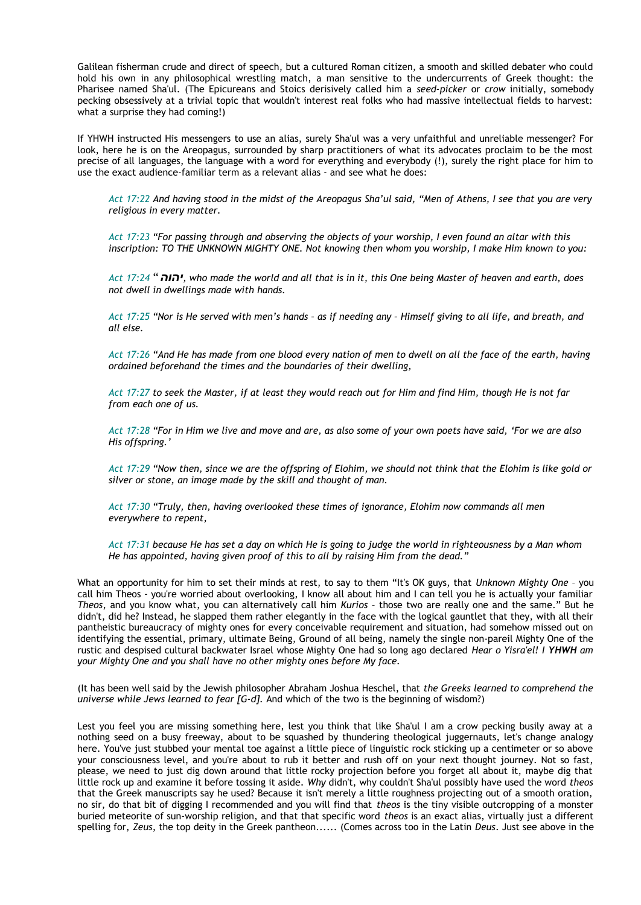Galilean fisherman crude and direct of speech, but a cultured Roman citizen, a smooth and skilled debater who could hold his own in any philosophical wrestling match, a man sensitive to the undercurrents of Greek thought: the Pharisee named Sha'ul. (The Epicureans and Stoics derisively called him a *seed-picker* or *crow* initially, somebody pecking obsessively at a trivial topic that wouldn't interest real folks who had massive intellectual fields to harvest: what a surprise they had coming!)

If YHWH instructed His messengers to use an alias, surely Sha'ul was a very unfaithful and unreliable messenger? For look, here he is on the Areopagus, surrounded by sharp practitioners of what its advocates proclaim to be the most precise of all languages, the language with a word for everything and everybody (!), surely the right place for him to use the exact audience-familiar term as a relevant alias - and see what he does:

> *Act 17:22 And having stood in the midst of the Areopagus Sha'ul said, "Men of Athens, I see that you are very religious in every matter.*
>
> *Act 17:23 "For passing through and observing the objects of your worship, I even found an altar with this inscription: TO THE UNKNOWN MIGHTY ONE. Not knowing then whom you worship, I make Him known to you:*
>
> *Act 17:24 "**יהוה**, who made the world and all that is in it, this One being Master of heaven and earth, does not dwell in dwellings made with hands.*
>
> *Act 17:25 "Nor is He served with men's hands – as if needing any – Himself giving to all life, and breath, and all else.*
>
> *Act 17:26 "And He has made from one blood every nation of men to dwell on all the face of the earth, having ordained beforehand the times and the boundaries of their dwelling,*
>
> *Act 17:27 to seek the Master, if at least they would reach out for Him and find Him, though He is not far from each one of us.*
>
> *Act 17:28 "For in Him we live and move and are, as also some of your own poets have said, 'For we are also His offspring.'*
>
> *Act 17:29 "Now then, since we are the offspring of Elohim, we should not think that the Elohim is like gold or silver or stone, an image made by the skill and thought of man.*
>
> *Act 17:30 "Truly, then, having overlooked these times of ignorance, Elohim now commands all men everywhere to repent,*
>
> *Act 17:31 because He has set a day on which He is going to judge the world in righteousness by a Man whom He has appointed, having given proof of this to all by raising Him from the dead."*

What an opportunity for him to set their minds at rest, to say to them "It's OK guys, that *Unknown Mighty One* – you call him Theos - you're worried about overlooking, I know all about him and I can tell you he is actually your familiar *Theos*, and you know what, you can alternatively call him *Kurios* – those two are really one and the same." But he didn't, did he? Instead, he slapped them rather elegantly in the face with the logical gauntlet that they, with all their pantheistic bureaucracy of mighty ones for every conceivable requirement and situation, had somehow missed out on identifying the essential, primary, ultimate Being, Ground of all being, namely the single non-pareil Mighty One of the rustic and despised cultural backwater Israel whose Mighty One had so long ago declared *Hear o Yisra'el! I **YHWH** am your Mighty One and you shall have no other mighty ones before My face.*

(It has been well said by the Jewish philosopher Abraham Joshua Heschel, that *the Greeks learned to comprehend the universe while Jews learned to fear [G-d].* And which of the two is the beginning of wisdom?)

Lest you feel you are missing something here, lest you think that like Sha'ul I am a crow pecking busily away at a nothing seed on a busy freeway, about to be squashed by thundering theological juggernauts, let's change analogy here. You've just stubbed your mental toe against a little piece of linguistic rock sticking up a centimeter or so above your consciousness level, and you're about to rub it better and rush off on your next thought journey. Not so fast, please, we need to just dig down around that little rocky projection before you forget all about it, maybe dig that little rock up and examine it before tossing it aside. *Why* didn't, why couldn't Sha'ul possibly have used the word *theos* that the Greek manuscripts say he used? Because it isn't merely a little roughness projecting out of a smooth oration, no sir, do that bit of digging I recommended and you will find that *theos* is the tiny visible outcropping of a monster buried meteorite of sun-worship religion, and that that specific word *theos* is an exact alias, virtually just a different spelling for, *Zeus*, the top deity in the Greek pantheon...... (Comes across too in the Latin *Deus*. Just see above in the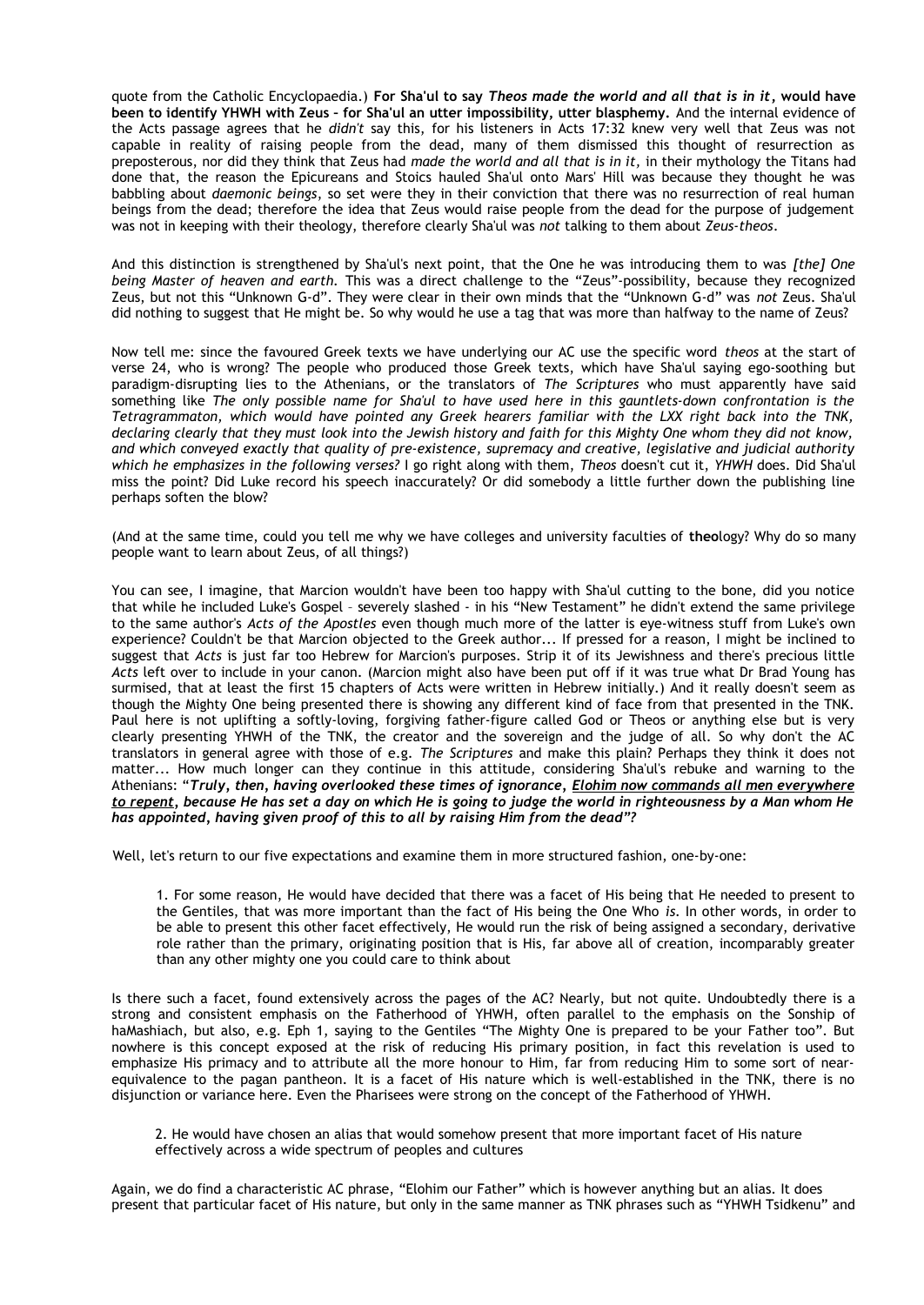quote from the Catholic Encyclopaedia.) **For Sha'ul to say *Theos made the world and all that is in it*, would have been to identify YHWH with Zeus – for Sha'ul an utter impossibility, utter blasphemy.** And the internal evidence of the Acts passage agrees that he *didn't* say this, for his listeners in Acts 17:32 knew very well that Zeus was not capable in reality of raising people from the dead, many of them dismissed this thought of resurrection as preposterous, nor did they think that Zeus had *made the world and all that is in it*, in their mythology the Titans had done that, the reason the Epicureans and Stoics hauled Sha'ul onto Mars' Hill was because they thought he was babbling about *daemonic beings*, so set were they in their conviction that there was no resurrection of real human beings from the dead; therefore the idea that Zeus would raise people from the dead for the purpose of judgement was not in keeping with their theology, therefore clearly Sha'ul was *not* talking to them about *Zeus-theos*.

And this distinction is strengthened by Sha'ul's next point, that the One he was introducing them to was *[the] One being Master of heaven and earth.* This was a direct challenge to the "Zeus"-possibility, because they recognized Zeus, but not this "Unknown G-d". They were clear in their own minds that the "Unknown G-d" was *not* Zeus. Sha'ul did nothing to suggest that He might be. So why would he use a tag that was more than halfway to the name of Zeus?

Now tell me: since the favoured Greek texts we have underlying our AC use the specific word *theos* at the start of verse 24, who is wrong? The people who produced those Greek texts, which have Sha'ul saying ego-soothing but paradigm-disrupting lies to the Athenians, or the translators of *The Scriptures* who must apparently have said something like *The only possible name for Sha'ul to have used here in this gauntlets-down confrontation is the Tetragrammaton, which would have pointed any Greek hearers familiar with the LXX right back into the TNK, declaring clearly that they must look into the Jewish history and faith for this Mighty One whom they did not know, and which conveyed exactly that quality of pre-existence, supremacy and creative, legislative and judicial authority which he emphasizes in the following verses?* I go right along with them, *Theos* doesn't cut it, *YHWH* does. Did Sha'ul miss the point? Did Luke record his speech inaccurately? Or did somebody a little further down the publishing line perhaps soften the blow?

(And at the same time, could you tell me why we have colleges and university faculties of **theo**logy? Why do so many people want to learn about Zeus, of all things?)

You can see, I imagine, that Marcion wouldn't have been too happy with Sha'ul cutting to the bone, did you notice that while he included Luke's Gospel – severely slashed - in his "New Testament" he didn't extend the same privilege to the same author's *Acts of the Apostles* even though much more of the latter is eye-witness stuff from Luke's own experience? Couldn't be that Marcion objected to the Greek author... If pressed for a reason, I might be inclined to suggest that *Acts* is just far too Hebrew for Marcion's purposes. Strip it of its Jewishness and there's precious little *Acts* left over to include in your canon. (Marcion might also have been put off if it was true what Dr Brad Young has surmised, that at least the first 15 chapters of Acts were written in Hebrew initially.) And it really doesn't seem as though the Mighty One being presented there is showing any different kind of face from that presented in the TNK. Paul here is not uplifting a softly-loving, forgiving father-figure called God or Theos or anything else but is very clearly presenting YHWH of the TNK, the creator and the sovereign and the judge of all. So why don't the AC translators in general agree with those of e.g. *The Scriptures* and make this plain? Perhaps they think it does not matter... How much longer can they continue in this attitude, considering Sha'ul's rebuke and warning to the Athenians: ***"Truly, then, having overlooked these times of ignorance, Elohim now commands all men everywhere to repent, because He has set a day on which He is going to judge the world in righteousness by a Man whom He has appointed, having given proof of this to all by raising Him from the dead"?***

Well, let's return to our five expectations and examine them in more structured fashion, one-by-one:

> 1. For some reason, He would have decided that there was a facet of His being that He needed to present to the Gentiles, that was more important than the fact of His being the One Who *is*. In other words, in order to be able to present this other facet effectively, He would run the risk of being assigned a secondary, derivative role rather than the primary, originating position that is His, far above all of creation, incomparably greater than any other mighty one you could care to think about

Is there such a facet, found extensively across the pages of the AC? Nearly, but not quite. Undoubtedly there is a strong and consistent emphasis on the Fatherhood of YHWH, often parallel to the emphasis on the Sonship of haMashiach, but also, e.g. Eph 1, saying to the Gentiles "The Mighty One is prepared to be your Father too". But nowhere is this concept exposed at the risk of reducing His primary position, in fact this revelation is used to emphasize His primacy and to attribute all the more honour to Him, far from reducing Him to some sort of near-equivalence to the pagan pantheon. It is a facet of His nature which is well-established in the TNK, there is no disjunction or variance here. Even the Pharisees were strong on the concept of the Fatherhood of YHWH.

> 2. He would have chosen an alias that would somehow present that more important facet of His nature effectively across a wide spectrum of peoples and cultures

Again, we do find a characteristic AC phrase, "Elohim our Father" which is however anything but an alias. It does present that particular facet of His nature, but only in the same manner as TNK phrases such as "YHWH Tsidkenu" and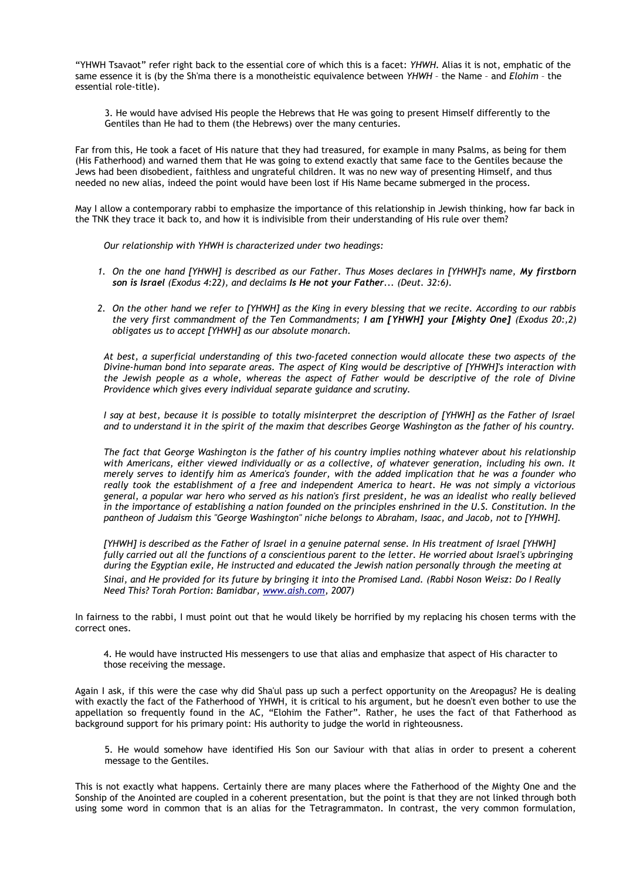"YHWH Tsavaot" refer right back to the essential core of which this is a facet: *YHWH*. Alias it is not, emphatic of the same essence it is (by the Sh'ma there is a monotheistic equivalence between *YHWH* – the Name – and *Elohim* – the essential role-title).

> 3. He would have advised His people the Hebrews that He was going to present Himself differently to the Gentiles than He had to them (the Hebrews) over the many centuries.

Far from this, He took a facet of His nature that they had treasured, for example in many Psalms, as being for them (His Fatherhood) and warned them that He was going to extend exactly that same face to the Gentiles because the Jews had been disobedient, faithless and ungrateful children. It was no new way of presenting Himself, and thus needed no new alias, indeed the point would have been lost if His Name became submerged in the process.

May I allow a contemporary rabbi to emphasize the importance of this relationship in Jewish thinking, how far back in the TNK they trace it back to, and how it is indivisible from their understanding of His rule over them?

> *Our relationship with YHWH is characterized under two headings:*
>
> 1. *On the one hand [YHWH] is described as our Father. Thus Moses declares in [YHWH]'s name,* ***My firstborn son is Israel*** *(Exodus 4:22), and declaims* ***Is He not your Father...*** *(Deut. 32:6).*
> 2. *On the other hand we refer to [YHWH] as the King in every blessing that we recite. According to our rabbis the very first commandment of the Ten Commandments;* ***I am [YHWH] your [Mighty One]*** *(Exodus 20:,2) obligates us to accept [YHWH] as our absolute monarch.*
>
> *At best, a superficial understanding of this two-faceted connection would allocate these two aspects of the Divine-human bond into separate areas. The aspect of King would be descriptive of [YHWH]'s interaction with the Jewish people as a whole, whereas the aspect of Father would be descriptive of the role of Divine Providence which gives every individual separate guidance and scrutiny.*
>
> *I say at best, because it is possible to totally misinterpret the description of [YHWH] as the Father of Israel and to understand it in the spirit of the maxim that describes George Washington as the father of his country.*
>
> *The fact that George Washington is the father of his country implies nothing whatever about his relationship with Americans, either viewed individually or as a collective, of whatever generation, including his own. It merely serves to identify him as America's founder, with the added implication that he was a founder who really took the establishment of a free and independent America to heart. He was not simply a victorious general, a popular war hero who served as his nation's first president, he was an idealist who really believed in the importance of establishing a nation founded on the principles enshrined in the U.S. Constitution. In the pantheon of Judaism this "George Washington" niche belongs to Abraham, Isaac, and Jacob, not to [YHWH].*
>
> *[YHWH] is described as the Father of Israel in a genuine paternal sense. In His treatment of Israel [YHWH] fully carried out all the functions of a conscientious parent to the letter. He worried about Israel's upbringing during the Egyptian exile, He instructed and educated the Jewish nation personally through the meeting at Sinai, and He provided for its future by bringing it into the Promised Land. (Rabbi Noson Weisz: Do I Really Need This? Torah Portion: Bamidbar, www.aish.com, 2007)*

In fairness to the rabbi, I must point out that he would likely be horrified by my replacing his chosen terms with the correct ones.

> 4. He would have instructed His messengers to use that alias and emphasize that aspect of His character to those receiving the message.

Again I ask, if this were the case why did Sha'ul pass up such a perfect opportunity on the Areopagus? He is dealing with exactly the fact of the Fatherhood of YHWH, it is critical to his argument, but he doesn't even bother to use the appellation so frequently found in the AC, "Elohim the Father". Rather, he uses the fact of that Fatherhood as background support for his primary point: His authority to judge the world in righteousness.

> 5. He would somehow have identified His Son our Saviour with that alias in order to present a coherent message to the Gentiles.

This is not exactly what happens. Certainly there are many places where the Fatherhood of the Mighty One and the Sonship of the Anointed are coupled in a coherent presentation, but the point is that they are not linked through both using some word in common that is an alias for the Tetragrammaton. In contrast, the very common formulation,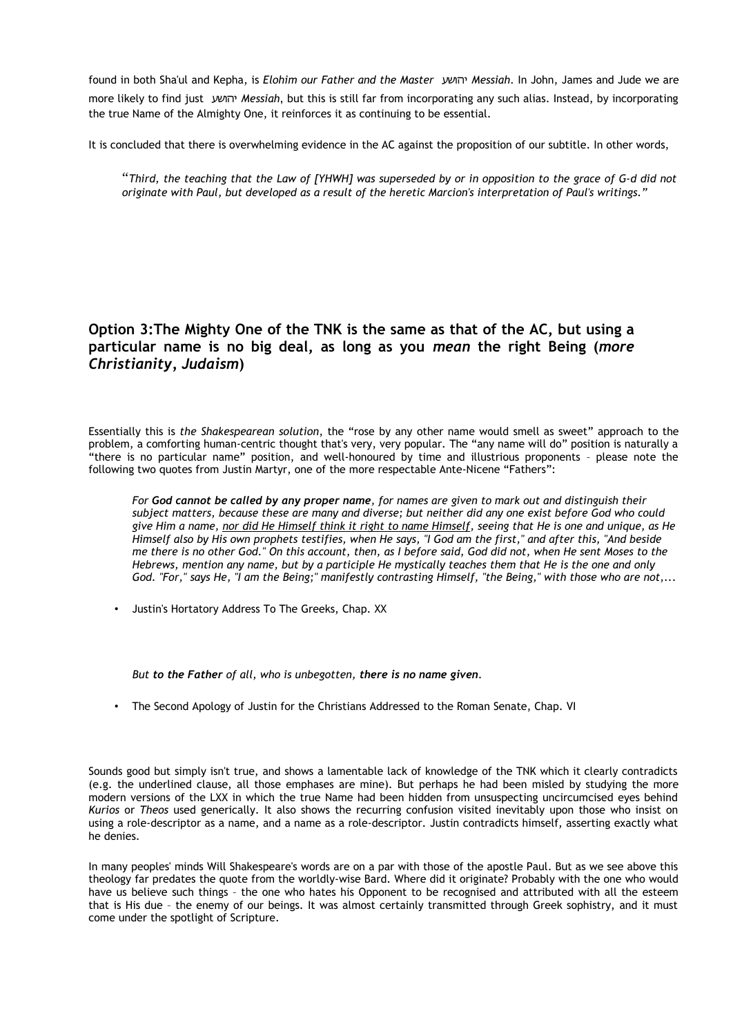found in both Sha'ul and Kepha, is *Elohim our Father and the Master* יהושע *Messiah*. In John, James and Jude we are more likely to find just יהושע *Messiah*, but this is still far from incorporating any such alias. Instead, by incorporating the true Name of the Almighty One, it reinforces it as continuing to be essential.

It is concluded that there is overwhelming evidence in the AC against the proposition of our subtitle. In other words,

> "*Third, the teaching that the Law of [YHWH] was superseded by or in opposition to the grace of G-d did not originate with Paul, but developed as a result of the heretic Marcion's interpretation of Paul's writings.*"

## Option 3:The Mighty One of the TNK is the same as that of the AC, but using a particular name is no big deal, as long as you *mean* the right Being (*more Christianity, Judaism*)

Essentially this is *the Shakespearean solution*, the "rose by any other name would smell as sweet" approach to the problem, a comforting human-centric thought that's very, very popular. The "any name will do" position is naturally a "there is no particular name" position, and well-honoured by time and illustrious proponents – please note the following two quotes from Justin Martyr, one of the more respectable Ante-Nicene "Fathers":

> *For **God cannot be called by any proper name**, for names are given to mark out and distinguish their subject matters, because these are many and diverse; but neither did any one exist before God who could give Him a name, <u>nor did He Himself think it right to name Himself</u>, seeing that He is one and unique, as He Himself also by His own prophets testifies, when He says, "I God am the first," and after this, "And beside me there is no other God." On this account, then, as I before said, God did not, when He sent Moses to the Hebrews, mention any name, but by a participle He mystically teaches them that He is the one and only God. "For," says He, "I am the Being;" manifestly contrasting Himself, "the Being," with those who are not,...*

- Justin's Hortatory Address To The Greeks, Chap. XX

> *But **to the Father** of all, who is unbegotten, **there is no name given**.*

- The Second Apology of Justin for the Christians Addressed to the Roman Senate, Chap. VI

Sounds good but simply isn't true, and shows a lamentable lack of knowledge of the TNK which it clearly contradicts (e.g. the underlined clause, all those emphases are mine). But perhaps he had been misled by studying the more modern versions of the LXX in which the true Name had been hidden from unsuspecting uncircumcised eyes behind *Kurios* or *Theos* used generically. It also shows the recurring confusion visited inevitably upon those who insist on using a role-descriptor as a name, and a name as a role-descriptor. Justin contradicts himself, asserting exactly what he denies.

In many peoples' minds Will Shakespeare's words are on a par with those of the apostle Paul. But as we see above this theology far predates the quote from the worldly-wise Bard. Where did it originate? Probably with the one who would have us believe such things – the one who hates his Opponent to be recognised and attributed with all the esteem that is His due – the enemy of our beings. It was almost certainly transmitted through Greek sophistry, and it must come under the spotlight of Scripture.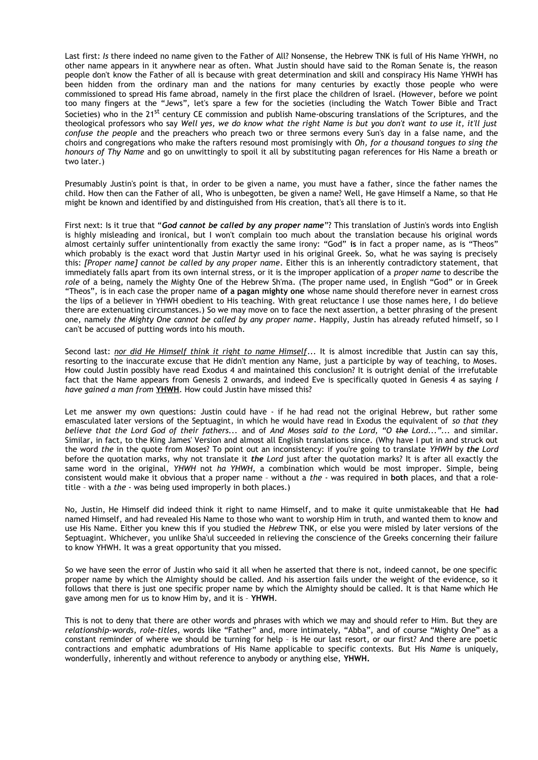Last first: *Is* there indeed no name given to the Father of All? Nonsense, the Hebrew TNK is full of His Name YHWH, no other name appears in it anywhere near as often. What Justin should have said to the Roman Senate is, the reason people don't know the Father of all is because with great determination and skill and conspiracy His Name YHWH has been hidden from the ordinary man and the nations for many centuries by exactly those people who were commissioned to spread His fame abroad, namely in the first place the children of Israel. (However, before we point too many fingers at the "Jews", let's spare a few for the societies (including the Watch Tower Bible and Tract Societies) who in the 21st century CE commission and publish Name-obscuring translations of the Scriptures, and the theological professors who say *Well yes, we do know what the right Name is but you don't want to use it, it'll just confuse the people* and the preachers who preach two or three sermons every Sun's day in a false name, and the choirs and congregations who make the rafters resound most promisingly with *Oh, for a thousand tongues to sing the honours of Thy Name* and go on unwittingly to spoil it all by substituting pagan references for His Name a breath or two later.)

Presumably Justin's point is that, in order to be given a name, you must have a father, since the father names the child. How then can the Father of all, Who is unbegotten, be given a name? Well, He gave Himself a Name, so that He might be known and identified by and distinguished from His creation, that's all there is to it.

First next: Is it true that "***God cannot be called by any proper name***"? This translation of Justin's words into English is highly misleading and ironical, but I won't complain too much about the translation because his original words almost certainly suffer unintentionally from exactly the same irony: "God" **is** in fact a proper name, as is "Theos" which probably is the exact word that Justin Martyr used in his original Greek. So, what he was saying is precisely this: *[Proper name] cannot be called by any proper name*. Either this is an inherently contradictory statement, that immediately falls apart from its own internal stress, or it is the improper application of a *proper name* to describe the *role* of a being, namely the Mighty One of the Hebrew Sh'ma. (The proper name used, in English "God" or in Greek "Theos", is in each case the proper name **of a pagan mighty one** whose name should therefore never in earnest cross the lips of a believer in YHWH obedient to His teaching. With great reluctance I use those names here, I do believe there are extenuating circumstances.) So we may move on to face the next assertion, a better phrasing of the present one, namely *the Mighty One cannot be called by any proper name*. Happily, Justin has already refuted himself, so I can't be accused of putting words into his mouth.

Second last: *nor did He Himself think it right to name Himself*... It is almost incredible that Justin can say this, resorting to the inaccurate excuse that He didn't mention any Name, just a participle by way of teaching, to Moses. How could Justin possibly have read Exodus 4 and maintained this conclusion? It is outright denial of the irrefutable fact that the Name appears from Genesis 2 onwards, and indeed Eve is specifically quoted in Genesis 4 as saying *I have gained a man from* **YHWH**. How could Justin have missed this?

Let me answer my own questions: Justin could have - if he had read not the original Hebrew, but rather some emasculated later versions of the Septuagint, in which he would have read in Exodus the equivalent of *so that they believe that the Lord God of their fathers*... and of *And Moses said to the Lord, "O ~~the~~ Lord..."*... and similar. Similar, in fact, to the King James' Version and almost all English translations since. (Why have I put in and struck out the word *the* in the quote from Moses? To point out an inconsistency: if you're going to translate *YHWH* by ***the** Lord* before the quotation marks, why not translate it ***the** Lord* just after the quotation marks? It is after all exactly the same word in the original, *YHWH* not *ha YHWH*, a combination which would be most improper. Simple, being consistent would make it obvious that a proper name – without a *the* - was required in **both** places, and that a role-title – with a *the* - was being used improperly in both places.)

No, Justin, He Himself did indeed think it right to name Himself, and to make it quite unmistakeable that He **had** named Himself, and had revealed His Name to those who want to worship Him in truth, and wanted them to know and use His Name. Either you knew this if you studied the *Hebrew* TNK, or else you were misled by later versions of the Septuagint. Whichever, you unlike Sha'ul succeeded in relieving the conscience of the Greeks concerning their failure to know YHWH. It was a great opportunity that you missed.

So we have seen the error of Justin who said it all when he asserted that there is not, indeed cannot, be one specific proper name by which the Almighty should be called. And his assertion fails under the weight of the evidence, so it follows that there is just one specific proper name by which the Almighty should be called. It is that Name which He gave among men for us to know Him by, and it is – **YHWH**.

This is not to deny that there are other words and phrases with which we may and should refer to Him. But they are *relationship-words, role-titles*, words like "Father" and, more intimately, "Abba", and of course "Mighty One" as a constant reminder of where we should be turning for help – is He our last resort, or our first? And there are poetic contractions and emphatic adumbrations of His Name applicable to specific contexts. But His *Name* is uniquely, wonderfully, inherently and without reference to anybody or anything else, **YHWH.**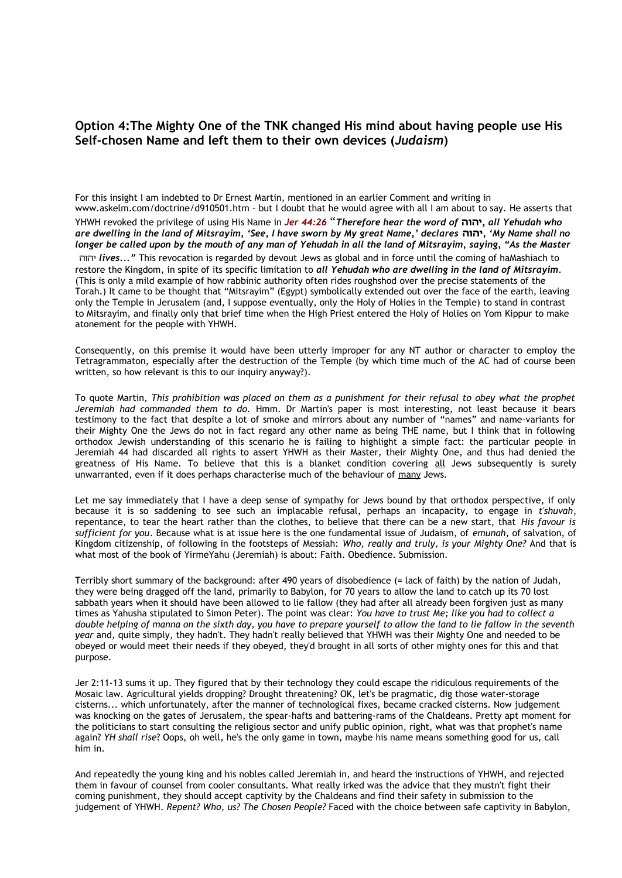## Option 4:The Mighty One of the TNK changed His mind about having people use His Self-chosen Name and left them to their own devices (*Judaism*)

For this insight I am indebted to Dr Ernest Martin, mentioned in an earlier Comment and writing in www.askelm.com/doctrine/d910501.htm – but I doubt that he would agree with all I am about to say. He asserts that YHWH revoked the privilege of using His Name in ***Jer 44:26*** "***Therefore hear the word of* יהוה*, all Yehudah who are dwelling in the land of Mitsrayim, 'See, I have sworn by My great Name,' declares* יהוה*, 'My Name shall no longer be called upon by the mouth of any man of Yehudah in all the land of Mitsrayim, saying, "As the Master* יהוה *lives..."*** This revocation is regarded by devout Jews as global and in force until the coming of haMashiach to restore the Kingdom, in spite of its specific limitation to ***all Yehudah who are dwelling in the land of Mitsrayim***. (This is only a mild example of how rabbinic authority often rides roughshod over the precise statements of the Torah.) It came to be thought that "Mitsrayim" (Egypt) symbolically extended out over the face of the earth, leaving only the Temple in Jerusalem (and, I suppose eventually, only the Holy of Holies in the Temple) to stand in contrast to Mitsrayim, and finally only that brief time when the High Priest entered the Holy of Holies on Yom Kippur to make atonement for the people with YHWH.

Consequently, on this premise it would have been utterly improper for any NT author or character to employ the Tetragrammaton, especially after the destruction of the Temple (by which time much of the AC had of course been written, so how relevant is this to our inquiry anyway?).

To quote Martin, *This prohibition was placed on them as a punishment for their refusal to obey what the prophet Jeremiah had commanded them to do.* Hmm. Dr Martin's paper is most interesting, not least because it bears testimony to the fact that despite a lot of smoke and mirrors about any number of "names" and name-variants for their Mighty One the Jews do not in fact regard any other name as being THE name, but I think that in following orthodox Jewish understanding of this scenario he is failing to highlight a simple fact: the particular people in Jeremiah 44 had discarded all rights to assert YHWH as their Master, their Mighty One, and thus had denied the greatness of His Name. To believe that this is a blanket condition covering all Jews subsequently is surely unwarranted, even if it does perhaps characterise much of the behaviour of many Jews.

Let me say immediately that I have a deep sense of sympathy for Jews bound by that orthodox perspective, if only because it is so saddening to see such an implacable refusal, perhaps an incapacity, to engage in *t'shuvah*, repentance, to tear the heart rather than the clothes, to believe that there can be a new start, that *His favour is sufficient for you*. Because what is at issue here is the one fundamental issue of Judaism, of *emunah*, of salvation, of Kingdom citizenship, of following in the footsteps of Messiah: *Who, really and truly, is your Mighty One?* And that is what most of the book of YirmeYahu (Jeremiah) is about: Faith. Obedience. Submission.

Terribly short summary of the background: after 490 years of disobedience (= lack of faith) by the nation of Judah, they were being dragged off the land, primarily to Babylon, for 70 years to allow the land to catch up its 70 lost sabbath years when it should have been allowed to lie fallow (they had after all already been forgiven just as many times as Yahusha stipulated to Simon Peter). The point was clear: *You have to trust Me; like you had to collect a double helping of manna on the sixth day, you have to prepare yourself to allow the land to lie fallow in the seventh year* and, quite simply, they hadn't. They hadn't really believed that YHWH was their Mighty One and needed to be obeyed or would meet their needs if they obeyed, they'd brought in all sorts of other mighty ones for this and that purpose.

Jer 2:11-13 sums it up. They figured that by their technology they could escape the ridiculous requirements of the Mosaic law. Agricultural yields dropping? Drought threatening? OK, let's be pragmatic, dig those water-storage cisterns... which unfortunately, after the manner of technological fixes, became cracked cisterns. Now judgement was knocking on the gates of Jerusalem, the spear-hafts and battering-rams of the Chaldeans. Pretty apt moment for the politicians to start consulting the religious sector and unify public opinion, right, what was that prophet's name again? *YH shall rise*? Oops, oh well, he's the only game in town, maybe his name means something good for us, call him in.

And repeatedly the young king and his nobles called Jeremiah in, and heard the instructions of YHWH, and rejected them in favour of counsel from cooler consultants. What really irked was the advice that they mustn't fight their coming punishment, they should accept captivity by the Chaldeans and find their safety in submission to the judgement of YHWH. *Repent? Who, us? The Chosen People?* Faced with the choice between safe captivity in Babylon,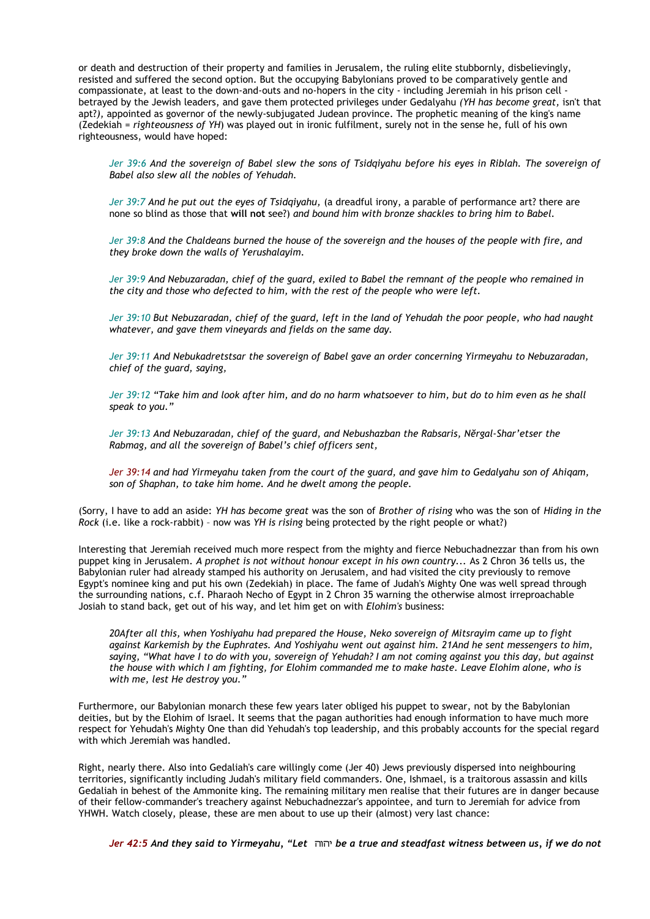or death and destruction of their property and families in Jerusalem, the ruling elite stubbornly, disbelievingly, resisted and suffered the second option. But the occupying Babylonians proved to be comparatively gentle and compassionate, at least to the down-and-outs and no-hopers in the city - including Jeremiah in his prison cell - betrayed by the Jewish leaders, and gave them protected privileges under Gedalyahu *(YH has become great*, isn't that apt?*)*, appointed as governor of the newly-subjugated Judean province. The prophetic meaning of the king's name (Zedekiah = *righteousness of YH*) was played out in ironic fulfilment, surely not in the sense he, full of his own righteousness, would have hoped:

> *Jer 39:6 And the sovereign of Babel slew the sons of Tsidqiyahu before his eyes in Riblah. The sovereign of Babel also slew all the nobles of Yehudah.*
>
> *Jer 39:7 And he put out the eyes of Tsidqiyahu,* (a dreadful irony, a parable of performance art? there are none so blind as those that **will not** see?) *and bound him with bronze shackles to bring him to Babel.*
>
> *Jer 39:8 And the Chaldeans burned the house of the sovereign and the houses of the people with fire, and they broke down the walls of Yerushalayim.*
>
> *Jer 39:9 And Nebuzaradan, chief of the guard, exiled to Babel the remnant of the people who remained in the city and those who defected to him, with the rest of the people who were left.*
>
> *Jer 39:10 But Nebuzaradan, chief of the guard, left in the land of Yehudah the poor people, who had naught whatever, and gave them vineyards and fields on the same day.*
>
> *Jer 39:11 And Nebukadretstsar the sovereign of Babel gave an order concerning Yirmeyahu to Nebuzaradan, chief of the guard, saying,*
>
> *Jer 39:12 "Take him and look after him, and do no harm whatsoever to him, but do to him even as he shall speak to you."*
>
> *Jer 39:13 And Nebuzaradan, chief of the guard, and Nebushazban the Rabsaris, Nĕrgal-Shar'etser the Rabmag, and all the sovereign of Babel's chief officers sent,*
>
> *Jer 39:14 and had Yirmeyahu taken from the court of the guard, and gave him to Gedalyahu son of Ahiqam, son of Shaphan, to take him home. And he dwelt among the people.*

(Sorry, I have to add an aside: *YH has become great* was the son of *Brother of rising* who was the son of *Hiding in the Rock* (i.e. like a rock-rabbit) – now was *YH is rising* being protected by the right people or what?)

Interesting that Jeremiah received much more respect from the mighty and fierce Nebuchadnezzar than from his own puppet king in Jerusalem. *A prophet is not without honour except in his own country...* As 2 Chron 36 tells us, the Babylonian ruler had already stamped his authority on Jerusalem, and had visited the city previously to remove Egypt's nominee king and put his own (Zedekiah) in place. The fame of Judah's Mighty One was well spread through the surrounding nations, c.f. Pharaoh Necho of Egypt in 2 Chron 35 warning the otherwise almost irreproachable Josiah to stand back, get out of his way, and let him get on with *Elohim's* business:

> *20After all this, when Yoshiyahu had prepared the House, Neko sovereign of Mitsrayim came up to fight against Karkemish by the Euphrates. And Yoshiyahu went out against him. 21And he sent messengers to him, saying, "What have I to do with you, sovereign of Yehudah? I am not coming against you this day, but against the house with which I am fighting, for Elohim commanded me to make haste. Leave Elohim alone, who is with me, lest He destroy you."*

Furthermore, our Babylonian monarch these few years later obliged his puppet to swear, not by the Babylonian deities, but by the Elohim of Israel. It seems that the pagan authorities had enough information to have much more respect for Yehudah's Mighty One than did Yehudah's top leadership, and this probably accounts for the special regard with which Jeremiah was handled.

Right, nearly there. Also into Gedaliah's care willingly come (Jer 40) Jews previously dispersed into neighbouring territories, significantly including Judah's military field commanders. One, Ishmael, is a traitorous assassin and kills Gedaliah in behest of the Ammonite king. The remaining military men realise that their futures are in danger because of their fellow-commander's treachery against Nebuchadnezzar's appointee, and turn to Jeremiah for advice from YHWH. Watch closely, please, these are men about to use up their (almost) very last chance:

> ***Jer 42:5 And they said to Yirmeyahu, "Let*** יהוה ***be a true and steadfast witness between us, if we do not***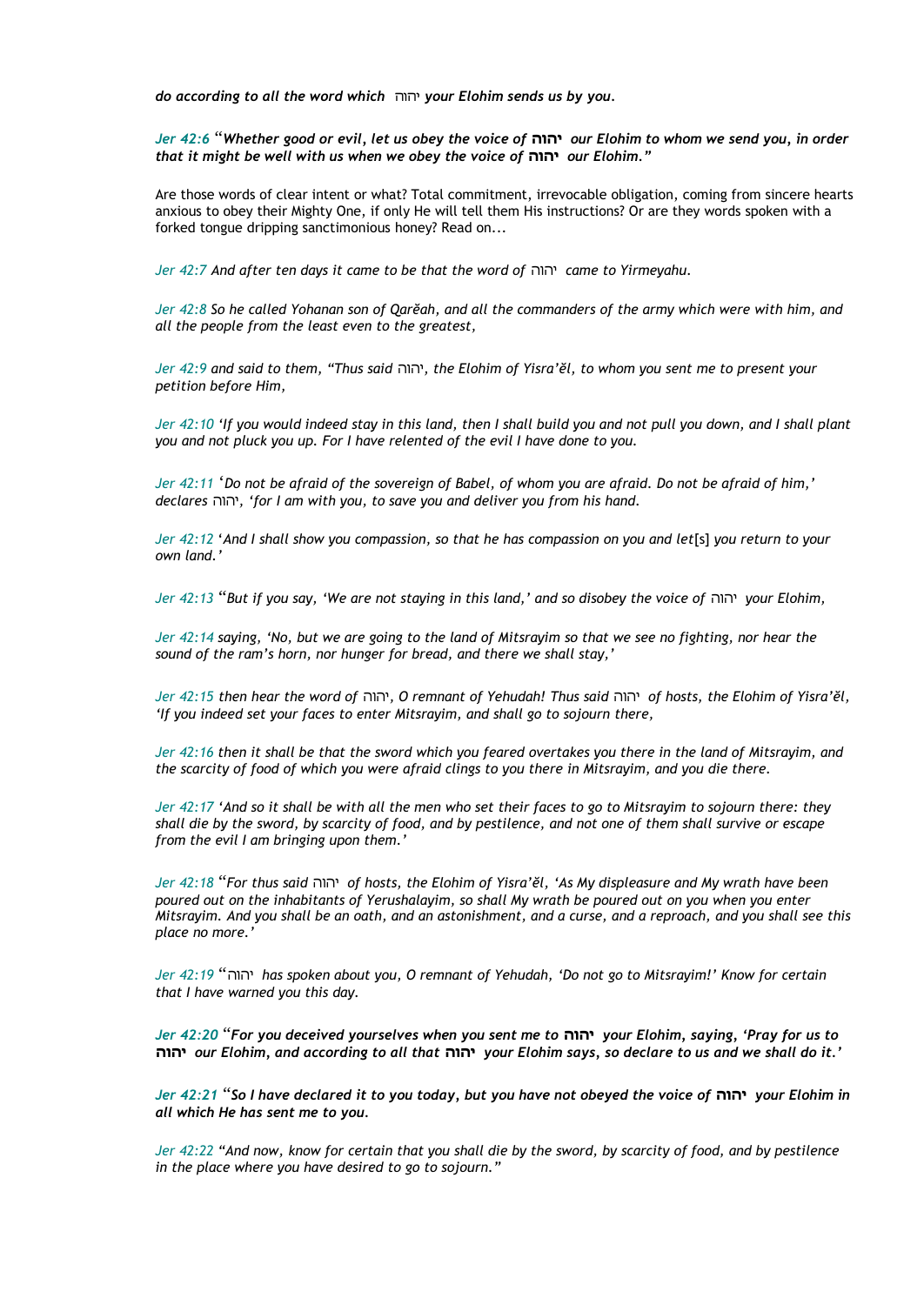*do according to all the word which* יהוה *your Elohim sends us by you.*

*Jer 42:6* “***Whether good or evil, let us obey the voice of* יהוה *our Elohim to whom we send you, in order that it might be well with us when we obey the voice of* יהוה *our Elohim.”***

Are those words of clear intent or what? Total commitment, irrevocable obligation, coming from sincere hearts anxious to obey their Mighty One, if only He will tell them His instructions? Or are they words spoken with a forked tongue dripping sanctimonious honey? Read on...

*Jer 42:7 And after ten days it came to be that the word of* יהוה *came to Yirmeyahu.*

*Jer 42:8 So he called Yohanan son of Qarěah, and all the commanders of the army which were with him, and all the people from the least even to the greatest,*

*Jer 42:9 and said to them, “Thus said* יהוה*, the Elohim of Yisra’ěl, to whom you sent me to present your petition before Him,*

*Jer 42:10 ‘If you would indeed stay in this land, then I shall build you and not pull you down, and I shall plant you and not pluck you up. For I have relented of the evil I have done to you.*

*Jer 42:11* ‘*Do not be afraid of the sovereign of Babel, of whom you are afraid. Do not be afraid of him,’ declares* יהוה*, ‘for I am with you, to save you and deliver you from his hand.*

*Jer 42:12* ‘*And I shall show you compassion, so that he has compassion on you and let*[s] *you return to your own land.’*

*Jer 42:13* “*But if you say, ‘We are not staying in this land,’ and so disobey the voice of* יהוה *your Elohim,*

*Jer 42:14 saying, ‘No, but we are going to the land of Mitsrayim so that we see no fighting, nor hear the sound of the ram’s horn, nor hunger for bread, and there we shall stay,’*

*Jer 42:15 then hear the word of* יהוה*, O remnant of Yehudah! Thus said* יהוה *of hosts, the Elohim of Yisra’ěl, ‘If you indeed set your faces to enter Mitsrayim, and shall go to sojourn there,*

*Jer 42:16 then it shall be that the sword which you feared overtakes you there in the land of Mitsrayim, and the scarcity of food of which you were afraid clings to you there in Mitsrayim, and you die there.*

*Jer 42:17 ‘And so it shall be with all the men who set their faces to go to Mitsrayim to sojourn there: they shall die by the sword, by scarcity of food, and by pestilence, and not one of them shall survive or escape from the evil I am bringing upon them.’*

*Jer 42:18* “*For thus said* יהוה *of hosts, the Elohim of Yisra’ěl, ‘As My displeasure and My wrath have been poured out on the inhabitants of Yerushalayim, so shall My wrath be poured out on you when you enter Mitsrayim. And you shall be an oath, and an astonishment, and a curse, and a reproach, and you shall see this place no more.’*

*Jer 42:19* “יהוה *has spoken about you, O remnant of Yehudah, ‘Do not go to Mitsrayim!’ Know for certain that I have warned you this day.*

*Jer 42:20* “***For you deceived yourselves when you sent me to* יהוה *your Elohim, saying, ‘Pray for us to* יהוה *our Elohim, and according to all that* יהוה *your Elohim says, so declare to us and we shall do it.’***

*Jer 42:21* “***So I have declared it to you today, but you have not obeyed the voice of* יהוה *your Elohim in all which He has sent me to you.***

*Jer 42:22 “And now, know for certain that you shall die by the sword, by scarcity of food, and by pestilence in the place where you have desired to go to sojourn.”*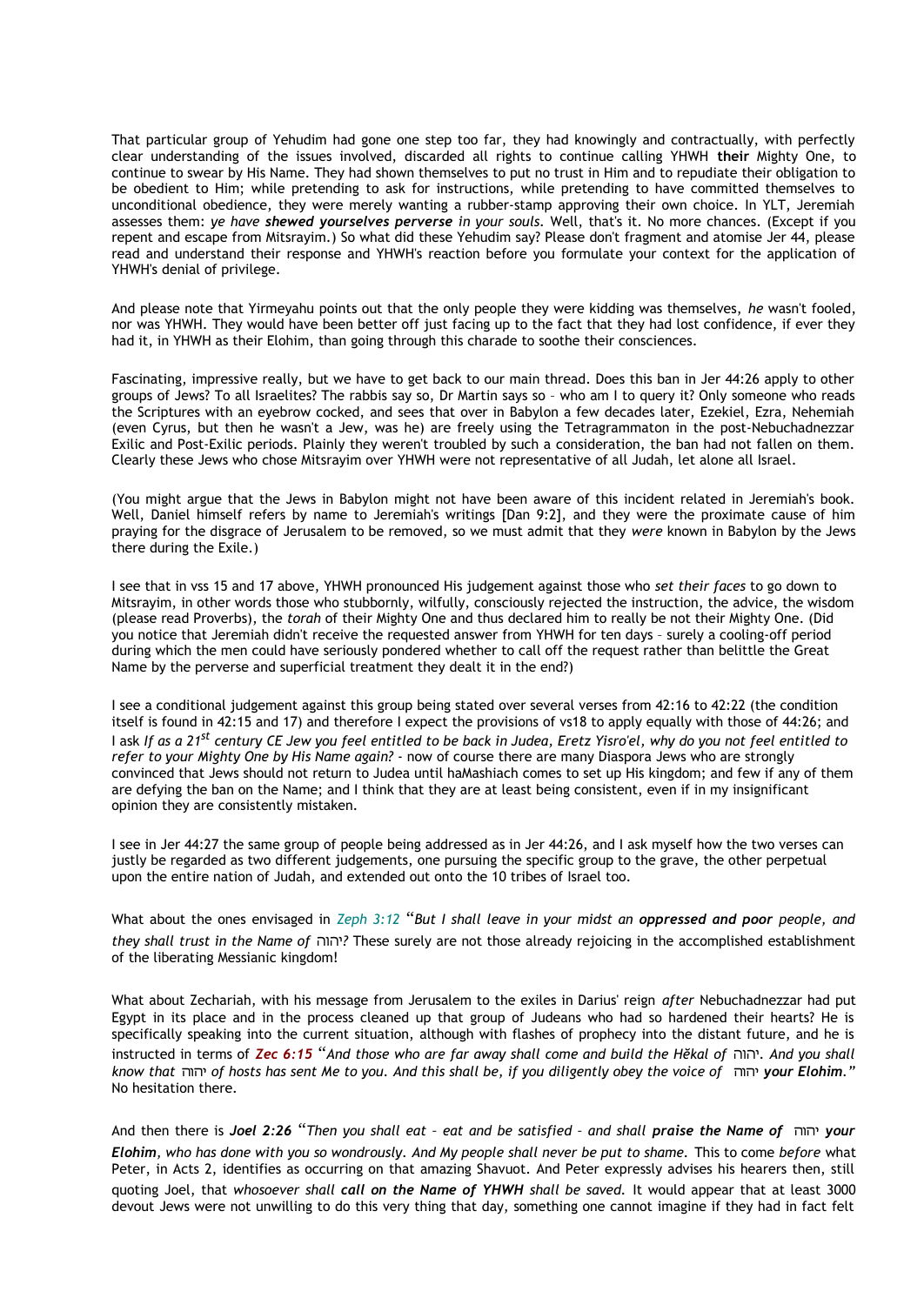That particular group of Yehudim had gone one step too far, they had knowingly and contractually, with perfectly clear understanding of the issues involved, discarded all rights to continue calling YHWH **their** Mighty One, to continue to swear by His Name. They had shown themselves to put no trust in Him and to repudiate their obligation to be obedient to Him; while pretending to ask for instructions, while pretending to have committed themselves to unconditional obedience, they were merely wanting a rubber-stamp approving their own choice. In YLT, Jeremiah assesses them: *ye have **shewed yourselves perverse** in your souls.* Well, that's it. No more chances. (Except if you repent and escape from Mitsrayim.) So what did these Yehudim say? Please don't fragment and atomise Jer 44, please read and understand their response and YHWH's reaction before you formulate your context for the application of YHWH's denial of privilege.

And please note that Yirmeyahu points out that the only people they were kidding was themselves, *he* wasn't fooled, nor was YHWH. They would have been better off just facing up to the fact that they had lost confidence, if ever they had it, in YHWH as their Elohim, than going through this charade to soothe their consciences.

Fascinating, impressive really, but we have to get back to our main thread. Does this ban in Jer 44:26 apply to other groups of Jews? To all Israelites? The rabbis say so, Dr Martin says so – who am I to query it? Only someone who reads the Scriptures with an eyebrow cocked, and sees that over in Babylon a few decades later, Ezekiel, Ezra, Nehemiah (even Cyrus, but then he wasn't a Jew, was he) are freely using the Tetragrammaton in the post-Nebuchadnezzar Exilic and Post-Exilic periods. Plainly they weren't troubled by such a consideration, the ban had not fallen on them. Clearly these Jews who chose Mitsrayim over YHWH were not representative of all Judah, let alone all Israel.

(You might argue that the Jews in Babylon might not have been aware of this incident related in Jeremiah's book. Well, Daniel himself refers by name to Jeremiah's writings [Dan 9:2], and they were the proximate cause of him praying for the disgrace of Jerusalem to be removed, so we must admit that they *were* known in Babylon by the Jews there during the Exile.)

I see that in vss 15 and 17 above, YHWH pronounced His judgement against those who *set their faces* to go down to Mitsrayim, in other words those who stubbornly, wilfully, consciously rejected the instruction, the advice, the wisdom (please read Proverbs), the *torah* of their Mighty One and thus declared him to really be not their Mighty One. (Did you notice that Jeremiah didn't receive the requested answer from YHWH for ten days – surely a cooling-off period during which the men could have seriously pondered whether to call off the request rather than belittle the Great Name by the perverse and superficial treatment they dealt it in the end?)

I see a conditional judgement against this group being stated over several verses from 42:16 to 42:22 (the condition itself is found in 42:15 and 17) and therefore I expect the provisions of vs18 to apply equally with those of 44:26; and I ask *If as a 21st century CE Jew you feel entitled to be back in Judea, Eretz Yisro'el, why do you not feel entitled to refer to your Mighty One by His Name again?* - now of course there are many Diaspora Jews who are strongly convinced that Jews should not return to Judea until haMashiach comes to set up His kingdom; and few if any of them are defying the ban on the Name; and I think that they are at least being consistent, even if in my insignificant opinion they are consistently mistaken.

I see in Jer 44:27 the same group of people being addressed as in Jer 44:26, and I ask myself how the two verses can justly be regarded as two different judgements, one pursuing the specific group to the grave, the other perpetual upon the entire nation of Judah, and extended out onto the 10 tribes of Israel too.

What about the ones envisaged in *Zeph 3:12* "*But I shall leave in your midst an **oppressed and poor** people, and they shall trust in the Name of* יהוה*?* These surely are not those already rejoicing in the accomplished establishment of the liberating Messianic kingdom!

What about Zechariah, with his message from Jerusalem to the exiles in Darius' reign *after* Nebuchadnezzar had put Egypt in its place and in the process cleaned up that group of Judeans who had so hardened their hearts? He is specifically speaking into the current situation, although with flashes of prophecy into the distant future, and he is instructed in terms of ***Zec 6:15*** "*And those who are far away shall come and build the Hěkal of* יהוה*. And you shall know that* יהוה *of hosts has sent Me to you. And this shall be, if you diligently obey the voice of* יהוה ***your Elohim.***" No hesitation there.

And then there is ***Joel 2:26*** "*Then you shall eat – eat and be satisfied – and shall **praise the Name of*** יהוה ***your Elohim****, who has done with you so wondrously. And My people shall never be put to shame.* This to come *before* what Peter, in Acts 2, identifies as occurring on that amazing Shavuot. And Peter expressly advises his hearers then, still quoting Joel, that *whosoever shall **call on the Name of YHWH** shall be saved.* It would appear that at least 3000 devout Jews were not unwilling to do this very thing that day, something one cannot imagine if they had in fact felt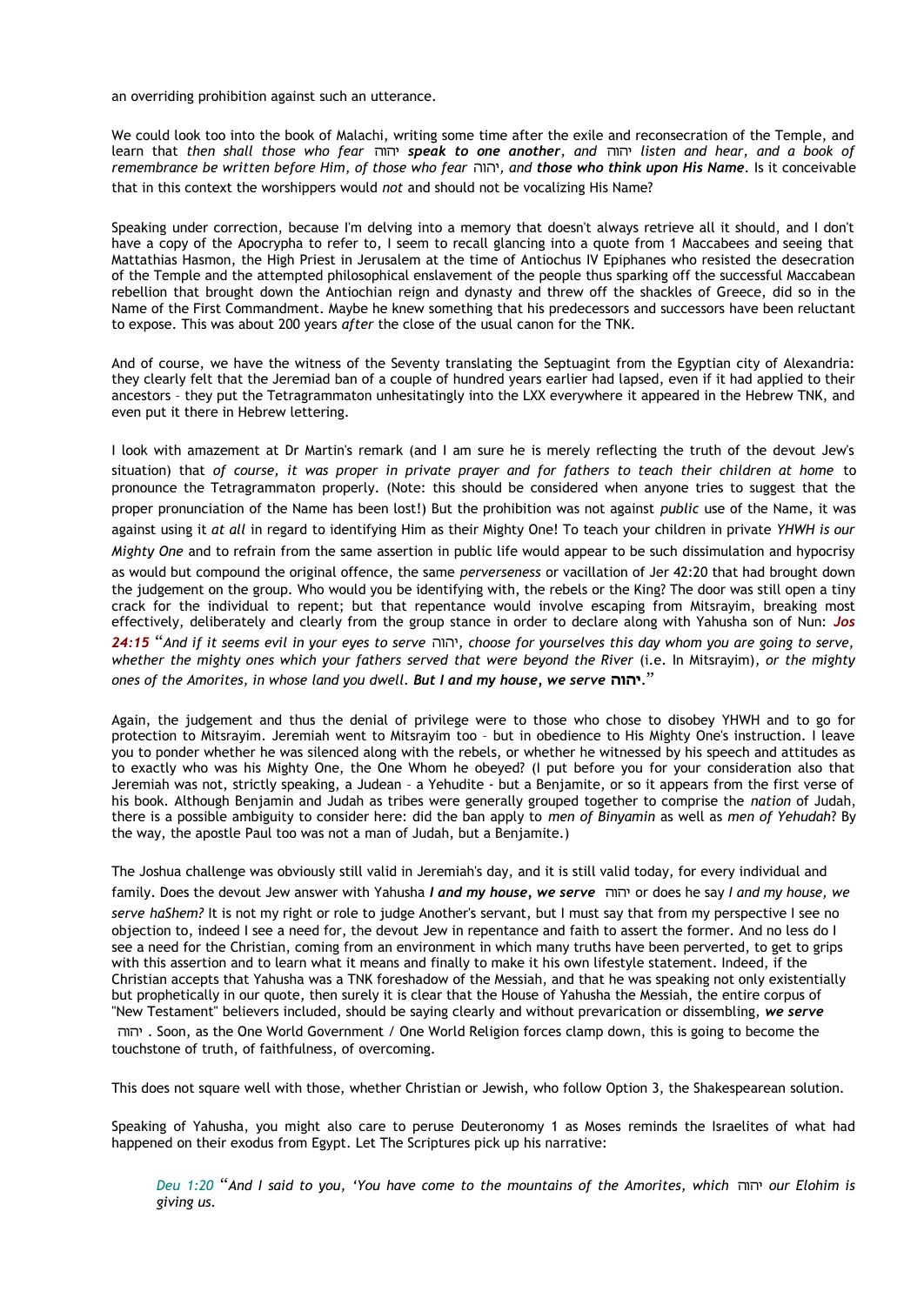an overriding prohibition against such an utterance.

We could look too into the book of Malachi, writing some time after the exile and reconsecration of the Temple, and learn that *then shall those who fear* יהוה ***speak to one another****, and* יהוה *listen and hear, and a book of remembrance be written before Him, of those who fear* יהוה*, and* ***those who think upon His Name***. Is it conceivable that in this context the worshippers would *not* and should not be vocalizing His Name?

Speaking under correction, because I'm delving into a memory that doesn't always retrieve all it should, and I don't have a copy of the Apocrypha to refer to, I seem to recall glancing into a quote from 1 Maccabees and seeing that Mattathias Hasmon, the High Priest in Jerusalem at the time of Antiochus IV Epiphanes who resisted the desecration of the Temple and the attempted philosophical enslavement of the people thus sparking off the successful Maccabean rebellion that brought down the Antiochian reign and dynasty and threw off the shackles of Greece, did so in the Name of the First Commandment. Maybe he knew something that his predecessors and successors have been reluctant to expose. This was about 200 years *after* the close of the usual canon for the TNK.

And of course, we have the witness of the Seventy translating the Septuagint from the Egyptian city of Alexandria: they clearly felt that the Jeremiad ban of a couple of hundred years earlier had lapsed, even if it had applied to their ancestors – they put the Tetragrammaton unhesitatingly into the LXX everywhere it appeared in the Hebrew TNK, and even put it there in Hebrew lettering.

I look with amazement at Dr Martin's remark (and I am sure he is merely reflecting the truth of the devout Jew's situation) that *of course, it was proper in private prayer and for fathers to teach their children at home* to pronounce the Tetragrammaton properly. (Note: this should be considered when anyone tries to suggest that the proper pronunciation of the Name has been lost!) But the prohibition was not against *public* use of the Name, it was against using it *at all* in regard to identifying Him as their Mighty One! To teach your children in private *YHWH is our Mighty One* and to refrain from the same assertion in public life would appear to be such dissimulation and hypocrisy as would but compound the original offence, the same *perverseness* or vacillation of Jer 42:20 that had brought down the judgement on the group. Who would you be identifying with, the rebels or the King? The door was still open a tiny crack for the individual to repent; but that repentance would involve escaping from Mitsrayim, breaking most effectively, deliberately and clearly from the group stance in order to declare along with Yahusha son of Nun: ***Jos 24:15*** "*And if it seems evil in your eyes to serve* יהוה*, choose for yourselves this day whom you are going to serve, whether the mighty ones which your fathers served that were beyond the River* (i.e. In Mitsrayim)*, or the mighty ones of the Amorites, in whose land you dwell.* ***But I and my house, we serve*** **יהוה**."

Again, the judgement and thus the denial of privilege were to those who chose to disobey YHWH and to go for protection to Mitsrayim. Jeremiah went to Mitsrayim too – but in obedience to His Mighty One's instruction. I leave you to ponder whether he was silenced along with the rebels, or whether he witnessed by his speech and attitudes as to exactly who was his Mighty One, the One Whom he obeyed? (I put before you for your consideration also that Jeremiah was not, strictly speaking, a Judean – a Yehudite - but a Benjamite, or so it appears from the first verse of his book. Although Benjamin and Judah as tribes were generally grouped together to comprise the *nation* of Judah, there is a possible ambiguity to consider here: did the ban apply to *men of Binyamin* as well as *men of Yehudah*? By the way, the apostle Paul too was not a man of Judah, but a Benjamite.)

The Joshua challenge was obviously still valid in Jeremiah's day, and it is still valid today, for every individual and family. Does the devout Jew answer with Yahusha ***I and my house, we serve*** יהוה or does he say *I and my house, we serve haShem?* It is not my right or role to judge Another's servant, but I must say that from my perspective I see no objection to, indeed I see a need for, the devout Jew in repentance and faith to assert the former. And no less do I see a need for the Christian, coming from an environment in which many truths have been perverted, to get to grips with this assertion and to learn what it means and finally to make it his own lifestyle statement. Indeed, if the Christian accepts that Yahusha was a TNK foreshadow of the Messiah, and that he was speaking not only existentially but prophetically in our quote, then surely it is clear that the House of Yahusha the Messiah, the entire corpus of "New Testament" believers included, should be saying clearly and without prevarication or dissembling, ***we serve*** יהוה . Soon, as the One World Government / One World Religion forces clamp down, this is going to become the touchstone of truth, of faithfulness, of overcoming.

This does not square well with those, whether Christian or Jewish, who follow Option 3, the Shakespearean solution.

Speaking of Yahusha, you might also care to peruse Deuteronomy 1 as Moses reminds the Israelites of what had happened on their exodus from Egypt. Let The Scriptures pick up his narrative:

> *Deu 1:20* "*And I said to you, 'You have come to the mountains of the Amorites, which* יהוה *our Elohim is giving us.*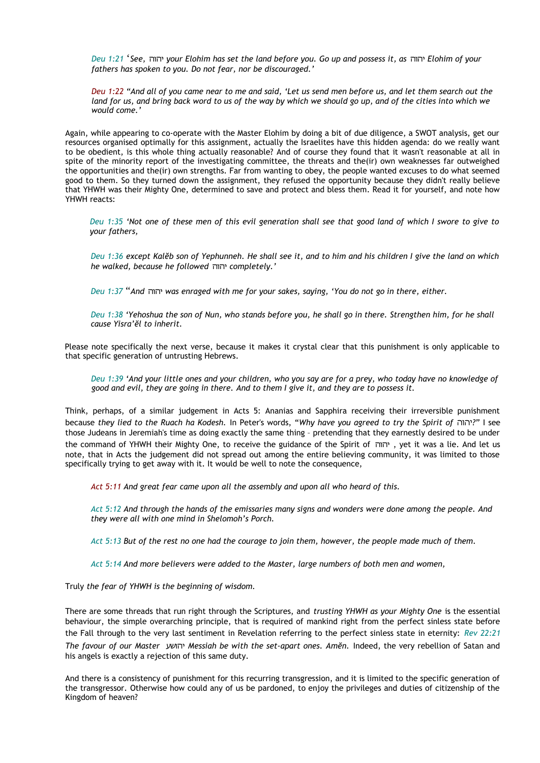*Deu 1:21 'See,* יהוה *your Elohim has set the land before you. Go up and possess it, as* יהוה *Elohim of your fathers has spoken to you. Do not fear, nor be discouraged.'*

*Deu 1:22 "And all of you came near to me and said, 'Let us send men before us, and let them search out the land for us, and bring back word to us of the way by which we should go up, and of the cities into which we would come.'*

Again, while appearing to co-operate with the Master Elohim by doing a bit of due diligence, a SWOT analysis, get our resources organised optimally for this assignment, actually the Israelites have this hidden agenda: do we really want to be obedient, is this whole thing actually reasonable? And of course they found that it wasn't reasonable at all in spite of the minority report of the investigating committee, the threats and the(ir) own weaknesses far outweighed the opportunities and the(ir) own strengths. Far from wanting to obey, the people wanted excuses to do what seemed good to them. So they turned down the assignment, they refused the opportunity because they didn't really believe that YHWH was their Mighty One, determined to save and protect and bless them. Read it for yourself, and note how YHWH reacts:

*Deu 1:35 'Not one of these men of this evil generation shall see that good land of which I swore to give to your fathers,*

*Deu 1:36 except Kalěb son of Yephunneh. He shall see it, and to him and his children I give the land on which he walked, because he followed* יהוה *completely.'*

*Deu 1:37 "And* יהוה *was enraged with me for your sakes, saying, 'You do not go in there, either.*

*Deu 1:38 'Yehoshua the son of Nun, who stands before you, he shall go in there. Strengthen him, for he shall cause Yisra'ěl to inherit.*

Please note specifically the next verse, because it makes it crystal clear that this punishment is only applicable to that specific generation of untrusting Hebrews.

*Deu 1:39 'And your little ones and your children, who you say are for a prey, who today have no knowledge of good and evil, they are going in there. And to them I give it, and they are to possess it.*

Think, perhaps, of a similar judgement in Acts 5: Ananias and Sapphira receiving their irreversible punishment because *they lied to the Ruach ha Kodesh*. In Peter's words, "*Why have you agreed to try the Spirit of* יהוה*?*" I see those Judeans in Jeremiah's time as doing exactly the same thing – pretending that they earnestly desired to be under the command of YHWH their Mighty One, to receive the guidance of the Spirit of יהוה, yet it was a lie. And let us note, that in Acts the judgement did not spread out among the entire believing community, it was limited to those specifically trying to get away with it. It would be well to note the consequence,

*Act 5:11 And great fear came upon all the assembly and upon all who heard of this.*

*Act 5:12 And through the hands of the emissaries many signs and wonders were done among the people. And they were all with one mind in Shelomoh's Porch.*

*Act 5:13 But of the rest no one had the courage to join them, however, the people made much of them.*

*Act 5:14 And more believers were added to the Master, large numbers of both men and women,*

Truly *the fear of YHWH is the beginning of wisdom.*

There are some threads that run right through the Scriptures, and *trusting YHWH as your Mighty One* is the essential behaviour, the simple overarching principle, that is required of mankind right from the perfect sinless state before the Fall through to the very last sentiment in Revelation referring to the perfect sinless state in eternity: *Rev 22:21 The favour of our Master* יהושע *Messiah be with the set-apart ones. Aměn.* Indeed, the very rebellion of Satan and his angels is exactly a rejection of this same duty.

And there is a consistency of punishment for this recurring transgression, and it is limited to the specific generation of the transgressor. Otherwise how could any of us be pardoned, to enjoy the privileges and duties of citizenship of the Kingdom of heaven?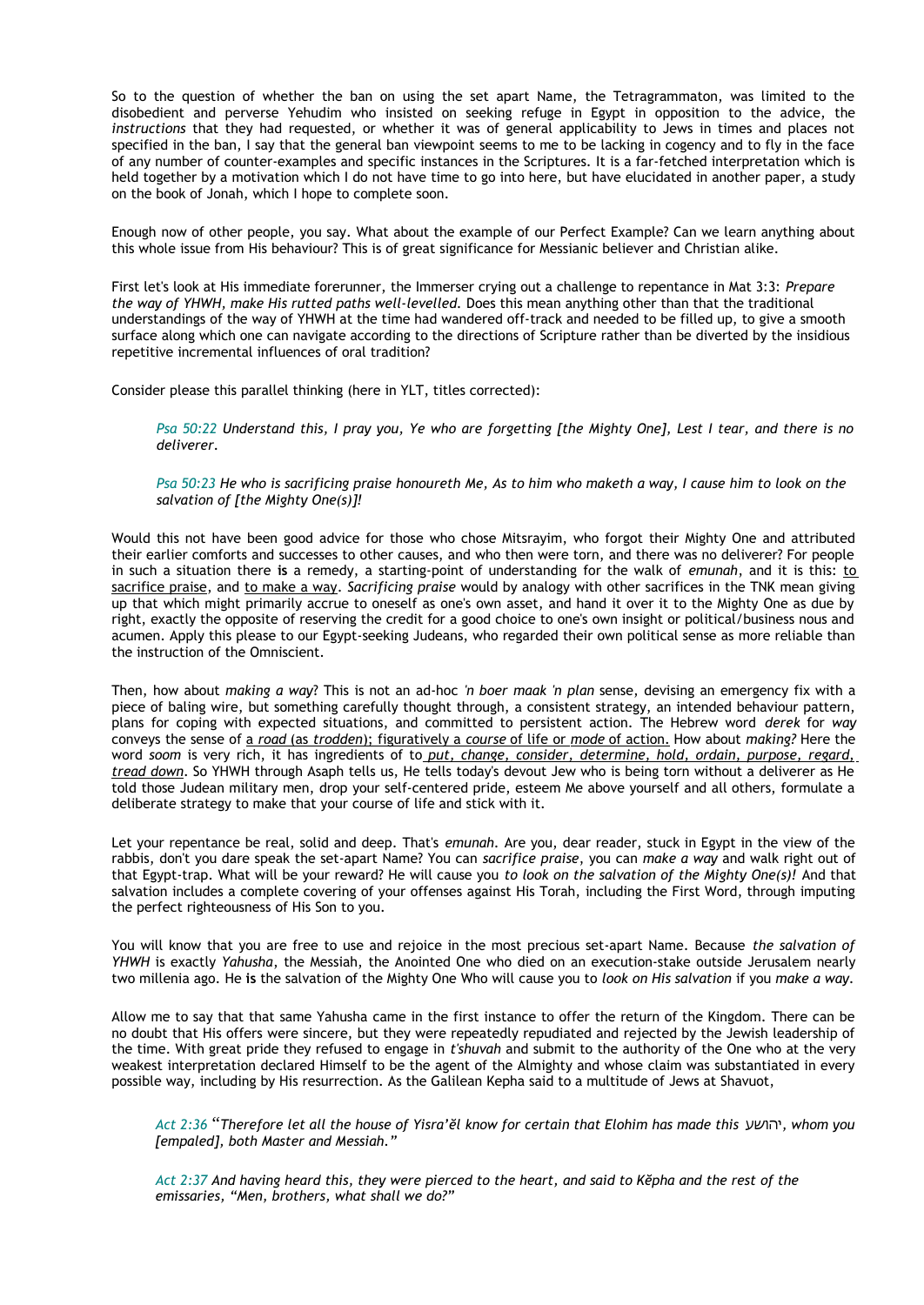So to the question of whether the ban on using the set apart Name, the Tetragrammaton, was limited to the disobedient and perverse Yehudim who insisted on seeking refuge in Egypt in opposition to the advice, the *instructions* that they had requested, or whether it was of general applicability to Jews in times and places not specified in the ban, I say that the general ban viewpoint seems to me to be lacking in cogency and to fly in the face of any number of counter-examples and specific instances in the Scriptures. It is a far-fetched interpretation which is held together by a motivation which I do not have time to go into here, but have elucidated in another paper, a study on the book of Jonah, which I hope to complete soon.

Enough now of other people, you say. What about the example of our Perfect Example? Can we learn anything about this whole issue from His behaviour? This is of great significance for Messianic believer and Christian alike.

First let's look at His immediate forerunner, the Immerser crying out a challenge to repentance in Mat 3:3: *Prepare the way of YHWH, make His rutted paths well-levelled.* Does this mean anything other than that the traditional understandings of the way of YHWH at the time had wandered off-track and needed to be filled up, to give a smooth surface along which one can navigate according to the directions of Scripture rather than be diverted by the insidious repetitive incremental influences of oral tradition?

Consider please this parallel thinking (here in YLT, titles corrected):

> *Psa 50:22 Understand this, I pray you, Ye who are forgetting [the Mighty One], Lest I tear, and there is no deliverer.*
>
> *Psa 50:23 He who is sacrificing praise honoureth Me, As to him who maketh a way, I cause him to look on the salvation of [the Mighty One(s)]!*

Would this not have been good advice for those who chose Mitsrayim, who forgot their Mighty One and attributed their earlier comforts and successes to other causes, and who then were torn, and there was no deliverer? For people in such a situation there **is** a remedy, a starting-point of understanding for the walk of *emunah*, and it is this: to sacrifice praise, and to make a way. *Sacrificing praise* would by analogy with other sacrifices in the TNK mean giving up that which might primarily accrue to oneself as one's own asset, and hand it over it to the Mighty One as due by right, exactly the opposite of reserving the credit for a good choice to one's own insight or political/business nous and acumen. Apply this please to our Egypt-seeking Judeans, who regarded their own political sense as more reliable than the instruction of the Omniscient.

Then, how about *making a way*? This is not an ad-hoc *'n boer maak 'n plan* sense, devising an emergency fix with a piece of baling wire, but something carefully thought through, a consistent strategy, an intended behaviour pattern, plans for coping with expected situations, and committed to persistent action. The Hebrew word *derek* for *way* conveys the sense of a *road* (as *trodden*); figuratively a *course* of life or *mode* of action. How about *making?* Here the word *soom* is very rich, it has ingredients of to *put, change, consider, determine, hold, ordain, purpose, regard, tread down*. So YHWH through Asaph tells us, He tells today's devout Jew who is being torn without a deliverer as He told those Judean military men, drop your self-centered pride, esteem Me above yourself and all others, formulate a deliberate strategy to make that your course of life and stick with it.

Let your repentance be real, solid and deep. That's *emunah*. Are you, dear reader, stuck in Egypt in the view of the rabbis, don't you dare speak the set-apart Name? You can *sacrifice praise*, you can *make a way* and walk right out of that Egypt-trap. What will be your reward? He will cause you *to look on the salvation of the Mighty One(s)!* And that salvation includes a complete covering of your offenses against His Torah, including the First Word, through imputing the perfect righteousness of His Son to you.

You will know that you are free to use and rejoice in the most precious set-apart Name. Because *the salvation of YHWH* is exactly *Yahusha*, the Messiah, the Anointed One who died on an execution-stake outside Jerusalem nearly two millenia ago. He **is** the salvation of the Mighty One Who will cause you to *look on His salvation* if you *make a way*.

Allow me to say that that same Yahusha came in the first instance to offer the return of the Kingdom. There can be no doubt that His offers were sincere, but they were repeatedly repudiated and rejected by the Jewish leadership of the time. With great pride they refused to engage in *t'shuvah* and submit to the authority of the One who at the very weakest interpretation declared Himself to be the agent of the Almighty and whose claim was substantiated in every possible way, including by His resurrection. As the Galilean Kepha said to a multitude of Jews at Shavuot,

> *Act 2:36 "Therefore let all the house of Yisra'ěl know for certain that Elohim has made this* יהושע*, whom you [empaled], both Master and Messiah."*
>
> *Act 2:37 And having heard this, they were pierced to the heart, and said to Kěpha and the rest of the emissaries, "Men, brothers, what shall we do?"*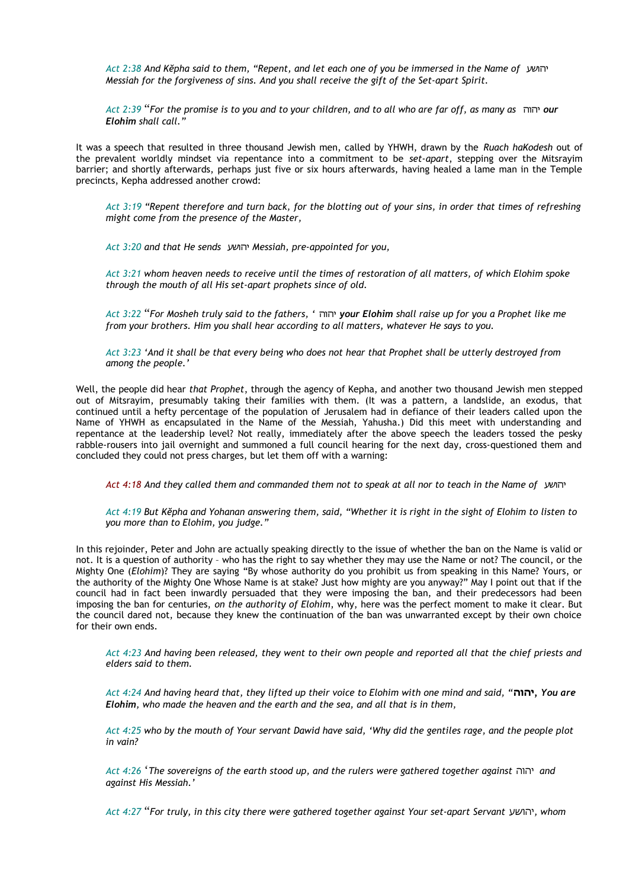*Act 2:38 And Kĕpha said to them, "Repent, and let each one of you be immersed in the Name of* יהושע *Messiah for the forgiveness of sins. And you shall receive the gift of the Set-apart Spirit.*

*Act 2:39 "For the promise is to you and to your children, and to all who are far off, as many as* יהוה ***our Elohim** shall call."*

It was a speech that resulted in three thousand Jewish men, called by YHWH, drawn by the *Ruach haKodesh* out of the prevalent worldly mindset via repentance into a commitment to be *set-apart*, stepping over the Mitsrayim barrier; and shortly afterwards, perhaps just five or six hours afterwards, having healed a lame man in the Temple precincts, Kepha addressed another crowd:

*Act 3:19 "Repent therefore and turn back, for the blotting out of your sins, in order that times of refreshing might come from the presence of the Master,*

*Act 3:20 and that He sends* יהושע *Messiah, pre-appointed for you,*

*Act 3:21 whom heaven needs to receive until the times of restoration of all matters, of which Elohim spoke through the mouth of all His set-apart prophets since of old.*

*Act 3:22 "For Mosheh truly said to the fathers, '* יהוה ***your Elohim** shall raise up for you a Prophet like me from your brothers. Him you shall hear according to all matters, whatever He says to you.*

*Act 3:23 'And it shall be that every being who does not hear that Prophet shall be utterly destroyed from among the people.'*

Well, the people did hear *that Prophet*, through the agency of Kepha, and another two thousand Jewish men stepped out of Mitsrayim, presumably taking their families with them. (It was a pattern, a landslide, an exodus, that continued until a hefty percentage of the population of Jerusalem had in defiance of their leaders called upon the Name of YHWH as encapsulated in the Name of the Messiah, Yahusha.) Did this meet with understanding and repentance at the leadership level? Not really, immediately after the above speech the leaders tossed the pesky rabble-rousers into jail overnight and summoned a full council hearing for the next day, cross-questioned them and concluded they could not press charges, but let them off with a warning:

*Act 4:18 And they called them and commanded them not to speak at all nor to teach in the Name of* יהושע

*Act 4:19 But Kĕpha and Yohanan answering them, said, "Whether it is right in the sight of Elohim to listen to you more than to Elohim, you judge."*

In this rejoinder, Peter and John are actually speaking directly to the issue of whether the ban on the Name is valid or not. It is a question of authority – who has the right to say whether they may use the Name or not? The council, or the Mighty One (*Elohim*)? They are saying "By whose authority do you prohibit us from speaking in this Name? Yours, or the authority of the Mighty One Whose Name is at stake? Just how mighty are you anyway?" May I point out that if the council had in fact been inwardly persuaded that they were imposing the ban, and their predecessors had been imposing the ban for centuries, *on the authority of Elohim*, why, here was the perfect moment to make it clear. But the council dared not, because they knew the continuation of the ban was unwarranted except by their own choice for their own ends.

*Act 4:23 And having been released, they went to their own people and reported all that the chief priests and elders said to them.*

*Act 4:24 And having heard that, they lifted up their voice to Elohim with one mind and said, "**יהוה, You are Elohim**, who made the heaven and the earth and the sea, and all that is in them,*

*Act 4:25 who by the mouth of Your servant Dawid have said, 'Why did the gentiles rage, and the people plot in vain?*

*Act 4:26 'The sovereigns of the earth stood up, and the rulers were gathered together against* יהוה *and against His Messiah.'*

*Act 4:27 "For truly, in this city there were gathered together against Your set-apart Servant* יהושע*, whom*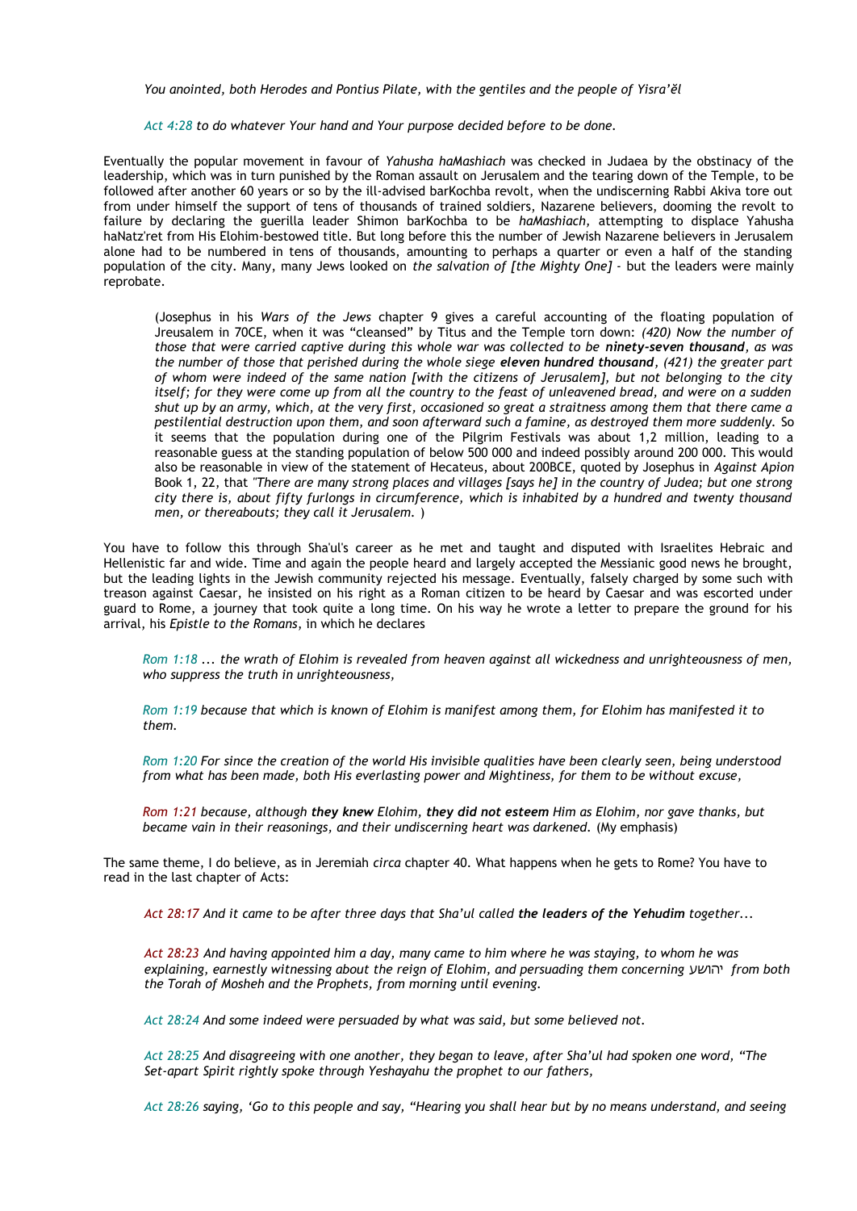*You anointed, both Herodes and Pontius Pilate, with the gentiles and the people of Yisra'ěl*

*Act 4:28 to do whatever Your hand and Your purpose decided before to be done.*

Eventually the popular movement in favour of *Yahusha haMashiach* was checked in Judaea by the obstinacy of the leadership, which was in turn punished by the Roman assault on Jerusalem and the tearing down of the Temple, to be followed after another 60 years or so by the ill-advised barKochba revolt, when the undiscerning Rabbi Akiva tore out from under himself the support of tens of thousands of trained soldiers, Nazarene believers, dooming the revolt to failure by declaring the guerilla leader Shimon barKochba to be *haMashiach*, attempting to displace Yahusha haNatz'ret from His Elohim-bestowed title. But long before this the number of Jewish Nazarene believers in Jerusalem alone had to be numbered in tens of thousands, amounting to perhaps a quarter or even a half of the standing population of the city. Many, many Jews looked on *the salvation of [the Mighty One]* - but the leaders were mainly reprobate.

> (Josephus in his *Wars of the Jews* chapter 9 gives a careful accounting of the floating population of Jreusalem in 70CE, when it was "cleansed" by Titus and the Temple torn down: *(420) Now the number of those that were carried captive during this whole war was collected to be **ninety-seven thousand**, as was the number of those that perished during the whole siege **eleven hundred thousand**, (421) the greater part of whom were indeed of the same nation [with the citizens of Jerusalem], but not belonging to the city itself; for they were come up from all the country to the feast of unleavened bread, and were on a sudden shut up by an army, which, at the very first, occasioned so great a straitness among them that there came a pestilential destruction upon them, and soon afterward such a famine, as destroyed them more suddenly.* So it seems that the population during one of the Pilgrim Festivals was about 1,2 million, leading to a reasonable guess at the standing population of below 500 000 and indeed possibly around 200 000. This would also be reasonable in view of the statement of Hecateus, about 200BCE, quoted by Josephus in *Against Apion* Book 1, 22, that *"There are many strong places and villages [says he] in the country of Judea; but one strong city there is, about fifty furlongs in circumference, which is inhabited by a hundred and twenty thousand men, or thereabouts; they call it Jerusalem.* )

You have to follow this through Sha'ul's career as he met and taught and disputed with Israelites Hebraic and Hellenistic far and wide. Time and again the people heard and largely accepted the Messianic good news he brought, but the leading lights in the Jewish community rejected his message. Eventually, falsely charged by some such with treason against Caesar, he insisted on his right as a Roman citizen to be heard by Caesar and was escorted under guard to Rome, a journey that took quite a long time. On his way he wrote a letter to prepare the ground for his arrival, his *Epistle to the Romans*, in which he declares

> *Rom 1:18 ... the wrath of Elohim is revealed from heaven against all wickedness and unrighteousness of men, who suppress the truth in unrighteousness,*
>
> *Rom 1:19 because that which is known of Elohim is manifest among them, for Elohim has manifested it to them.*
>
> *Rom 1:20 For since the creation of the world His invisible qualities have been clearly seen, being understood from what has been made, both His everlasting power and Mightiness, for them to be without excuse,*
>
> *Rom 1:21 because, although **they knew** Elohim, **they did not esteem** Him as Elohim, nor gave thanks, but became vain in their reasonings, and their undiscerning heart was darkened.* (My emphasis)

The same theme, I do believe, as in Jeremiah *circa* chapter 40. What happens when he gets to Rome? You have to read in the last chapter of Acts:

> *Act 28:17 And it came to be after three days that Sha'ul called **the leaders of the Yehudim** together...*
>
> *Act 28:23 And having appointed him a day, many came to him where he was staying, to whom he was explaining, earnestly witnessing about the reign of Elohim, and persuading them concerning יהושע from both the Torah of Mosheh and the Prophets, from morning until evening.*
>
> *Act 28:24 And some indeed were persuaded by what was said, but some believed not.*
>
> *Act 28:25 And disagreeing with one another, they began to leave, after Sha'ul had spoken one word, "The Set-apart Spirit rightly spoke through Yeshayahu the prophet to our fathers,*
>
> *Act 28:26 saying, 'Go to this people and say, "Hearing you shall hear but by no means understand, and seeing*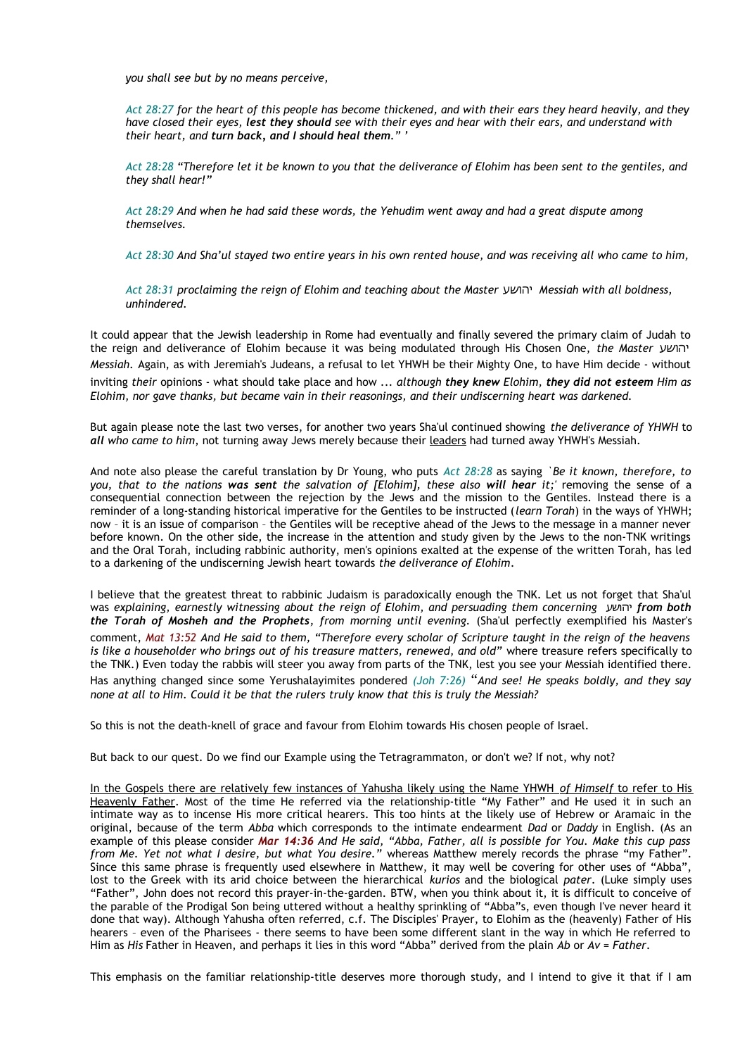*you shall see but by no means perceive,*

*Act 28:27 for the heart of this people has become thickened, and with their ears they heard heavily, and they have closed their eyes, **lest they should** see with their eyes and hear with their ears, and understand with their heart, and **turn back, and I should heal them**." '*

*Act 28:28 "Therefore let it be known to you that the deliverance of Elohim has been sent to the gentiles, and they shall hear!"*

*Act 28:29 And when he had said these words, the Yehudim went away and had a great dispute among themselves.*

*Act 28:30 And Sha'ul stayed two entire years in his own rented house, and was receiving all who came to him,*

*Act 28:31 proclaiming the reign of Elohim and teaching about the Master יהושע Messiah with all boldness, unhindered.*

It could appear that the Jewish leadership in Rome had eventually and finally severed the primary claim of Judah to the reign and deliverance of Elohim because it was being modulated through His Chosen One, *the Master* יהושע *Messiah*. Again, as with Jeremiah's Judeans, a refusal to let YHWH be their Mighty One, to have Him decide - without inviting *their* opinions - what should take place and how ... *although **they knew** Elohim, **they did not esteem** Him as Elohim, nor gave thanks, but became vain in their reasonings, and their undiscerning heart was darkened.*

But again please note the last two verses, for another two years Sha'ul continued showing *the deliverance of YHWH* to ***all** who came to him*, not turning away Jews merely because their leaders had turned away YHWH's Messiah.

And note also please the careful translation by Dr Young, who puts *Act 28:28* as saying *`Be it known, therefore, to you, that to the nations **was sent** the salvation of [Elohim], these also **will hear** it;'* removing the sense of a consequential connection between the rejection by the Jews and the mission to the Gentiles. Instead there is a reminder of a long-standing historical imperative for the Gentiles to be instructed (*learn Torah*) in the ways of YHWH; now – it is an issue of comparison – the Gentiles will be receptive ahead of the Jews to the message in a manner never before known. On the other side, the increase in the attention and study given by the Jews to the non-TNK writings and the Oral Torah, including rabbinic authority, men's opinions exalted at the expense of the written Torah, has led to a darkening of the undiscerning Jewish heart towards *the deliverance of Elohim*.

I believe that the greatest threat to rabbinic Judaism is paradoxically enough the TNK. Let us not forget that Sha'ul was *explaining, earnestly witnessing about the reign of Elohim, and persuading them concerning* יהושע ***from both the Torah of Mosheh and the Prophets**, from morning until evening.* (Sha'ul perfectly exemplified his Master's comment, *Mat 13:52 And He said to them, "Therefore every scholar of Scripture taught in the reign of the heavens is like a householder who brings out of his treasure matters, renewed, and old"* where treasure refers specifically to the TNK.) Even today the rabbis will steer you away from parts of the TNK, lest you see your Messiah identified there. Has anything changed since some Yerushalayimites pondered *(Joh 7:26)* "*And see! He speaks boldly, and they say none at all to Him. Could it be that the rulers truly know that this is truly the Messiah?*

So this is not the death-knell of grace and favour from Elohim towards His chosen people of Israel.

But back to our quest. Do we find our Example using the Tetragrammaton, or don't we? If not, why not?

In the Gospels there are relatively few instances of Yahusha likely using the Name YHWH *of Himself* to refer to His Heavenly Father. Most of the time He referred via the relationship-title "My Father" and He used it in such an intimate way as to incense His more critical hearers. This too hints at the likely use of Hebrew or Aramaic in the original, because of the term *Abba* which corresponds to the intimate endearment *Dad* or *Daddy* in English. (As an example of this please consider ***Mar 14:36*** *And He said, "Abba, Father, all is possible for You. Make this cup pass from Me. Yet not what I desire, but what You desire."* whereas Matthew merely records the phrase "my Father". Since this same phrase is frequently used elsewhere in Matthew, it may well be covering for other uses of "Abba", lost to the Greek with its arid choice between the hierarchical *kurios* and the biological *pater*. (Luke simply uses "Father", John does not record this prayer-in-the-garden. BTW, when you think about it, it is difficult to conceive of the parable of the Prodigal Son being uttered without a healthy sprinkling of "Abba"s, even though I've never heard it done that way). Although Yahusha often referred, c.f. The Disciples' Prayer, to Elohim as the (heavenly) Father of His hearers – even of the Pharisees - there seems to have been some different slant in the way in which He referred to Him as *His* Father in Heaven, and perhaps it lies in this word "Abba" derived from the plain *Ab* or *Av = Father*.

This emphasis on the familiar relationship-title deserves more thorough study, and I intend to give it that if I am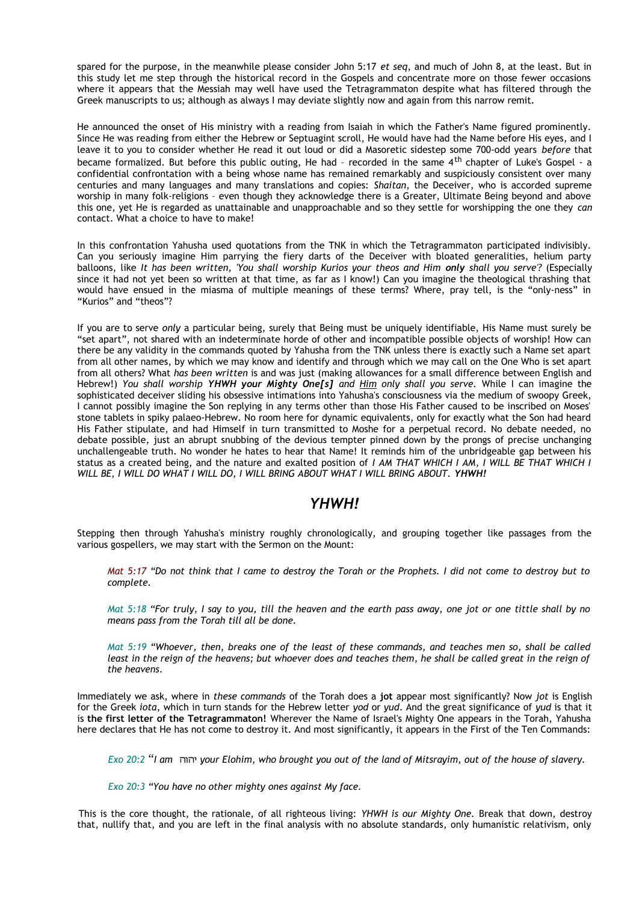spared for the purpose, in the meanwhile please consider John 5:17 *et seq*, and much of John 8, at the least. But in this study let me step through the historical record in the Gospels and concentrate more on those fewer occasions where it appears that the Messiah may well have used the Tetragrammaton despite what has filtered through the Greek manuscripts to us; although as always I may deviate slightly now and again from this narrow remit.

He announced the onset of His ministry with a reading from Isaiah in which the Father's Name figured prominently. Since He was reading from either the Hebrew or Septuagint scroll, He would have had the Name before His eyes, and I leave it to you to consider whether He read it out loud or did a Masoretic sidestep some 700-odd years *before* that became formalized. But before this public outing, He had – recorded in the same 4th chapter of Luke's Gospel - a confidential confrontation with a being whose name has remained remarkably and suspiciously consistent over many centuries and many languages and many translations and copies: *Shaitan*, the Deceiver, who is accorded supreme worship in many folk-religions – even though they acknowledge there is a Greater, Ultimate Being beyond and above this one, yet He is regarded as unattainable and unapproachable and so they settle for worshipping the one they *can* contact. What a choice to have to make!

In this confrontation Yahusha used quotations from the TNK in which the Tetragrammaton participated indivisibly. Can you seriously imagine Him parrying the fiery darts of the Deceiver with bloated generalities, helium party balloons, like *It has been written, 'You shall worship Kurios your theos and Him **only** shall you serve'?* (Especially since it had not yet been so written at that time, as far as I know!) Can you imagine the theological thrashing that would have ensued in the miasma of multiple meanings of these terms? Where, pray tell, is the "only-ness" in "Kurios" and "theos"?

If you are to serve *only* a particular being, surely that Being must be uniquely identifiable, His Name must surely be "set apart", not shared with an indeterminate horde of other and incompatible possible objects of worship! How can there be any validity in the commands quoted by Yahusha from the TNK unless there is exactly such a Name set apart from all other names, by which we may know and identify and through which we may call on the One Who is set apart from all others? What *has been written* is and was just (making allowances for a small difference between English and Hebrew!) *You shall worship **YHWH your Mighty One[s]** and <u>Him</u> only shall you serve.* While I can imagine the sophisticated deceiver sliding his obsessive intimations into Yahusha's consciousness via the medium of swoopy Greek, I cannot possibly imagine the Son replying in any terms other than those His Father caused to be inscribed on Moses' stone tablets in spiky palaeo-Hebrew. No room here for dynamic equivalents, only for exactly what the Son had heard His Father stipulate, and had Himself in turn transmitted to Moshe for a perpetual record. No debate needed, no debate possible, just an abrupt snubbing of the devious tempter pinned down by the prongs of precise unchanging unchallengeable truth. No wonder he hates to hear that Name! It reminds him of the unbridgeable gap between his status as a created being, and the nature and exalted position of *I AM THAT WHICH I AM, I WILL BE THAT WHICH I WILL BE, I WILL DO WHAT I WILL DO, I WILL BRING ABOUT WHAT I WILL BRING ABOUT. **YHWH!***

## *YHWH!*

Stepping then through Yahusha's ministry roughly chronologically, and grouping together like passages from the various gospellers, we may start with the Sermon on the Mount:

> *Mat 5:17 "Do not think that I came to destroy the Torah or the Prophets. I did not come to destroy but to complete.*
>
> *Mat 5:18 "For truly, I say to you, till the heaven and the earth pass away, one jot or one tittle shall by no means pass from the Torah till all be done.*
>
> *Mat 5:19 "Whoever, then, breaks one of the least of these commands, and teaches men so, shall be called least in the reign of the heavens; but whoever does and teaches them, he shall be called great in the reign of the heavens.*

Immediately we ask, where in *these commands* of the Torah does a **jot** appear most significantly? Now *jot* is English for the Greek *iota*, which in turn stands for the Hebrew letter *yod* or *yud*. And the great significance of *yud* is that it is **the first letter of the Tetragrammaton!** Wherever the Name of Israel's Mighty One appears in the Torah, Yahusha here declares that He has not come to destroy it. And most significantly, it appears in the First of the Ten Commands:

> *Exo 20:2 "I am* יהוה *your Elohim, who brought you out of the land of Mitsrayim, out of the house of slavery.*
>
> *Exo 20:3 "You have no other mighty ones against My face.*

This is the core thought, the rationale, of all righteous living: *YHWH is our Mighty One.* Break that down, destroy that, nullify that, and you are left in the final analysis with no absolute standards, only humanistic relativism, only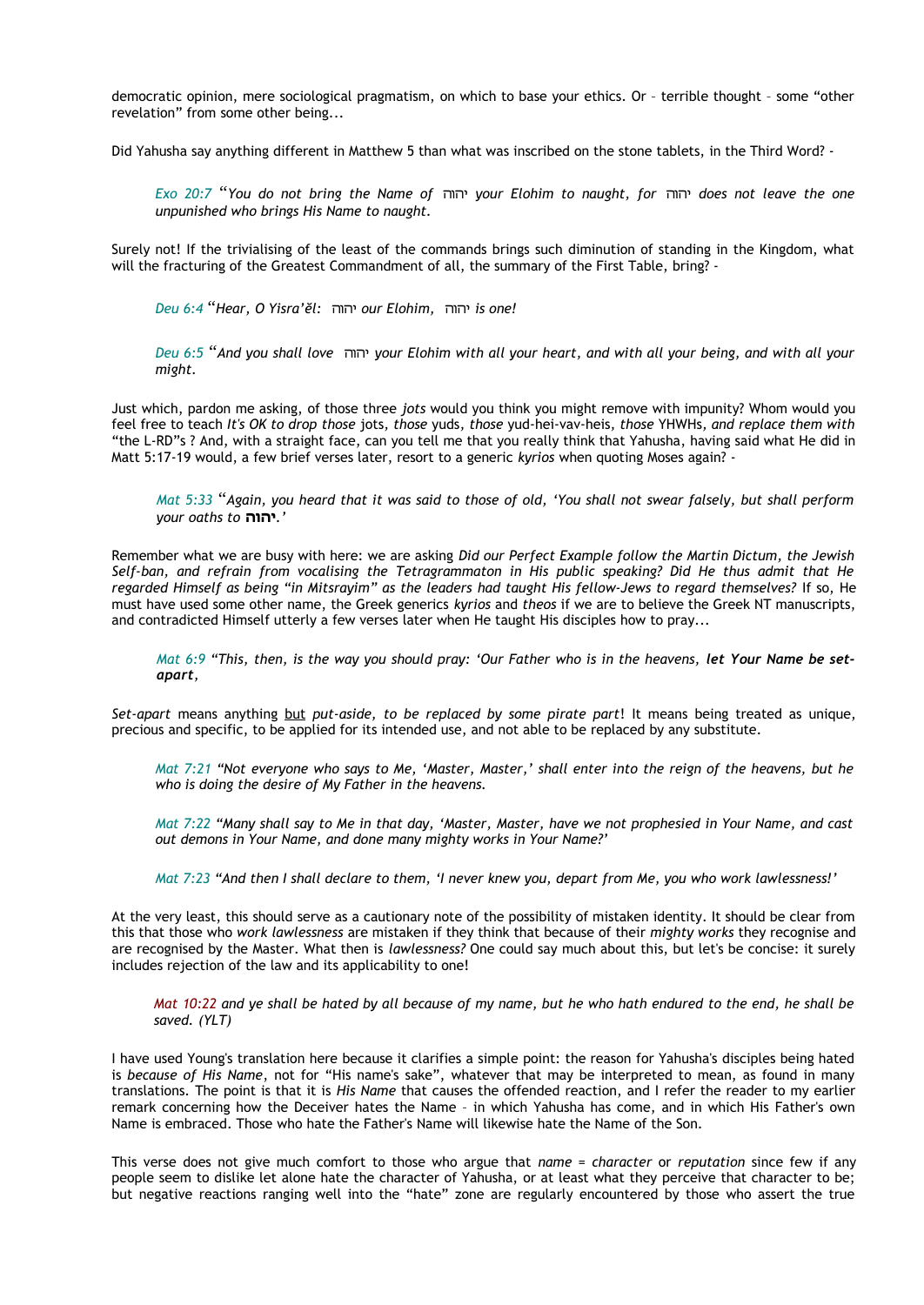democratic opinion, mere sociological pragmatism, on which to base your ethics. Or – terrible thought – some "other revelation" from some other being...

Did Yahusha say anything different in Matthew 5 than what was inscribed on the stone tablets, in the Third Word? -

> *Exo 20:7 "You do not bring the Name of* יהוה *your Elohim to naught, for* יהוה *does not leave the one unpunished who brings His Name to naught.*

Surely not! If the trivialising of the least of the commands brings such diminution of standing in the Kingdom, what will the fracturing of the Greatest Commandment of all, the summary of the First Table, bring? -

> *Deu 6:4 "Hear, O Yisra'ěl:* יהוה *our Elohim,* יהוה *is one!*

> *Deu 6:5 "And you shall love* יהוה *your Elohim with all your heart, and with all your being, and with all your might.*

Just which, pardon me asking, of those three *jots* would you think you might remove with impunity? Whom would you feel free to teach *It's OK to drop those* jots, *those* yuds, *those* yud-hei-vav-heis, *those* YHWHs, *and replace them with* "the L-RD"s ? And, with a straight face, can you tell me that you really think that Yahusha, having said what He did in Matt 5:17-19 would, a few brief verses later, resort to a generic *kyrios* when quoting Moses again? -

> *Mat 5:33 "Again, you heard that it was said to those of old, 'You shall not swear falsely, but shall perform your oaths to* **יהוה***.'*

Remember what we are busy with here: we are asking *Did our Perfect Example follow the Martin Dictum, the Jewish Self-ban, and refrain from vocalising the Tetragrammaton in His public speaking? Did He thus admit that He regarded Himself as being "in Mitsrayim" as the leaders had taught His fellow-Jews to regard themselves?* If so, He must have used some other name, the Greek generics *kyrios* and *theos* if we are to believe the Greek NT manuscripts, and contradicted Himself utterly a few verses later when He taught His disciples how to pray...

> *Mat 6:9 "This, then, is the way you should pray: 'Our Father who is in the heavens,* ***let Your Name be set-apart****,*

*Set-apart* means anything <u>but</u> *put-aside, to be replaced by some pirate part*! It means being treated as unique, precious and specific, to be applied for its intended use, and not able to be replaced by any substitute.

> *Mat 7:21 "Not everyone who says to Me, 'Master, Master,' shall enter into the reign of the heavens, but he who is doing the desire of My Father in the heavens.*

> *Mat 7:22 "Many shall say to Me in that day, 'Master, Master, have we not prophesied in Your Name, and cast out demons in Your Name, and done many mighty works in Your Name?'*

> *Mat 7:23 "And then I shall declare to them, 'I never knew you, depart from Me, you who work lawlessness!'*

At the very least, this should serve as a cautionary note of the possibility of mistaken identity. It should be clear from this that those who *work lawlessness* are mistaken if they think that because of their *mighty works* they recognise and are recognised by the Master. What then is *lawlessness?* One could say much about this, but let's be concise: it surely includes rejection of the law and its applicability to one!

> *Mat 10:22 and ye shall be hated by all because of my name, but he who hath endured to the end, he shall be saved. (YLT)*

I have used Young's translation here because it clarifies a simple point: the reason for Yahusha's disciples being hated is *because of His Name*, not for "His name's sake", whatever that may be interpreted to mean, as found in many translations. The point is that it is *His Name* that causes the offended reaction, and I refer the reader to my earlier remark concerning how the Deceiver hates the Name – in which Yahusha has come, and in which His Father's own Name is embraced. Those who hate the Father's Name will likewise hate the Name of the Son.

This verse does not give much comfort to those who argue that *name = character* or *reputation* since few if any people seem to dislike let alone hate the character of Yahusha, or at least what they perceive that character to be; but negative reactions ranging well into the "hate" zone are regularly encountered by those who assert the true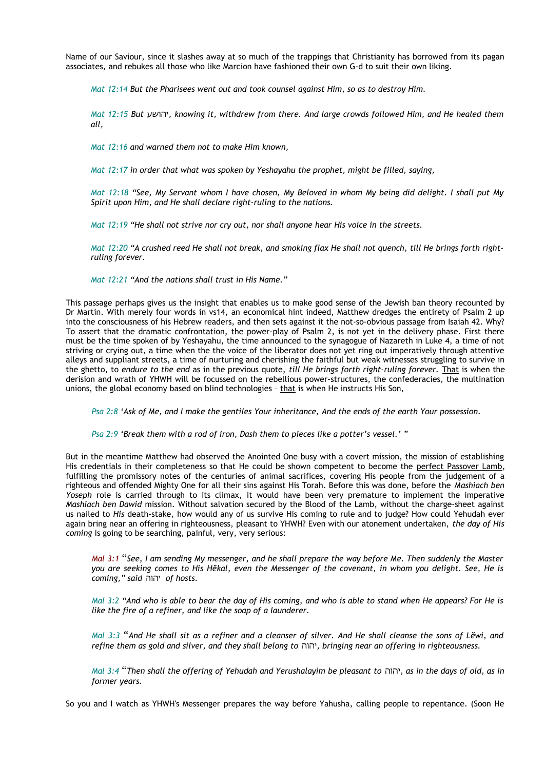Name of our Saviour, since it slashes away at so much of the trappings that Christianity has borrowed from its pagan associates, and rebukes all those who like Marcion have fashioned their own G-d to suit their own liking.

> *Mat 12:14 But the Pharisees went out and took counsel against Him, so as to destroy Him.*
>
> *Mat 12:15 But יהושע, knowing it, withdrew from there. And large crowds followed Him, and He healed them all,*
>
> *Mat 12:16 and warned them not to make Him known,*
>
> *Mat 12:17 in order that what was spoken by Yeshayahu the prophet, might be filled, saying,*
>
> *Mat 12:18 "See, My Servant whom I have chosen, My Beloved in whom My being did delight. I shall put My Spirit upon Him, and He shall declare right-ruling to the nations.*
>
> *Mat 12:19 "He shall not strive nor cry out, nor shall anyone hear His voice in the streets.*
>
> *Mat 12:20 "A crushed reed He shall not break, and smoking flax He shall not quench, till He brings forth right-ruling forever.*
>
> *Mat 12:21 "And the nations shall trust in His Name."*

This passage perhaps gives us the insight that enables us to make good sense of the Jewish ban theory recounted by Dr Martin. With merely four words in vs14, an economical hint indeed, Matthew dredges the entirety of Psalm 2 up into the consciousness of his Hebrew readers, and then sets against it the not-so-obvious passage from Isaiah 42. Why? To assert that the dramatic confrontation, the power-play of Psalm 2, is not yet in the delivery phase. First there must be the time spoken of by Yeshayahu, the time announced to the synagogue of Nazareth in Luke 4, a time of not striving or crying out, a time when the the voice of the liberator does not yet ring out imperatively through attentive alleys and suppliant streets, a time of nurturing and cherishing the faithful but weak witnesses struggling to survive in the ghetto, to *endure to the end* as in the previous quote, *till He brings forth right-ruling forever.* That is when the derision and wrath of YHWH will be focussed on the rebellious power-structures, the confederacies, the multination unions, the global economy based on blind technologies – that is when He instructs His Son,

> *Psa 2:8 'Ask of Me, and I make the gentiles Your inheritance, And the ends of the earth Your possession.*
>
> *Psa 2:9 'Break them with a rod of iron, Dash them to pieces like a potter's vessel.' "*

But in the meantime Matthew had observed the Anointed One busy with a covert mission, the mission of establishing His credentials in their completeness so that He could be shown competent to become the perfect Passover Lamb, fulfilling the promissory notes of the centuries of animal sacrifices, covering His people from the judgement of a righteous and offended Mighty One for all their sins against His Torah. Before this was done, before the *Mashiach ben Yoseph* role is carried through to its climax, it would have been very premature to implement the imperative *Mashiach ben Dawid* mission. Without salvation secured by the Blood of the Lamb, without the charge-sheet against us nailed to *His* death-stake, how would any of us survive His coming to rule and to judge? How could Yehudah ever again bring near an offering in righteousness, pleasant to YHWH? Even with our atonement undertaken, *the day of His coming* is going to be searching, painful, very, very serious:

> *Mal 3:1 "See, I am sending My messenger, and he shall prepare the way before Me. Then suddenly the Master you are seeking comes to His Hěkal, even the Messenger of the covenant, in whom you delight. See, He is coming," said* יהוה *of hosts.*
>
> *Mal 3:2 "And who is able to bear the day of His coming, and who is able to stand when He appears? For He is like the fire of a refiner, and like the soap of a launderer.*
>
> *Mal 3:3 "And He shall sit as a refiner and a cleanser of silver. And He shall cleanse the sons of Lěwi, and refine them as gold and silver, and they shall belong to* יהוה*, bringing near an offering in righteousness.*
>
> *Mal 3:4 "Then shall the offering of Yehudah and Yerushalayim be pleasant to* יהוה*, as in the days of old, as in former years.*

So you and I watch as YHWH's Messenger prepares the way before Yahusha, calling people to repentance. (Soon He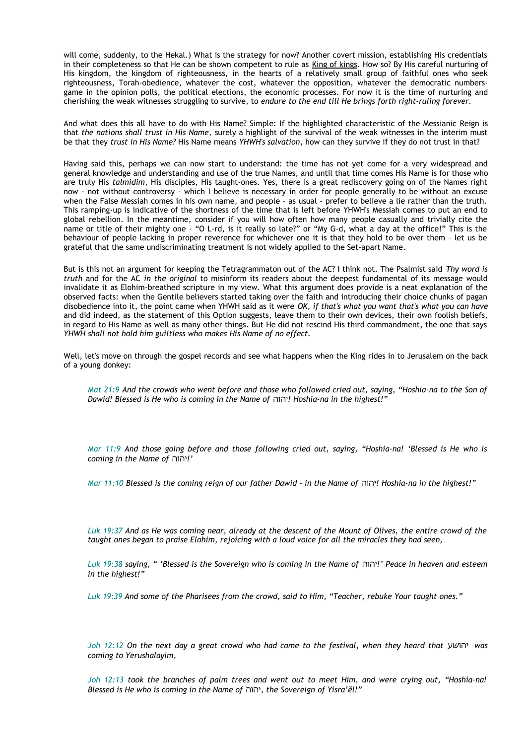will come, suddenly, to the Hekal.) What is the strategy for now? Another covert mission, establishing His credentials in their completeness so that He can be shown competent to rule as King of kings. How so? By His careful nurturing of His kingdom, the kingdom of righteousness, in the hearts of a relatively small group of faithful ones who seek righteousness, Torah-obedience, whatever the cost, whatever the opposition, whatever the democratic numbers-game in the opinion polls, the political elections, the economic processes. For now it is the time of nurturing and cherishing the weak witnesses struggling to survive, to *endure to the end till He brings forth right-ruling forever*.

And what does this all have to do with His Name? Simple: If the highlighted characteristic of the Messianic Reign is that *the nations shall trust in His Name*, surely a highlight of the survival of the weak witnesses in the interim must be that they *trust in His Name?* His Name means *YHWH's salvation*, how can they survive if they do not trust in that?

Having said this, perhaps we can now start to understand: the time has not yet come for a very widespread and general knowledge and understanding and use of the true Names, and until that time comes His Name is for those who are truly His *talmidim*, His disciples, His taught-ones. Yes, there is a great rediscovery going on of the Names right now - not without controversy - which I believe is necessary in order for people generally to be without an excuse when the False Messiah comes in his own name, and people – as usual - prefer to believe a lie rather than the truth. This ramping-up is indicative of the shortness of the time that is left before YHWH's Messiah comes to put an end to global rebellion. In the meantime, consider if you will how often how many people casually and trivially cite the name or title of their mighty one - "O L-rd, is it really so late?" or "My G-d, what a day at the office!" This is the behaviour of people lacking in proper reverence for whichever one it is that they hold to be over them – let us be grateful that the same undiscriminating treatment is not widely applied to the Set-apart Name.

But is this not an argument for keeping the Tetragrammaton out of the AC? I think not. The Psalmist said *Thy word is truth* and for the AC *in the original* to misinform its readers about the deepest fundamental of its message would invalidate it as Elohim-breathed scripture in my view. What this argument does provide is a neat explanation of the observed facts: when the Gentile believers started taking over the faith and introducing their choice chunks of pagan disobedience into it, the point came when YHWH said as it were *OK, if that's what you want that's what you can have* and did indeed, as the statement of this Option suggests, leave them to their own devices, their own foolish beliefs, in regard to His Name as well as many other things. But He did not rescind His third commandment, the one that says *YHWH shall not hold him guiltless who makes His Name of no effect.*

Well, let's move on through the gospel records and see what happens when the King rides in to Jerusalem on the back of a young donkey:

> *Mat 21:9 And the crowds who went before and those who followed cried out, saying, "Hoshia-na to the Son of Dawid! Blessed is He who is coming in the Name of* יהוה*! Hoshia-na in the highest!"*
>
> *Mar 11:9 And those going before and those following cried out, saying, "Hoshia-na! 'Blessed is He who is coming in the Name of* יהוה*!'*
>
> *Mar 11:10 Blessed is the coming reign of our father Dawid – in the Name of* יהוה*! Hoshia-na in the highest!"*
>
> *Luk 19:37 And as He was coming near, already at the descent of the Mount of Olives, the entire crowd of the taught ones began to praise Elohim, rejoicing with a loud voice for all the miracles they had seen,*
>
> *Luk 19:38 saying, " 'Blessed is the Sovereign who is coming in the Name of* יהוה*!' Peace in heaven and esteem in the highest!"*
>
> *Luk 19:39 And some of the Pharisees from the crowd, said to Him, "Teacher, rebuke Your taught ones."*
>
> *Joh 12:12 On the next day a great crowd who had come to the festival, when they heard that* יהושע *was coming to Yerushalayim,*
>
> *Joh 12:13 took the branches of palm trees and went out to meet Him, and were crying out, "Hoshia-na! Blessed is He who is coming in the Name of* יהוה*, the Sovereign of Yisra'ěl!"*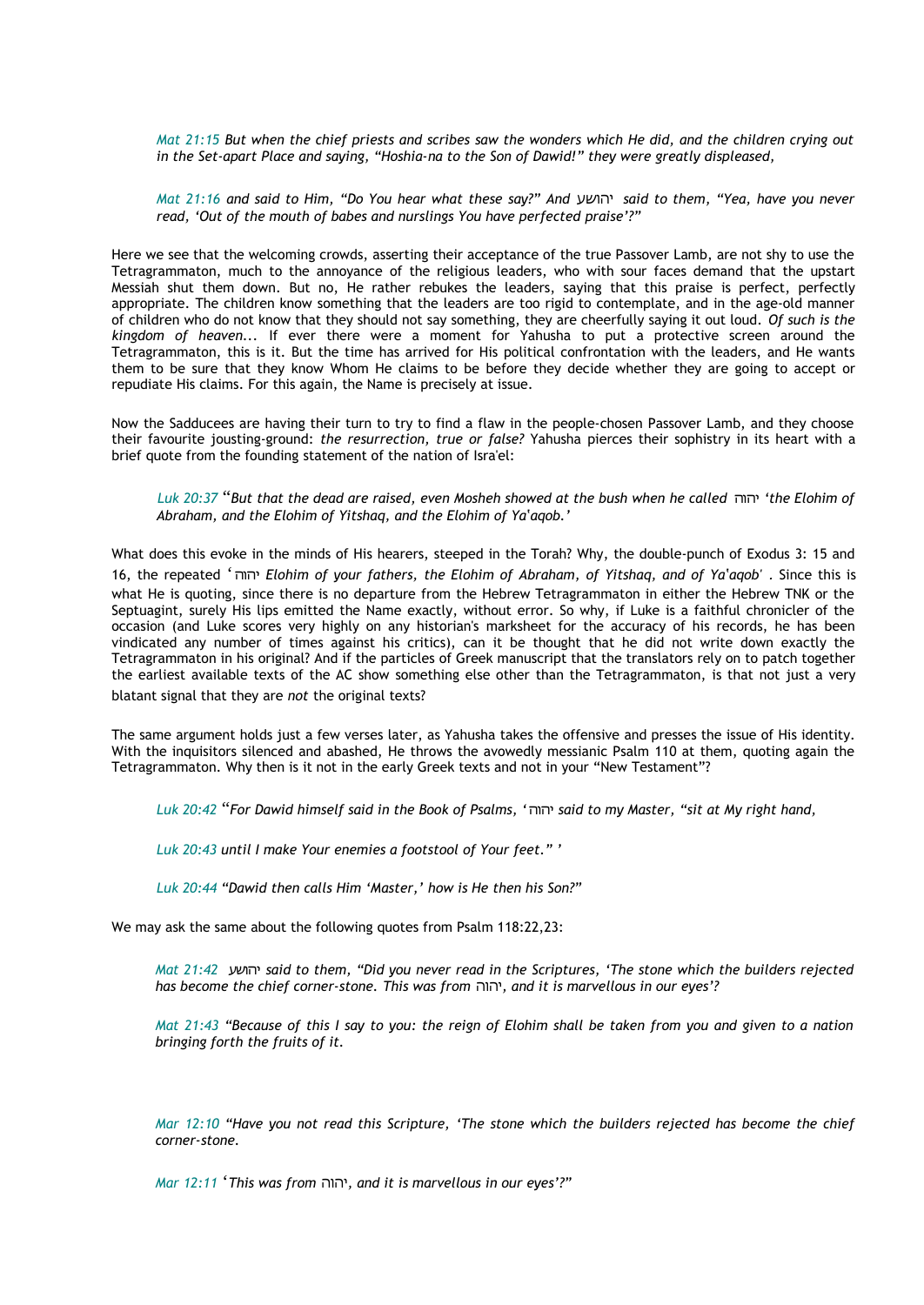*Mat 21:15 But when the chief priests and scribes saw the wonders which He did, and the children crying out in the Set-apart Place and saying, "Hoshia-na to the Son of Dawid!" they were greatly displeased,*

*Mat 21:16 and said to Him, "Do You hear what these say?" And* יהושע *said to them, "Yea, have you never read, 'Out of the mouth of babes and nurslings You have perfected praise'?"*

Here we see that the welcoming crowds, asserting their acceptance of the true Passover Lamb, are not shy to use the Tetragrammaton, much to the annoyance of the religious leaders, who with sour faces demand that the upstart Messiah shut them down. But no, He rather rebukes the leaders, saying that this praise is perfect, perfectly appropriate. The children know something that the leaders are too rigid to contemplate, and in the age-old manner of children who do not know that they should not say something, they are cheerfully saying it out loud. *Of such is the kingdom of heaven...* If ever there were a moment for Yahusha to put a protective screen around the Tetragrammaton, this is it. But the time has arrived for His political confrontation with the leaders, and He wants them to be sure that they know Whom He claims to be before they decide whether they are going to accept or repudiate His claims. For this again, the Name is precisely at issue.

Now the Sadducees are having their turn to try to find a flaw in the people-chosen Passover Lamb, and they choose their favourite jousting-ground: *the resurrection, true or false?* Yahusha pierces their sophistry in its heart with a brief quote from the founding statement of the nation of Isra'el:

*Luk 20:37 "But that the dead are raised, even Mosheh showed at the bush when he called* יהוה *'the Elohim of Abraham, and the Elohim of Yitshaq, and the Elohim of Ya'aqob.'*

What does this evoke in the minds of His hearers, steeped in the Torah? Why, the double-punch of Exodus 3: 15 and 16, the repeated '*יהוה Elohim of your fathers, the Elohim of Abraham, of Yitshaq, and of Ya'aqob'* . Since this is what He is quoting, since there is no departure from the Hebrew Tetragrammaton in either the Hebrew TNK or the Septuagint, surely His lips emitted the Name exactly, without error. So why, if Luke is a faithful chronicler of the occasion (and Luke scores very highly on any historian's marksheet for the accuracy of his records, he has been vindicated any number of times against his critics), can it be thought that he did not write down exactly the Tetragrammaton in his original? And if the particles of Greek manuscript that the translators rely on to patch together the earliest available texts of the AC show something else other than the Tetragrammaton, is that not just a very blatant signal that they are *not* the original texts?

The same argument holds just a few verses later, as Yahusha takes the offensive and presses the issue of His identity. With the inquisitors silenced and abashed, He throws the avowedly messianic Psalm 110 at them, quoting again the Tetragrammaton. Why then is it not in the early Greek texts and not in your "New Testament"?

*Luk 20:42 "For Dawid himself said in the Book of Psalms, '*יהוה *said to my Master, "sit at My right hand,*

*Luk 20:43 until I make Your enemies a footstool of Your feet." '*

*Luk 20:44 "Dawid then calls Him 'Master,' how is He then his Son?"*

We may ask the same about the following quotes from Psalm 118:22,23:

*Mat 21:42* יהושע *said to them, "Did you never read in the Scriptures, 'The stone which the builders rejected has become the chief corner-stone. This was from* יהוה*, and it is marvellous in our eyes'?*

*Mat 21:43 "Because of this I say to you: the reign of Elohim shall be taken from you and given to a nation bringing forth the fruits of it.*

*Mar 12:10 "Have you not read this Scripture, 'The stone which the builders rejected has become the chief corner-stone.*

*Mar 12:11 'This was from* יהוה*, and it is marvellous in our eyes'?"*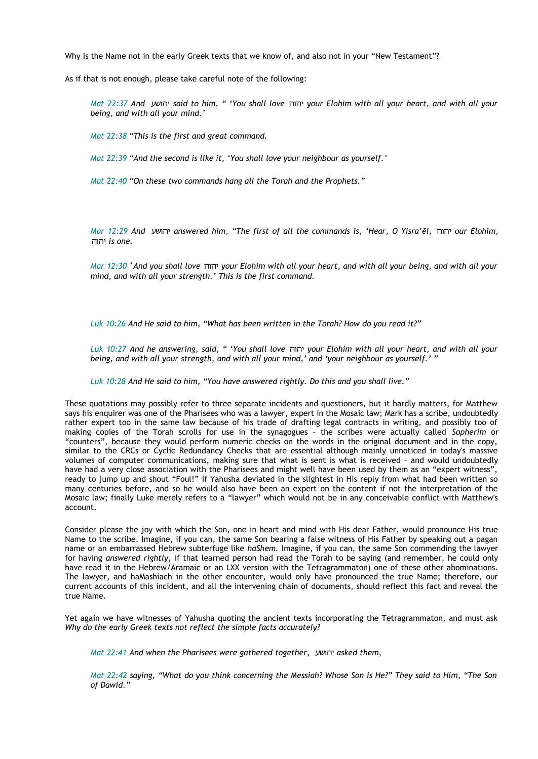Why is the Name not in the early Greek texts that we know of, and also not in your “New Testament”?

As if that is not enough, please take careful note of the following:

> *Mat 22:37 And יהושע said to him, “ ‘You shall love יהוה your Elohim with all your heart, and with all your being, and with all your mind.’*
>
> *Mat 22:38 “This is the first and great command.*
>
> *Mat 22:39 “And the second is like it, ‘You shall love your neighbour as yourself.’*
>
> *Mat 22:40 “On these two commands hang all the Torah and the Prophets.”*

> *Mar 12:29 And יהושע answered him, “The first of all the commands is, ‘Hear, O Yisra’ĕl, יהוה our Elohim, יהוה is one.*
>
> *Mar 12:30 ‘And you shall love יהוה your Elohim with all your heart, and with all your being, and with all your mind, and with all your strength.’ This is the first command.*

> *Luk 10:26 And He said to him, “What has been written in the Torah? How do you read it?”*
>
> *Luk 10:27 And he answering, said, “ ‘You shall love יהוה your Elohim with all your heart, and with all your being, and with all your strength, and with all your mind,’ and ‘your neighbour as yourself.’ ”*
>
> *Luk 10:28 And He said to him, “You have answered rightly. Do this and you shall live.”*

These quotations may possibly refer to three separate incidents and questioners, but it hardly matters, for Matthew says his enquirer was one of the Pharisees who was a lawyer, expert in the Mosaic law; Mark has a scribe, undoubtedly rather expert too in the same law because of his trade of drafting legal contracts in writing, and possibly too of making copies of the Torah scrolls for use in the synagogues – the scribes were actually called *Sopherim* or “counters”, because they would perform numeric checks on the words in the original document and in the copy, similar to the CRCs or Cyclic Redundancy Checks that are essential although mainly unnoticed in today's massive volumes of computer communications, making sure that what is sent is what is received – and would undoubtedly have had a very close association with the Pharisees and might well have been used by them as an “expert witness”, ready to jump up and shout “Foul!” if Yahusha deviated in the slightest in His reply from what had been written so many centuries before, and so he would also have been an expert on the content if not the interpretation of the Mosaic law; finally Luke merely refers to a “lawyer” which would not be in any conceivable conflict with Matthew's account.

Consider please the joy with which the Son, one in heart and mind with His dear Father, would pronounce His true Name to the scribe. Imagine, if you can, the same Son bearing a false witness of His Father by speaking out a pagan name or an embarrassed Hebrew subterfuge like *haShem*. Imagine, if you can, the same Son commending the lawyer for having *answered rightly*, if that learned person had read the Torah to be saying (and remember, he could only have read it in the Hebrew/Aramaic or an LXX version <u>with</u> the Tetragrammaton) one of these other abominations. The lawyer, and haMashiach in the other encounter, would only have pronounced the true Name; therefore, our current accounts of this incident, and all the intervening chain of documents, should reflect this fact and reveal the true Name.

Yet again we have witnesses of Yahusha quoting the ancient texts incorporating the Tetragrammaton, and must ask *Why do the early Greek texts not reflect the simple facts accurately?*

> *Mat 22:41 And when the Pharisees were gathered together, יהושע asked them,*
>
> *Mat 22:42 saying, “What do you think concerning the Messiah? Whose Son is He?” They said to Him, “The Son of Dawid.”*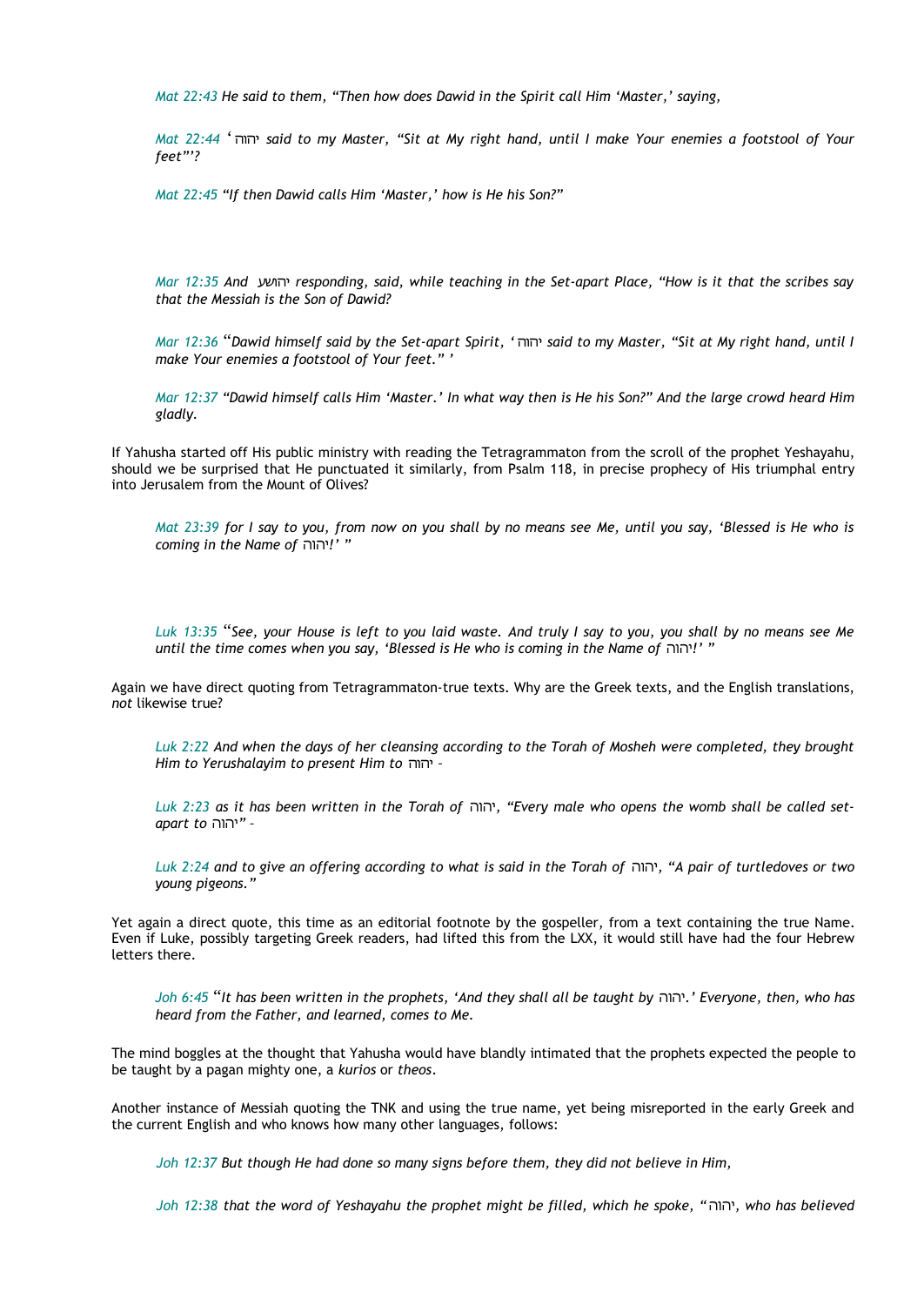*Mat 22:43 He said to them, "Then how does Dawid in the Spirit call Him 'Master,' saying,*

*Mat 22:44 ' יהוה said to my Master, "Sit at My right hand, until I make Your enemies a footstool of Your feet"'?*

*Mat 22:45 "If then Dawid calls Him 'Master,' how is He his Son?"*

*Mar 12:35 And יהושע responding, said, while teaching in the Set-apart Place, "How is it that the scribes say that the Messiah is the Son of Dawid?*

*Mar 12:36 "Dawid himself said by the Set-apart Spirit, ' יהוה said to my Master, "Sit at My right hand, until I make Your enemies a footstool of Your feet." '*

*Mar 12:37 "Dawid himself calls Him 'Master.' In what way then is He his Son?" And the large crowd heard Him gladly.*

If Yahusha started off His public ministry with reading the Tetragrammaton from the scroll of the prophet Yeshayahu, should we be surprised that He punctuated it similarly, from Psalm 118, in precise prophecy of His triumphal entry into Jerusalem from the Mount of Olives?

*Mat 23:39 for I say to you, from now on you shall by no means see Me, until you say, 'Blessed is He who is coming in the Name of יהוה!' "*

*Luk 13:35 "See, your House is left to you laid waste. And truly I say to you, you shall by no means see Me until the time comes when you say, 'Blessed is He who is coming in the Name of יהוה!' "*

Again we have direct quoting from Tetragrammaton-true texts. Why are the Greek texts, and the English translations, *not* likewise true?

*Luk 2:22 And when the days of her cleansing according to the Torah of Mosheh were completed, they brought Him to Yerushalayim to present Him to יהוה –*

*Luk 2:23 as it has been written in the Torah of יהוה, "Every male who opens the womb shall be called set-apart to יהוה" –*

*Luk 2:24 and to give an offering according to what is said in the Torah of יהוה, "A pair of turtledoves or two young pigeons."*

Yet again a direct quote, this time as an editorial footnote by the gospeller, from a text containing the true Name. Even if Luke, possibly targeting Greek readers, had lifted this from the LXX, it would still have had the four Hebrew letters there.

*Joh 6:45 "It has been written in the prophets, 'And they shall all be taught by יהוה.' Everyone, then, who has heard from the Father, and learned, comes to Me.*

The mind boggles at the thought that Yahusha would have blandly intimated that the prophets expected the people to be taught by a pagan mighty one, a *kurios* or *theos*.

Another instance of Messiah quoting the TNK and using the true name, yet being misreported in the early Greek and the current English and who knows how many other languages, follows:

*Joh 12:37 But though He had done so many signs before them, they did not believe in Him,*

*Joh 12:38 that the word of Yeshayahu the prophet might be filled, which he spoke, "יהוה, who has believed*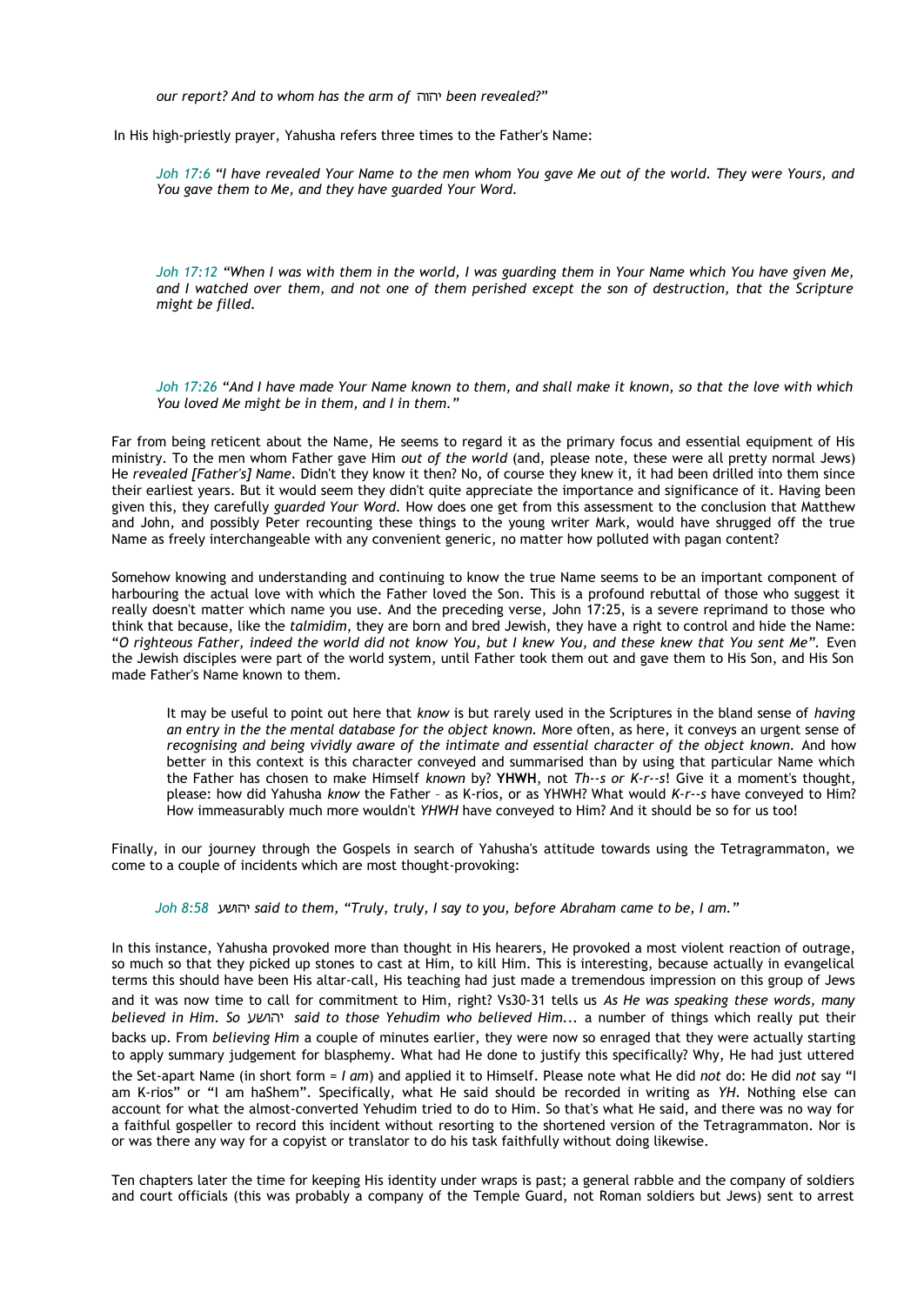*our report? And to whom has the arm of* יהוה *been revealed?"*

In His high-priestly prayer, Yahusha refers three times to the Father's Name:

> *Joh 17:6 "I have revealed Your Name to the men whom You gave Me out of the world. They were Yours, and You gave them to Me, and they have guarded Your Word.*

> *Joh 17:12 "When I was with them in the world, I was guarding them in Your Name which You have given Me, and I watched over them, and not one of them perished except the son of destruction, that the Scripture might be filled.*

> *Joh 17:26 "And I have made Your Name known to them, and shall make it known, so that the love with which You loved Me might be in them, and I in them."*

Far from being reticent about the Name, He seems to regard it as the primary focus and essential equipment of His ministry. To the men whom Father gave Him *out of the world* (and, please note, these were all pretty normal Jews) He *revealed [Father's] Name*. Didn't they know it then? No, of course they knew it, it had been drilled into them since their earliest years. But it would seem they didn't quite appreciate the importance and significance of it. Having been given this, they carefully *guarded Your Word*. How does one get from this assessment to the conclusion that Matthew and John, and possibly Peter recounting these things to the young writer Mark, would have shrugged off the true Name as freely interchangeable with any convenient generic, no matter how polluted with pagan content?

Somehow knowing and understanding and continuing to know the true Name seems to be an important component of harbouring the actual love with which the Father loved the Son. This is a profound rebuttal of those who suggest it really doesn't matter which name you use. And the preceding verse, John 17:25, is a severe reprimand to those who think that because, like the *talmidim*, they are born and bred Jewish, they have a right to control and hide the Name: "*O righteous Father, indeed the world did not know You, but I knew You, and these knew that You sent Me*". Even the Jewish disciples were part of the world system, until Father took them out and gave them to His Son, and His Son made Father's Name known to them.

> It may be useful to point out here that *know* is but rarely used in the Scriptures in the bland sense of *having an entry in the the mental database for the object known*. More often, as here, it conveys an urgent sense of *recognising and being vividly aware of the intimate and essential character of the object known*. And how better in this context is this character conveyed and summarised than by using that particular Name which the Father has chosen to make Himself *known* by? **YHWH**, not *Th--s or K-r--s*! Give it a moment's thought, please: how did Yahusha *know* the Father – as K-rios, or as YHWH? What would *K-r--s* have conveyed to Him? How immeasurably much more wouldn't *YHWH* have conveyed to Him? And it should be so for us too!

Finally, in our journey through the Gospels in search of Yahusha's attitude towards using the Tetragrammaton, we come to a couple of incidents which are most thought-provoking:

> *Joh 8:58* יהושע *said to them, "Truly, truly, I say to you, before Abraham came to be, I am."*

In this instance, Yahusha provoked more than thought in His hearers, He provoked a most violent reaction of outrage, so much so that they picked up stones to cast at Him, to kill Him. This is interesting, because actually in evangelical terms this should have been His altar-call, His teaching had just made a tremendous impression on this group of Jews and it was now time to call for commitment to Him, right? Vs30-31 tells us *As He was speaking these words, many believed in Him. So* יהושע *said to those Yehudim who believed Him...* a number of things which really put their backs up. From *believing Him* a couple of minutes earlier, they were now so enraged that they were actually starting to apply summary judgement for blasphemy. What had He done to justify this specifically? Why, He had just uttered the Set-apart Name (in short form = *I am*) and applied it to Himself. Please note what He did *not* do: He did *not* say "I am K-rios" or "I am haShem". Specifically, what He said should be recorded in writing as *YH*. Nothing else can account for what the almost-converted Yehudim tried to do to Him. So that's what He said, and there was no way for a faithful gospeller to record this incident without resorting to the shortened version of the Tetragrammaton. Nor is or was there any way for a copyist or translator to do his task faithfully without doing likewise.

Ten chapters later the time for keeping His identity under wraps is past; a general rabble and the company of soldiers and court officials (this was probably a company of the Temple Guard, not Roman soldiers but Jews) sent to arrest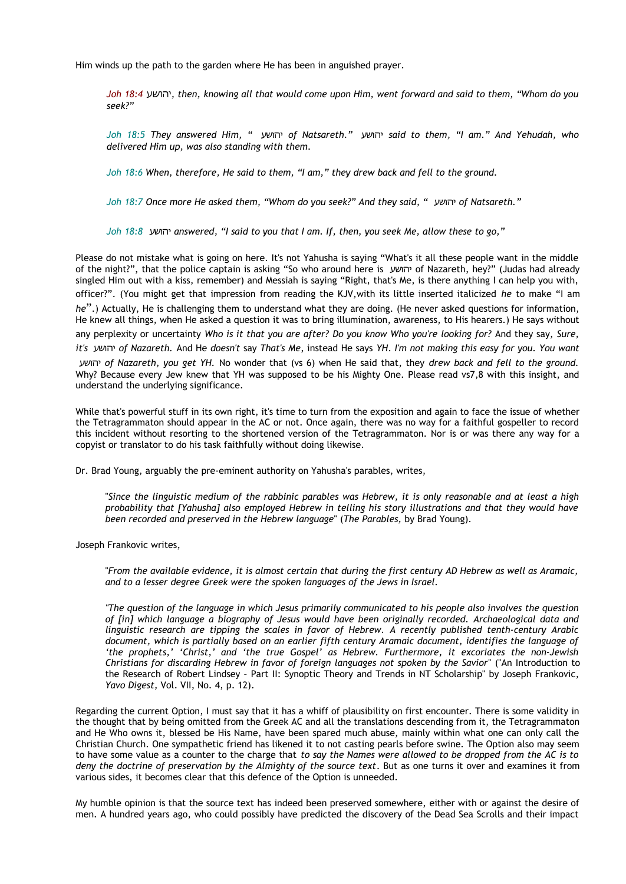Him winds up the path to the garden where He has been in anguished prayer.

> *Joh 18:4 יהושע, then, knowing all that would come upon Him, went forward and said to them, “Whom do you seek?”*
>
> *Joh 18:5 They answered Him, “ יהושע of Natsareth.” יהושע said to them, “I am.” And Yehudah, who delivered Him up, was also standing with them.*
>
> *Joh 18:6 When, therefore, He said to them, “I am,” they drew back and fell to the ground.*
>
> *Joh 18:7 Once more He asked them, “Whom do you seek?” And they said, “ יהושע of Natsareth.”*
>
> *Joh 18:8 יהושע answered, “I said to you that I am. If, then, you seek Me, allow these to go,”*

Please do not mistake what is going on here. It's not Yahusha is saying “What's it all these people want in the middle of the night?”, that the police captain is asking “So who around here is יהושע of Nazareth, hey?” (Judas had already singled Him out with a kiss, remember) and Messiah is saying “Right, that's Me, is there anything I can help you with, officer?”. (You might get that impression from reading the KJV,with its little inserted italicized *he* to make “I am *he*”.) Actually, He is challenging them to understand what they are doing. (He never asked questions for information, He knew all things, when He asked a question it was to bring illumination, awareness, to His hearers.) He says without any perplexity or uncertainty *Who is it that you are after? Do you know Who you're looking for?* And they say, *Sure, it's יהושע of Nazareth.* And He *doesn't* say *That's Me*, instead He says *YH*. *I'm not making this easy for you. You want יהושע of Nazareth, you get YH.* No wonder that (vs 6) when He said that, they *drew back and fell to the ground.* Why? Because every Jew knew that YH was supposed to be his Mighty One. Please read vs7,8 with this insight, and understand the underlying significance.

While that's powerful stuff in its own right, it's time to turn from the exposition and again to face the issue of whether the Tetragrammaton should appear in the AC or not. Once again, there was no way for a faithful gospeller to record this incident without resorting to the shortened version of the Tetragrammaton. Nor is or was there any way for a copyist or translator to do his task faithfully without doing likewise.

Dr. Brad Young, arguably the pre-eminent authority on Yahusha's parables, writes,

> "*Since the linguistic medium of the rabbinic parables was Hebrew, it is only reasonable and at least a high probability that [Yahusha] also employed Hebrew in telling his story illustrations and that they would have been recorded and preserved in the Hebrew language*" (*The Parables,* by Brad Young).

Joseph Frankovic writes,

> "*From the available evidence, it is almost certain that during the first century AD Hebrew as well as Aramaic, and to a lesser degree Greek were the spoken languages of the Jews in Israel.*
>
> *"The question of the language in which Jesus primarily communicated to his people also involves the question of [in] which language a biography of Jesus would have been originally recorded. Archaeological data and linguistic research are tipping the scales in favor of Hebrew. A recently published tenth-century Arabic document, which is partially based on an earlier fifth century Aramaic document, identifies the language of 'the prophets,' 'Christ,' and 'the true Gospel' as Hebrew. Furthermore, it excoriates the non-Jewish Christians for discarding Hebrew in favor of foreign languages not spoken by the Savior*" ("An Introduction to the Research of Robert Lindsey – Part II: Synoptic Theory and Trends in NT Scholarship" by Joseph Frankovic, *Yavo Digest*, Vol. VII, No. 4, p. 12).

Regarding the current Option, I must say that it has a whiff of plausibility on first encounter. There is some validity in the thought that by being omitted from the Greek AC and all the translations descending from it, the Tetragrammaton and He Who owns it, blessed be His Name, have been spared much abuse, mainly within what one can only call the Christian Church. One sympathetic friend has likened it to not casting pearls before swine. The Option also may seem to have some value as a counter to the charge that *to say the Names were allowed to be dropped from the AC is to deny the doctrine of preservation by the Almighty of the source text*. But as one turns it over and examines it from various sides, it becomes clear that this defence of the Option is unneeded.

My humble opinion is that the source text has indeed been preserved somewhere, either with or against the desire of men. A hundred years ago, who could possibly have predicted the discovery of the Dead Sea Scrolls and their impact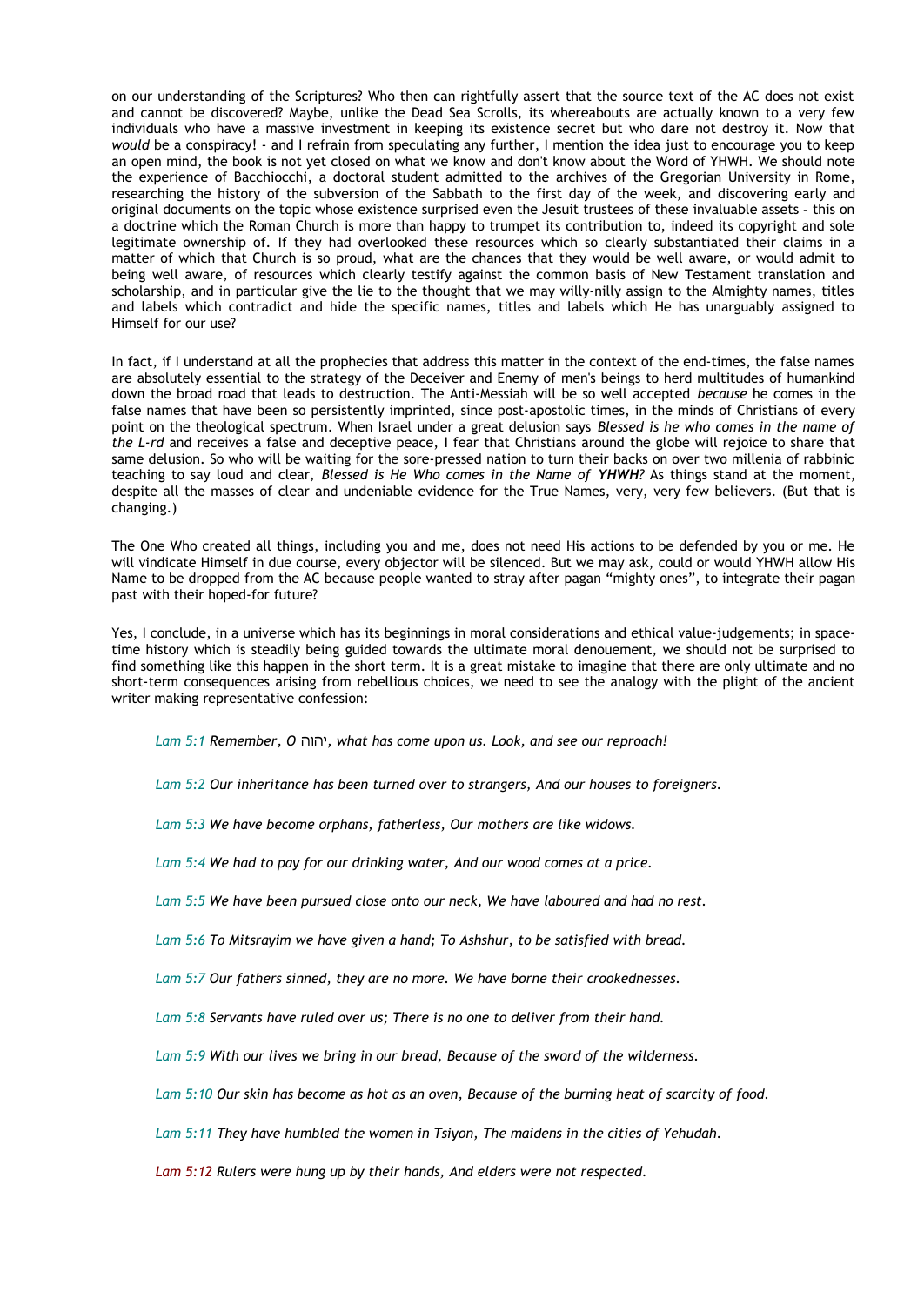on our understanding of the Scriptures? Who then can rightfully assert that the source text of the AC does not exist and cannot be discovered? Maybe, unlike the Dead Sea Scrolls, its whereabouts are actually known to a very few individuals who have a massive investment in keeping its existence secret but who dare not destroy it. Now that *would* be a conspiracy! - and I refrain from speculating any further, I mention the idea just to encourage you to keep an open mind, the book is not yet closed on what we know and don't know about the Word of YHWH. We should note the experience of Bacchiocchi, a doctoral student admitted to the archives of the Gregorian University in Rome, researching the history of the subversion of the Sabbath to the first day of the week, and discovering early and original documents on the topic whose existence surprised even the Jesuit trustees of these invaluable assets – this on a doctrine which the Roman Church is more than happy to trumpet its contribution to, indeed its copyright and sole legitimate ownership of. If they had overlooked these resources which so clearly substantiated their claims in a matter of which that Church is so proud, what are the chances that they would be well aware, or would admit to being well aware, of resources which clearly testify against the common basis of New Testament translation and scholarship, and in particular give the lie to the thought that we may willy-nilly assign to the Almighty names, titles and labels which contradict and hide the specific names, titles and labels which He has unarguably assigned to Himself for our use?

In fact, if I understand at all the prophecies that address this matter in the context of the end-times, the false names are absolutely essential to the strategy of the Deceiver and Enemy of men's beings to herd multitudes of humankind down the broad road that leads to destruction. The Anti-Messiah will be so well accepted *because* he comes in the false names that have been so persistently imprinted, since post-apostolic times, in the minds of Christians of every point on the theological spectrum. When Israel under a great delusion says *Blessed is he who comes in the name of the L-rd* and receives a false and deceptive peace, I fear that Christians around the globe will rejoice to share that same delusion. So who will be waiting for the sore-pressed nation to turn their backs on over two millenia of rabbinic teaching to say loud and clear, *Blessed is He Who comes in the Name of* ***YHWH****?* As things stand at the moment, despite all the masses of clear and undeniable evidence for the True Names, very, very few believers. (But that is changing.)

The One Who created all things, including you and me, does not need His actions to be defended by you or me. He will vindicate Himself in due course, every objector will be silenced. But we may ask, could or would YHWH allow His Name to be dropped from the AC because people wanted to stray after pagan "mighty ones", to integrate their pagan past with their hoped-for future?

Yes, I conclude, in a universe which has its beginnings in moral considerations and ethical value-judgements; in space-time history which is steadily being guided towards the ultimate moral denouement, we should not be surprised to find something like this happen in the short term. It is a great mistake to imagine that there are only ultimate and no short-term consequences arising from rebellious choices, we need to see the analogy with the plight of the ancient writer making representative confession:

> *Lam 5:1 Remember, O* יהוה*, what has come upon us. Look, and see our reproach!*
>
> *Lam 5:2 Our inheritance has been turned over to strangers, And our houses to foreigners.*
>
> *Lam 5:3 We have become orphans, fatherless, Our mothers are like widows.*
>
> *Lam 5:4 We had to pay for our drinking water, And our wood comes at a price.*
>
> *Lam 5:5 We have been pursued close onto our neck, We have laboured and had no rest.*
>
> *Lam 5:6 To Mitsrayim we have given a hand; To Ashshur, to be satisfied with bread.*
>
> *Lam 5:7 Our fathers sinned, they are no more. We have borne their crookednesses.*
>
> *Lam 5:8 Servants have ruled over us; There is no one to deliver from their hand.*
>
> *Lam 5:9 With our lives we bring in our bread, Because of the sword of the wilderness.*
>
> *Lam 5:10 Our skin has become as hot as an oven, Because of the burning heat of scarcity of food.*
>
> *Lam 5:11 They have humbled the women in Tsiyon, The maidens in the cities of Yehudah.*
>
> *Lam 5:12 Rulers were hung up by their hands, And elders were not respected.*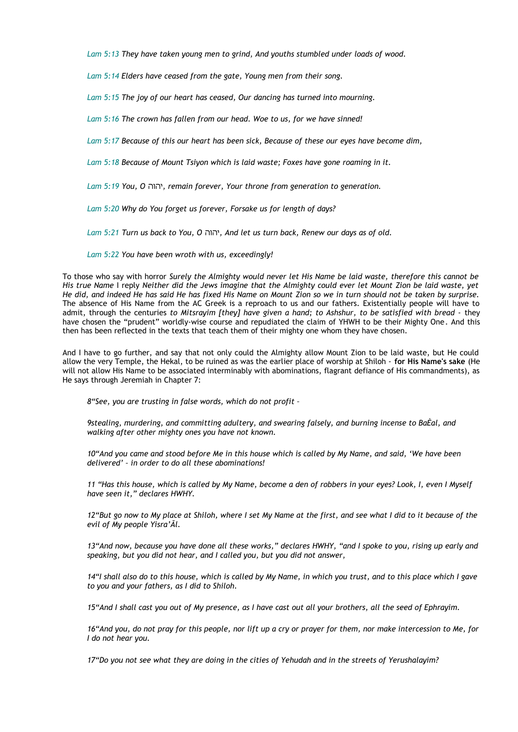*Lam 5:13 They have taken young men to grind, And youths stumbled under loads of wood.*

*Lam 5:14 Elders have ceased from the gate, Young men from their song.*

*Lam 5:15 The joy of our heart has ceased, Our dancing has turned into mourning.*

*Lam 5:16 The crown has fallen from our head. Woe to us, for we have sinned!*

*Lam 5:17 Because of this our heart has been sick, Because of these our eyes have become dim,*

*Lam 5:18 Because of Mount Tsiyon which is laid waste; Foxes have gone roaming in it.*

*Lam 5:19 You, O* יהוה*, remain forever, Your throne from generation to generation.*

*Lam 5:20 Why do You forget us forever, Forsake us for length of days?*

*Lam 5:21 Turn us back to You, O* יהוה*, And let us turn back, Renew our days as of old.*

*Lam 5:22 You have been wroth with us, exceedingly!*

To those who say with horror *Surely the Almighty would never let His Name be laid waste, therefore this cannot be His true Name* I reply *Neither did the Jews imagine that the Almighty could ever let Mount Zion be laid waste, yet He did, and indeed He has said He has fixed His Name on Mount Zion so we in turn should not be taken by surprise.* The absence of His Name from the AC Greek is a reproach to us and our fathers. Existentially people will have to admit, through the centuries *to Mitsrayim [they] have given a hand; to Ashshur, to be satisfied with bread* - they have chosen the "prudent" worldly-wise course and repudiated the claim of YHWH to be their Mighty One. And this then has been reflected in the texts that teach them of their mighty one whom they have chosen.

And I have to go further, and say that not only could the Almighty allow Mount Zion to be laid waste, but He could allow the very Temple, the Hekal, to be ruined as was the earlier place of worship at Shiloh - **for His Name's sake** (He will not allow His Name to be associated interminably with abominations, flagrant defiance of His commandments), as He says through Jeremiah in Chapter 7:

*8"See, you are trusting in false words, which do not profit –*

*9stealing, murdering, and committing adultery, and swearing falsely, and burning incense to BaĖal, and walking after other mighty ones you have not known.*

*10"And you came and stood before Me in this house which is called by My Name, and said, 'We have been delivered' – in order to do all these abominations!*

*11 "Has this house, which is called by My Name, become a den of robbers in your eyes? Look, I, even I Myself have seen it," declares HWHY.*

*12"But go now to My place at Shiloh, where I set My Name at the first, and see what I did to it because of the evil of My people Yisra'Ăl.*

*13"And now, because you have done all these works," declares HWHY, "and I spoke to you, rising up early and speaking, but you did not hear, and I called you, but you did not answer,*

*14"I shall also do to this house, which is called by My Name, in which you trust, and to this place which I gave to you and your fathers, as I did to Shiloh.*

*15"And I shall cast you out of My presence, as I have cast out all your brothers, all the seed of Ephrayim.*

*16"And you, do not pray for this people, nor lift up a cry or prayer for them, nor make intercession to Me, for I do not hear you.*

*17"Do you not see what they are doing in the cities of Yehudah and in the streets of Yerushalayim?*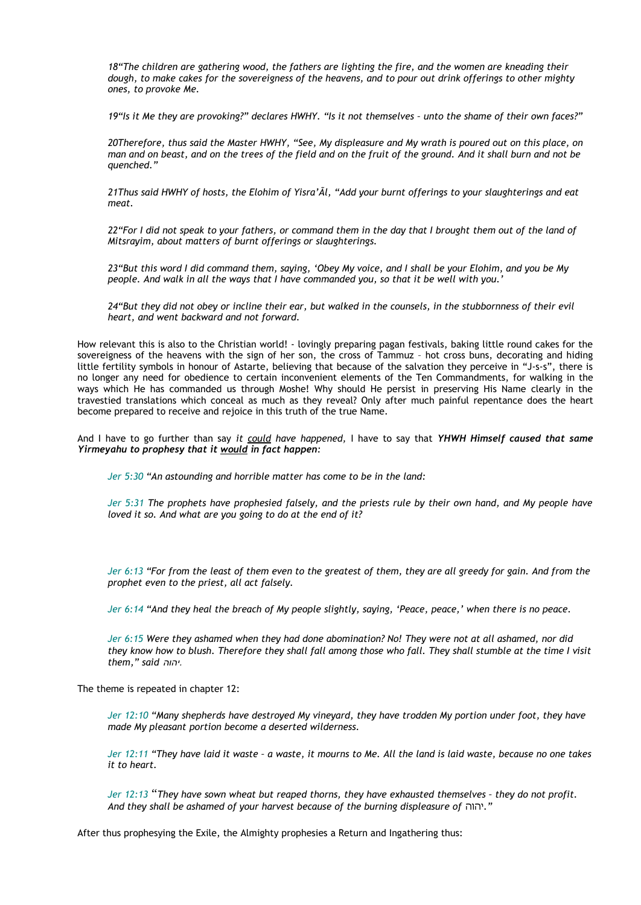> *18"The children are gathering wood, the fathers are lighting the fire, and the women are kneading their dough, to make cakes for the sovereigness of the heavens, and to pour out drink offerings to other mighty ones, to provoke Me.*
>
> *19"Is it Me they are provoking?" declares HWHY. "Is it not themselves – unto the shame of their own faces?"*
>
> *20Therefore, thus said the Master HWHY, "See, My displeasure and My wrath is poured out on this place, on man and on beast, and on the trees of the field and on the fruit of the ground. And it shall burn and not be quenched."*
>
> *21Thus said HWHY of hosts, the Elohim of Yisra'Ãl, "Add your burnt offerings to your slaughterings and eat meat.*
>
> *22"For I did not speak to your fathers, or command them in the day that I brought them out of the land of Mitsrayim, about matters of burnt offerings or slaughterings.*
>
> *23"But this word I did command them, saying, 'Obey My voice, and I shall be your Elohim, and you be My people. And walk in all the ways that I have commanded you, so that it be well with you.'*
>
> *24"But they did not obey or incline their ear, but walked in the counsels, in the stubbornness of their evil heart, and went backward and not forward.*

How relevant this is also to the Christian world! - lovingly preparing pagan festivals, baking little round cakes for the sovereigness of the heavens with the sign of her son, the cross of Tammuz – hot cross buns, decorating and hiding little fertility symbols in honour of Astarte, believing that because of the salvation they perceive in "J-s-s", there is no longer any need for obedience to certain inconvenient elements of the Ten Commandments, for walking in the ways which He has commanded us through Moshe! Why should He persist in preserving His Name clearly in the travestied translations which conceal as much as they reveal? Only after much painful repentance does the heart become prepared to receive and rejoice in this truth of the true Name.

And I have to go further than say *it could have happened,* I have to say that ***YHWH Himself caused that same Yirmeyahu to prophesy that it would in fact happen:***

> *Jer 5:30 "An astounding and horrible matter has come to be in the land:*
>
> *Jer 5:31 The prophets have prophesied falsely, and the priests rule by their own hand, and My people have loved it so. And what are you going to do at the end of it?*
>
> *Jer 6:13 "For from the least of them even to the greatest of them, they are all greedy for gain. And from the prophet even to the priest, all act falsely.*
>
> *Jer 6:14 "And they heal the breach of My people slightly, saying, 'Peace, peace,' when there is no peace.*
>
> *Jer 6:15 Were they ashamed when they had done abomination? No! They were not at all ashamed, nor did they know how to blush. Therefore they shall fall among those who fall. They shall stumble at the time I visit them," said יהוה.*

The theme is repeated in chapter 12:

> *Jer 12:10 "Many shepherds have destroyed My vineyard, they have trodden My portion under foot, they have made My pleasant portion become a deserted wilderness.*
>
> *Jer 12:11 "They have laid it waste – a waste, it mourns to Me. All the land is laid waste, because no one takes it to heart.*
>
> *Jer 12:13 "They have sown wheat but reaped thorns, they have exhausted themselves – they do not profit. And they shall be ashamed of your harvest because of the burning displeasure of יהוה."*

After thus prophesying the Exile, the Almighty prophesies a Return and Ingathering thus: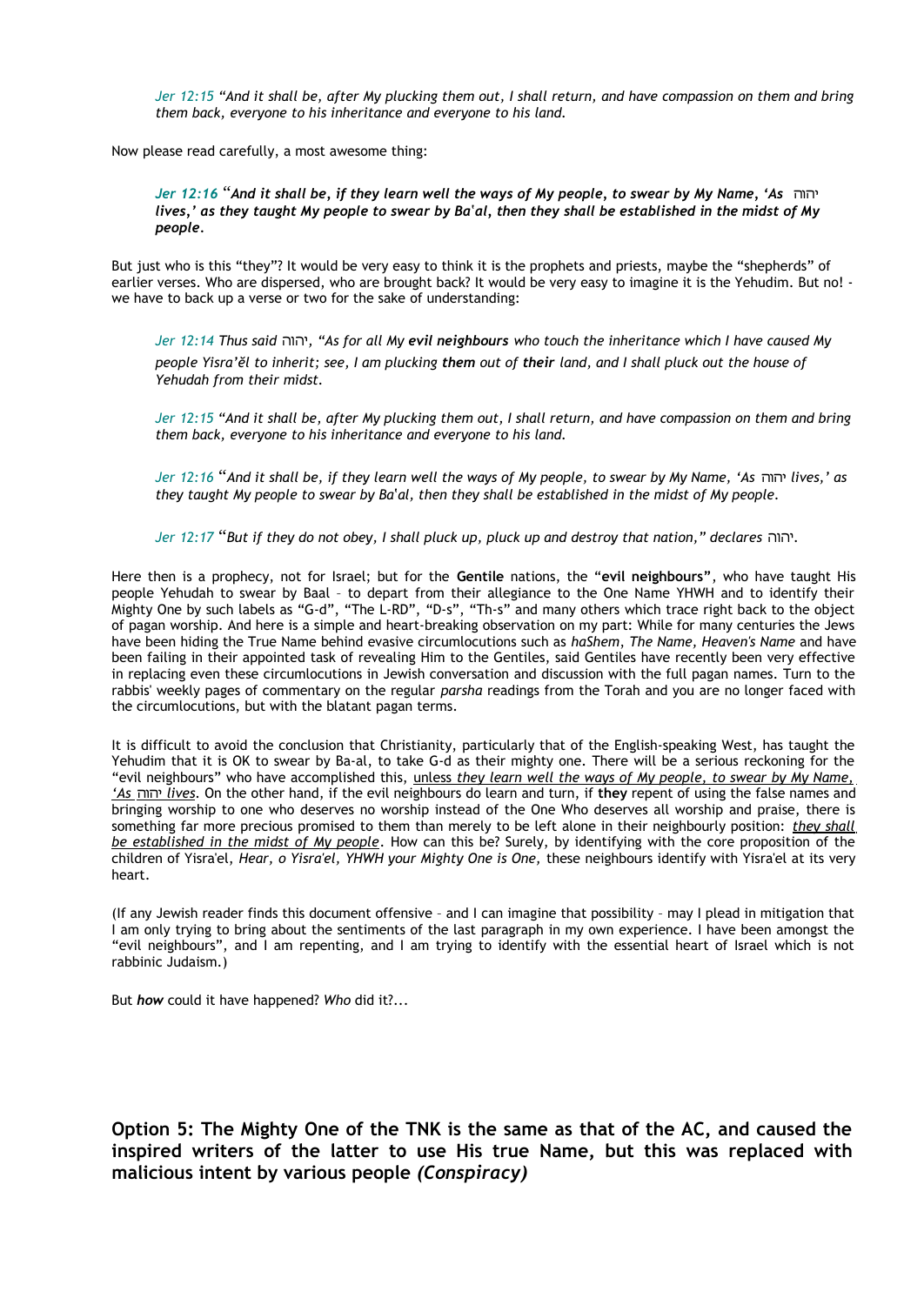> *Jer 12:15 "And it shall be, after My plucking them out, I shall return, and have compassion on them and bring them back, everyone to his inheritance and everyone to his land.*

Now please read carefully, a most awesome thing:

> ***Jer 12:16** "**And it shall be, if they learn well the ways of My people, to swear by My Name, 'As** יהוה **lives,' as they taught My people to swear by Ba'al, then they shall be established in the midst of My people.***

But just who is this "they"? It would be very easy to think it is the prophets and priests, maybe the "shepherds" of earlier verses. Who are dispersed, who are brought back? It would be very easy to imagine it is the Yehudim. But no! - we have to back up a verse or two for the sake of understanding:

> *Jer 12:14 Thus said* יהוה*, "As for all My **evil neighbours** who touch the inheritance which I have caused My people Yisra'ěl to inherit; see, I am plucking **them** out of **their** land, and I shall pluck out the house of Yehudah from their midst.*
>
> *Jer 12:15 "And it shall be, after My plucking them out, I shall return, and have compassion on them and bring them back, everyone to his inheritance and everyone to his land.*
>
> *Jer 12:16 "And it shall be, if they learn well the ways of My people, to swear by My Name, 'As* יהוה *lives,' as they taught My people to swear by Ba'al, then they shall be established in the midst of My people.*
>
> *Jer 12:17 "But if they do not obey, I shall pluck up, pluck up and destroy that nation," declares* יהוה*.*

Here then is a prophecy, not for Israel; but for the **Gentile** nations, the "**evil neighbours**", who have taught His people Yehudah to swear by Baal – to depart from their allegiance to the One Name YHWH and to identify their Mighty One by such labels as "G-d", "The L-RD", "D-s", "Th-s" and many others which trace right back to the object of pagan worship. And here is a simple and heart-breaking observation on my part: While for many centuries the Jews have been hiding the True Name behind evasive circumlocutions such as *haShem*, *The Name*, *Heaven's Name* and have been failing in their appointed task of revealing Him to the Gentiles, said Gentiles have recently been very effective in replacing even these circumlocutions in Jewish conversation and discussion with the full pagan names. Turn to the rabbis' weekly pages of commentary on the regular *parsha* readings from the Torah and you are no longer faced with the circumlocutions, but with the blatant pagan terms.

It is difficult to avoid the conclusion that Christianity, particularly that of the English-speaking West, has taught the Yehudim that it is OK to swear by Ba-al, to take G-d as their mighty one. There will be a serious reckoning for the "evil neighbours" who have accomplished this, <u>unless *they learn well the ways of My people, to swear by My Name, 'As* יהוה *lives*</u>. On the other hand, if the evil neighbours do learn and turn, if **they** repent of using the false names and bringing worship to one who deserves no worship instead of the One Who deserves all worship and praise, there is something far more precious promised to them than merely to be left alone in their neighbourly position: <u>*they shall be established in the midst of My people*</u>. How can this be? Surely, by identifying with the core proposition of the children of Yisra'el, *Hear, o Yisra'el, YHWH your Mighty One is One,* these neighbours identify with Yisra'el at its very heart.

(If any Jewish reader finds this document offensive – and I can imagine that possibility – may I plead in mitigation that I am only trying to bring about the sentiments of the last paragraph in my own experience. I have been amongst the "evil neighbours", and I am repenting, and I am trying to identify with the essential heart of Israel which is not rabbinic Judaism.)

But ***how*** could it have happened? *Who* did it?...

## Option 5: The Mighty One of the TNK is the same as that of the AC, and caused the inspired writers of the latter to use His true Name, but this was replaced with malicious intent by various people *(Conspiracy)*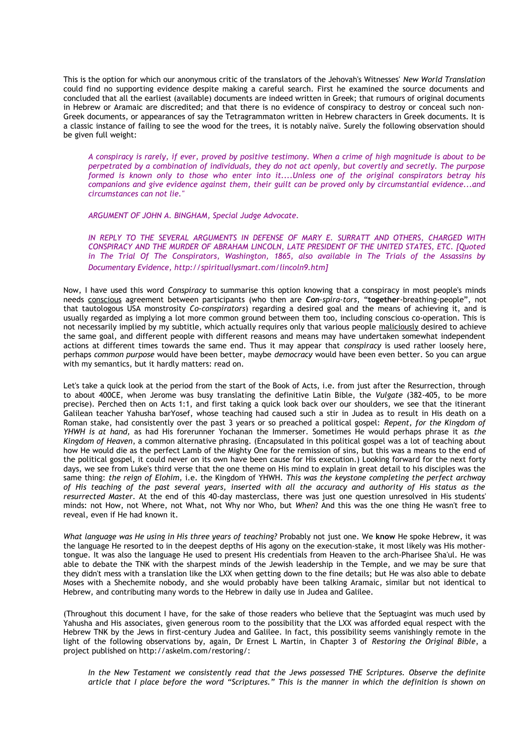This is the option for which our anonymous critic of the translators of the Jehovah's Witnesses' *New World Translation* could find no supporting evidence despite making a careful search. First he examined the source documents and concluded that all the earliest (available) documents are indeed written in Greek; that rumours of original documents in Hebrew or Aramaic are discredited; and that there is no evidence of conspiracy to destroy or conceal such non-Greek documents, or appearances of say the Tetragrammaton written in Hebrew characters in Greek documents. It is a classic instance of failing to see the wood for the trees, it is notably naïve. Surely the following observation should be given full weight:

> *A conspiracy is rarely, if ever, proved by positive testimony. When a crime of high magnitude is about to be perpetrated by a combination of individuals, they do not act openly, but covertly and secretly. The purpose formed is known only to those who enter into it....Unless one of the original conspirators betray his companions and give evidence against them, their guilt can be proved only by circumstantial evidence...and circumstances can not lie."*
>
> *ARGUMENT OF JOHN A. BINGHAM, Special Judge Advocate.*
>
> *IN REPLY TO THE SEVERAL ARGUMENTS IN DEFENSE OF MARY E. SURRATT AND OTHERS, CHARGED WITH CONSPIRACY AND THE MURDER OF ABRAHAM LINCOLN, LATE PRESIDENT OF THE UNITED STATES, ETC. [Quoted in The Trial Of The Conspirators, Washington, 1865, also available in The Trials of the Assassins by Documentary Evidence, http://spirituallysmart.com/lincoln9.htm]*

Now, I have used this word *Conspiracy* to summarise this option knowing that a conspiracy in most people's minds needs conscious agreement between participants (who then are ***Con**-spira-tors*, "**together**-breathing-people", not that tautologous USA monstrosity *Co-conspirators*) regarding a desired goal and the means of achieving it, and is usually regarded as implying a lot more common ground between them too, including conscious co-operation. This is not necessarily implied by my subtitle, which actually requires only that various people maliciously desired to achieve the same goal, and different people with different reasons and means may have undertaken somewhat independent actions at different times towards the same end. Thus it may appear that *conspiracy* is used rather loosely here, perhaps *common purpose* would have been better, maybe *democracy* would have been even better. So you can argue with my semantics, but it hardly matters: read on.

Let's take a quick look at the period from the start of the Book of Acts, i.e. from just after the Resurrection, through to about 400CE, when Jerome was busy translating the definitive Latin Bible, the *Vulgate* (382-405, to be more precise). Perched then on Acts 1:1, and first taking a quick look back over our shoulders, we see that the itinerant Galilean teacher Yahusha barYosef, whose teaching had caused such a stir in Judea as to result in His death on a Roman stake, had consistently over the past 3 years or so preached a political gospel: *Repent, for the Kingdom of YHWH is at hand,* as had His forerunner Yochanan the Immerser. Sometimes He would perhaps phrase it as *the Kingdom of Heaven*, a common alternative phrasing. (Encapsulated in this political gospel was a lot of teaching about how He would die as the perfect Lamb of the Mighty One for the remission of sins, but this was a means to the end of the political gospel, it could never on its own have been cause for His execution.) Looking forward for the next forty days, we see from Luke's third verse that the one theme on His mind to explain in great detail to his disciples was the same thing: *the reign of Elohim*, i.e. the Kingdom of YHWH. *This was the keystone completing the perfect archway of His teaching of the past several years, inserted with all the accuracy and authority of His status as the resurrected Master.* At the end of this 40-day masterclass, there was just one question unresolved in His students' minds: not How, not Where, not What, not Why nor Who, but *When*? And this was the one thing He wasn't free to reveal, even if He had known it.

*What language was He using in His three years of teaching?* Probably not just one. We **know** He spoke Hebrew, it was the language He resorted to in the deepest depths of His agony on the execution-stake, it most likely was His mother-tongue. It was also the language He used to present His credentials from Heaven to the arch-Pharisee Sha'ul. He was able to debate the TNK with the sharpest minds of the Jewish leadership in the Temple, and we may be sure that they didn't mess with a translation like the LXX when getting down to the fine details; but He was also able to debate Moses with a Shechemite nobody, and she would probably have been talking Aramaic, similar but not identical to Hebrew, and contributing many words to the Hebrew in daily use in Judea and Galilee.

(Throughout this document I have, for the sake of those readers who believe that the Septuagint was much used by Yahusha and His associates, given generous room to the possibility that the LXX was afforded equal respect with the Hebrew TNK by the Jews in first-century Judea and Galilee. In fact, this possibility seems vanishingly remote in the light of the following observations by, again, Dr Ernest L Martin, in Chapter 3 of *Restoring the Original Bible*, a project published on http://askelm.com/restoring/:

> *In the New Testament we consistently read that the Jews possessed THE Scriptures. Observe the definite article that I place before the word "Scriptures." This is the manner in which the definition is shown on*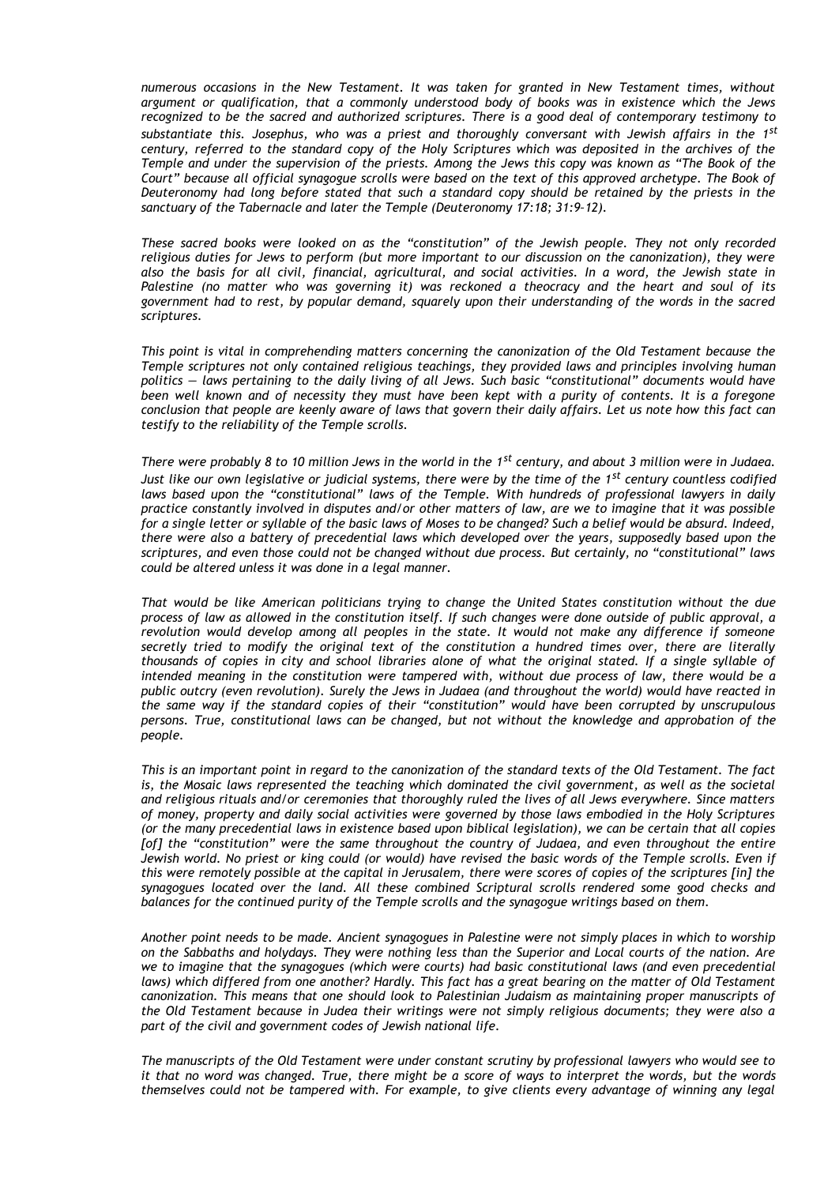*numerous occasions in the New Testament. It was taken for granted in New Testament times, without argument or qualification, that a commonly understood body of books was in existence which the Jews recognized to be the sacred and authorized scriptures. There is a good deal of contemporary testimony to substantiate this. Josephus, who was a priest and thoroughly conversant with Jewish affairs in the 1st century, referred to the standard copy of the Holy Scriptures which was deposited in the archives of the Temple and under the supervision of the priests. Among the Jews this copy was known as "The Book of the Court" because all official synagogue scrolls were based on the text of this approved archetype. The Book of Deuteronomy had long before stated that such a standard copy should be retained by the priests in the sanctuary of the Tabernacle and later the Temple (Deuteronomy 17:18; 31:9-12).*

*These sacred books were looked on as the "constitution" of the Jewish people. They not only recorded religious duties for Jews to perform (but more important to our discussion on the canonization), they were also the basis for all civil, financial, agricultural, and social activities. In a word, the Jewish state in Palestine (no matter who was governing it) was reckoned a theocracy and the heart and soul of its government had to rest, by popular demand, squarely upon their understanding of the words in the sacred scriptures.*

*This point is vital in comprehending matters concerning the canonization of the Old Testament because the Temple scriptures not only contained religious teachings, they provided laws and principles involving human politics — laws pertaining to the daily living of all Jews. Such basic "constitutional" documents would have been well known and of necessity they must have been kept with a purity of contents. It is a foregone conclusion that people are keenly aware of laws that govern their daily affairs. Let us note how this fact can testify to the reliability of the Temple scrolls.*

*There were probably 8 to 10 million Jews in the world in the 1st century, and about 3 million were in Judaea. Just like our own legislative or judicial systems, there were by the time of the 1st century countless codified laws based upon the "constitutional" laws of the Temple. With hundreds of professional lawyers in daily practice constantly involved in disputes and/or other matters of law, are we to imagine that it was possible for a single letter or syllable of the basic laws of Moses to be changed? Such a belief would be absurd. Indeed, there were also a battery of precedential laws which developed over the years, supposedly based upon the scriptures, and even those could not be changed without due process. But certainly, no "constitutional" laws could be altered unless it was done in a legal manner.*

*That would be like American politicians trying to change the United States constitution without the due process of law as allowed in the constitution itself. If such changes were done outside of public approval, a revolution would develop among all peoples in the state. It would not make any difference if someone secretly tried to modify the original text of the constitution a hundred times over, there are literally thousands of copies in city and school libraries alone of what the original stated. If a single syllable of intended meaning in the constitution were tampered with, without due process of law, there would be a public outcry (even revolution). Surely the Jews in Judaea (and throughout the world) would have reacted in the same way if the standard copies of their "constitution" would have been corrupted by unscrupulous persons. True, constitutional laws can be changed, but not without the knowledge and approbation of the people.*

*This is an important point in regard to the canonization of the standard texts of the Old Testament. The fact is, the Mosaic laws represented the teaching which dominated the civil government, as well as the societal and religious rituals and/or ceremonies that thoroughly ruled the lives of all Jews everywhere. Since matters of money, property and daily social activities were governed by those laws embodied in the Holy Scriptures (or the many precedential laws in existence based upon biblical legislation), we can be certain that all copies [of] the "constitution" were the same throughout the country of Judaea, and even throughout the entire Jewish world. No priest or king could (or would) have revised the basic words of the Temple scrolls. Even if this were remotely possible at the capital in Jerusalem, there were scores of copies of the scriptures [in] the synagogues located over the land. All these combined Scriptural scrolls rendered some good checks and balances for the continued purity of the Temple scrolls and the synagogue writings based on them.*

*Another point needs to be made. Ancient synagogues in Palestine were not simply places in which to worship on the Sabbaths and holydays. They were nothing less than the Superior and Local courts of the nation. Are we to imagine that the synagogues (which were courts) had basic constitutional laws (and even precedential laws) which differed from one another? Hardly. This fact has a great bearing on the matter of Old Testament canonization. This means that one should look to Palestinian Judaism as maintaining proper manuscripts of the Old Testament because in Judea their writings were not simply religious documents; they were also a part of the civil and government codes of Jewish national life.*

*The manuscripts of the Old Testament were under constant scrutiny by professional lawyers who would see to it that no word was changed. True, there might be a score of ways to interpret the words, but the words themselves could not be tampered with. For example, to give clients every advantage of winning any legal*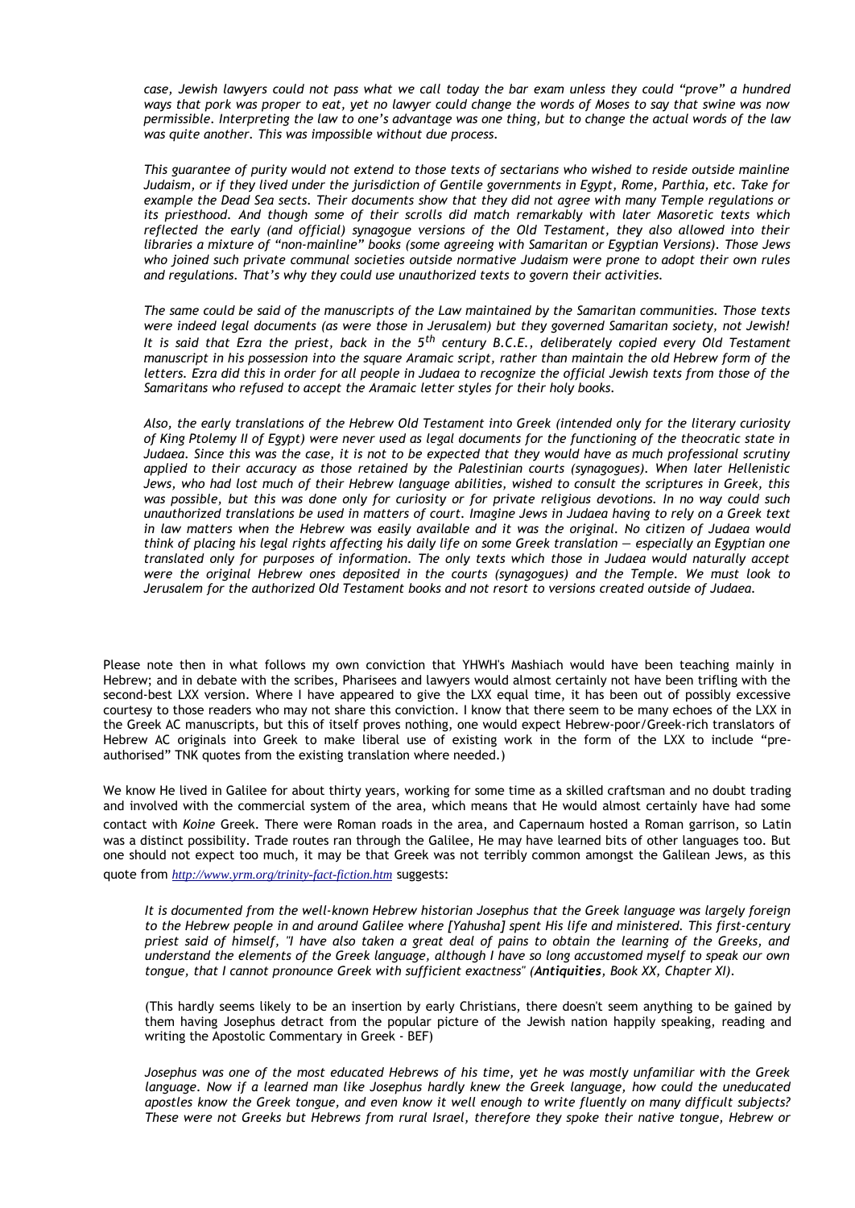*case, Jewish lawyers could not pass what we call today the bar exam unless they could "prove" a hundred ways that pork was proper to eat, yet no lawyer could change the words of Moses to say that swine was now permissible. Interpreting the law to one's advantage was one thing, but to change the actual words of the law was quite another. This was impossible without due process.*

*This guarantee of purity would not extend to those texts of sectarians who wished to reside outside mainline Judaism, or if they lived under the jurisdiction of Gentile governments in Egypt, Rome, Parthia, etc. Take for example the Dead Sea sects. Their documents show that they did not agree with many Temple regulations or its priesthood. And though some of their scrolls did match remarkably with later Masoretic texts which reflected the early (and official) synagogue versions of the Old Testament, they also allowed into their libraries a mixture of "non-mainline" books (some agreeing with Samaritan or Egyptian Versions). Those Jews who joined such private communal societies outside normative Judaism were prone to adopt their own rules and regulations. That's why they could use unauthorized texts to govern their activities.*

*The same could be said of the manuscripts of the Law maintained by the Samaritan communities. Those texts were indeed legal documents (as were those in Jerusalem) but they governed Samaritan society, not Jewish! It is said that Ezra the priest, back in the 5th century B.C.E., deliberately copied every Old Testament manuscript in his possession into the square Aramaic script, rather than maintain the old Hebrew form of the letters. Ezra did this in order for all people in Judaea to recognize the official Jewish texts from those of the Samaritans who refused to accept the Aramaic letter styles for their holy books.*

*Also, the early translations of the Hebrew Old Testament into Greek (intended only for the literary curiosity of King Ptolemy II of Egypt) were never used as legal documents for the functioning of the theocratic state in Judaea. Since this was the case, it is not to be expected that they would have as much professional scrutiny applied to their accuracy as those retained by the Palestinian courts (synagogues). When later Hellenistic Jews, who had lost much of their Hebrew language abilities, wished to consult the scriptures in Greek, this was possible, but this was done only for curiosity or for private religious devotions. In no way could such unauthorized translations be used in matters of court. Imagine Jews in Judaea having to rely on a Greek text in law matters when the Hebrew was easily available and it was the original. No citizen of Judaea would think of placing his legal rights affecting his daily life on some Greek translation — especially an Egyptian one translated only for purposes of information. The only texts which those in Judaea would naturally accept were the original Hebrew ones deposited in the courts (synagogues) and the Temple. We must look to Jerusalem for the authorized Old Testament books and not resort to versions created outside of Judaea.*

Please note then in what follows my own conviction that YHWH's Mashiach would have been teaching mainly in Hebrew; and in debate with the scribes, Pharisees and lawyers would almost certainly not have been trifling with the second-best LXX version. Where I have appeared to give the LXX equal time, it has been out of possibly excessive courtesy to those readers who may not share this conviction. I know that there seem to be many echoes of the LXX in the Greek AC manuscripts, but this of itself proves nothing, one would expect Hebrew-poor/Greek-rich translators of Hebrew AC originals into Greek to make liberal use of existing work in the form of the LXX to include "pre-authorised" TNK quotes from the existing translation where needed.)

We know He lived in Galilee for about thirty years, working for some time as a skilled craftsman and no doubt trading and involved with the commercial system of the area, which means that He would almost certainly have had some contact with *Koine* Greek. There were Roman roads in the area, and Capernaum hosted a Roman garrison, so Latin was a distinct possibility. Trade routes ran through the Galilee, He may have learned bits of other languages too. But one should not expect too much, it may be that Greek was not terribly common amongst the Galilean Jews, as this quote from *http://www.yrm.org/trinity-fact-fiction.htm* suggests:

*It is documented from the well-known Hebrew historian Josephus that the Greek language was largely foreign to the Hebrew people in and around Galilee where [Yahusha] spent His life and ministered. This first-century priest said of himself, "I have also taken a great deal of pains to obtain the learning of the Greeks, and understand the elements of the Greek language, although I have so long accustomed myself to speak our own tongue, that I cannot pronounce Greek with sufficient exactness" (**Antiquities**, Book XX, Chapter XI).*

(This hardly seems likely to be an insertion by early Christians, there doesn't seem anything to be gained by them having Josephus detract from the popular picture of the Jewish nation happily speaking, reading and writing the Apostolic Commentary in Greek - BEF)

*Josephus was one of the most educated Hebrews of his time, yet he was mostly unfamiliar with the Greek language. Now if a learned man like Josephus hardly knew the Greek language, how could the uneducated apostles know the Greek tongue, and even know it well enough to write fluently on many difficult subjects? These were not Greeks but Hebrews from rural Israel, therefore they spoke their native tongue, Hebrew or*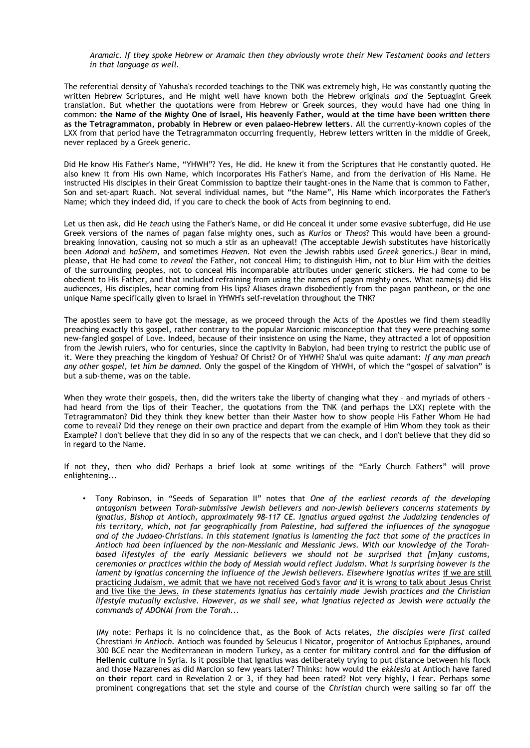*Aramaic. If they spoke Hebrew or Aramaic then they obviously wrote their New Testament books and letters in that language as well.*

The referential density of Yahusha's recorded teachings to the TNK was extremely high, He was constantly quoting the written Hebrew Scriptures, and He might well have known both the Hebrew originals *and* the Septuagint Greek translation. But whether the quotations were from Hebrew or Greek sources, they would have had one thing in common: **the Name of the Mighty One of Israel, His heavenly Father, would at the time have been written there as the Tetragrammaton, probably in Hebrew or even palaeo-Hebrew letters**. All the currently-known copies of the LXX from that period have the Tetragrammaton occurring frequently, Hebrew letters written in the middle of Greek, never replaced by a Greek generic.

Did He know His Father's Name, "YHWH"? Yes, He did. He knew it from the Scriptures that He constantly quoted. He also knew it from His own Name, which incorporates His Father's Name, and from the derivation of His Name. He instructed His disciples in their Great Commission to baptize their taught-ones in the Name that is common to Father, Son and set-apart Ruach. Not several individual names, but "the Name", His Name which incorporates the Father's Name; which they indeed did, if you care to check the book of Acts from beginning to end.

Let us then ask, did He *teach* using the Father's Name, or did He conceal it under some evasive subterfuge, did He use Greek versions of the names of pagan false mighty ones, such as *Kurios* or *Theos*? This would have been a ground-breaking innovation, causing not so much a stir as an upheaval! (The acceptable Jewish substitutes have historically been *Adonai* and *haShem,* and sometimes *Heaven.* Not even the Jewish rabbis used *Greek* generics.*)* Bear in mind, please, that He had come to *reveal* the Father, not conceal Him; to distinguish Him, not to blur Him with the deities of the surrounding peoples, not to conceal His incomparable attributes under generic stickers. He had come to be obedient to His Father, and that included refraining from using the names of pagan mighty ones. What name(s) did His audiences, His disciples, hear coming from His lips? Aliases drawn disobediently from the pagan pantheon, or the one unique Name specifically given to Israel in YHWH's self-revelation throughout the TNK?

The apostles seem to have got the message, as we proceed through the Acts of the Apostles we find them steadily preaching exactly this gospel, rather contrary to the popular Marcionic misconception that they were preaching some new-fangled gospel of Love. Indeed, because of their insistence on using the Name, they attracted a lot of opposition from the Jewish rulers, who for centuries, since the captivity in Babylon, had been trying to restrict the public use of it. Were they preaching the kingdom of Yeshua? Of Christ? Or of YHWH? Sha'ul was quite adamant: *If any man preach any other gospel, let him be damned.* Only the gospel of the Kingdom of YHWH, of which the "gospel of salvation" is but a sub-theme, was on the table.

When they wrote their gospels, then, did the writers take the liberty of changing what they – and myriads of others - had heard from the lips of their Teacher, the quotations from the TNK (and perhaps the LXX) replete with the Tetragrammaton? Did they think they knew better than their Master how to show people His Father Whom He had come to reveal? Did they renege on their own practice and depart from the example of Him Whom they took as their Example? I don't believe that they did in so any of the respects that we can check, and I don't believe that they did so in regard to the Name.

If not they, then who did? Perhaps a brief look at some writings of the "Early Church Fathers" will prove enlightening...

- Tony Robinson, in "Seeds of Separation II" notes that *One of the earliest records of the developing antagonism between Torah-submissive Jewish believers and non-Jewish believers concerns statements by Ignatius, Bishop at Antioch, approximately 98–117 CE. Ignatius argued against the Judaizing tendencies of his territory, which, not far geographically from Palestine, had suffered the influences of the synagogue and of the Judaeo-Christians. In this statement Ignatius is lamenting the fact that some of the practices in Antioch had been influenced by the non-Messianic and Messianic Jews. With our knowledge of the Torah-based lifestyles of the early Messianic believers we should not be surprised that [m]any customs, ceremonies or practices within the body of Messiah would reflect Judaism. What is surprising however is the lament by Ignatius concerning the influence of the Jewish believers. Elsewhere Ignatius writes* <u>if we are still practicing Judaism, we admit that we have not received God's favor</u> *and* <u>it is wrong to talk about Jesus Christ and live like the Jews.</u> *In these statements Ignatius has certainly made* Jewish *practices and the Christian lifestyle mutually exclusive. However, as we shall see, what Ignatius rejected as* Jewish *were actually the commands of ADONAI from the Torah...*

  (My note: Perhaps it is no coincidence that, as the Book of Acts relates, *the disciples were first called* Chrestiani *in Antioch.* Antioch was founded by Seleucus I Nicator, progenitor of Antiochus Epiphanes, around 300 BCE near the Mediterranean in modern Turkey, as a center for military control and **for the diffusion of Hellenic culture** in Syria. Is it possible that Ignatius was deliberately trying to put distance between his flock and those Nazarenes as did Marcion so few years later? Thinks: how would the *ekklesia* at Antioch have fared on **their** report card in Revelation 2 or 3, if they had been rated? Not very highly, I fear. Perhaps some prominent congregations that set the style and course of the *Christian* church were sailing so far off the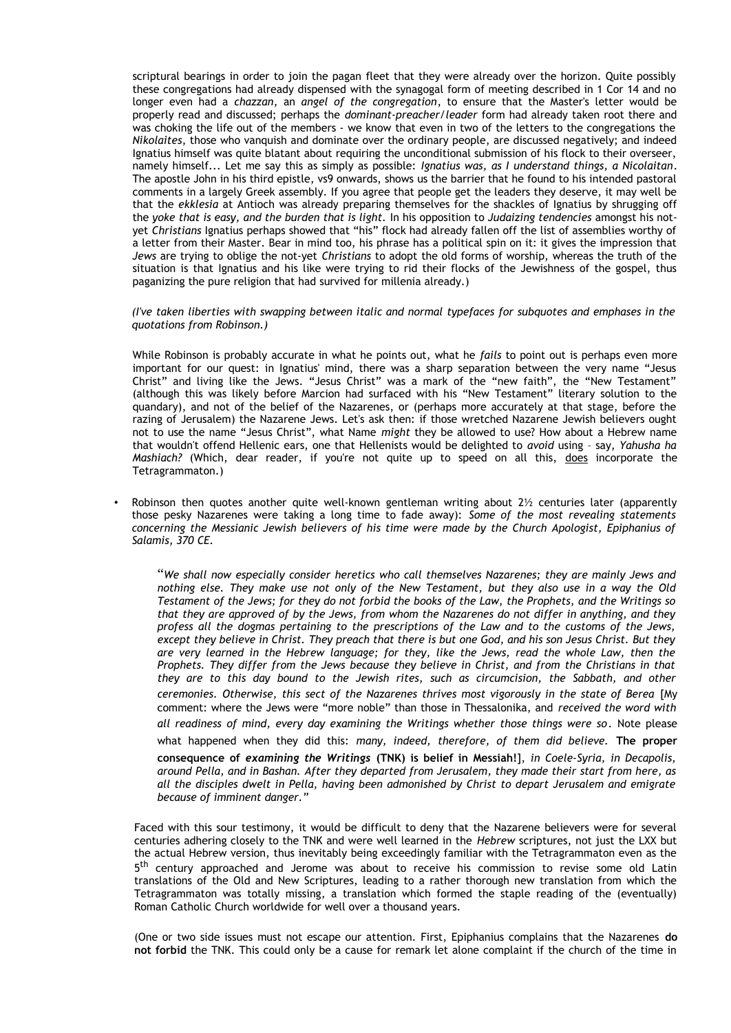scriptural bearings in order to join the pagan fleet that they were already over the horizon. Quite possibly these congregations had already dispensed with the synagogal form of meeting described in 1 Cor 14 and no longer even had a *chazzan*, an *angel of the congregation*, to ensure that the Master's letter would be properly read and discussed; perhaps the *dominant-preacher/leader* form had already taken root there and was choking the life out of the members - we know that even in two of the letters to the congregations the *Nikolaites*, those who vanquish and dominate over the ordinary people, are discussed negatively; and indeed Ignatius himself was quite blatant about requiring the unconditional submission of his flock to their overseer, namely himself... Let me say this as simply as possible: *Ignatius was, as I understand things, a Nicolaitan*. The apostle John in his third epistle, vs9 onwards, shows us the barrier that he found to his intended pastoral comments in a largely Greek assembly. If you agree that people get the leaders they deserve, it may well be that the *ekklesia* at Antioch was already preparing themselves for the shackles of Ignatius by shrugging off the *yoke that is easy, and the burden that is light*. In his opposition to *Judaizing tendencies* amongst his not-yet *Christians* Ignatius perhaps showed that "his" flock had already fallen off the list of assemblies worthy of a letter from their Master. Bear in mind too, his phrase has a political spin on it: it gives the impression that *Jews* are trying to oblige the not-yet *Christians* to adopt the old forms of worship, whereas the truth of the situation is that Ignatius and his like were trying to rid their flocks of the Jewishness of the gospel, thus paganizing the pure religion that had survived for millenia already.)

*(I've taken liberties with swapping between italic and normal typefaces for subquotes and emphases in the quotations from Robinson.)*

While Robinson is probably accurate in what he points out, what he *fails* to point out is perhaps even more important for our quest: in Ignatius' mind, there was a sharp separation between the very name "Jesus Christ" and living like the Jews. "Jesus Christ" was a mark of the "new faith", the "New Testament" (although this was likely before Marcion had surfaced with his "New Testament" literary solution to the quandary), and not of the belief of the Nazarenes, or (perhaps more accurately at that stage, before the razing of Jerusalem) the Nazarene Jews. Let's ask then: if those wretched Nazarene Jewish believers ought not to use the name "Jesus Christ", what Name *might* they be allowed to use? How about a Hebrew name that wouldn't offend Hellenic ears, one that Hellenists would be delighted to *avoid* using – say, *Yahusha ha Mashiach?* (Which, dear reader, if you're not quite up to speed on all this, <u>does</u> incorporate the Tetragrammaton.)

- Robinson then quotes another quite well-known gentleman writing about 2½ centuries later (apparently those pesky Nazarenes were taking a long time to fade away): *Some of the most revealing statements concerning the Messianic Jewish believers of his time were made by the Church Apologist, Epiphanius of Salamis, 370 CE.*

  "*We shall now especially consider heretics who call themselves Nazarenes; they are mainly Jews and nothing else. They make use not only of the New Testament, but they also use in a way the Old Testament of the Jews; for they do not forbid the books of the Law, the Prophets, and the Writings so that they are approved of by the Jews, from whom the Nazarenes do not differ in anything, and they profess all the dogmas pertaining to the prescriptions of the Law and to the customs of the Jews, except they believe in Christ. They preach that there is but one God, and his son Jesus Christ. But they are very learned in the Hebrew language; for they, like the Jews, read the whole Law, then the Prophets. They differ from the Jews because they believe in Christ, and from the Christians in that they are to this day bound to the Jewish rites, such as circumcision, the Sabbath, and other ceremonies. Otherwise, this sect of the Nazarenes thrives most vigorously in the state of Berea* [My comment: where the Jews were "more noble" than those in Thessalonika, and *received the word with all readiness of mind, every day examining the Writings whether those things were so*. Note please what happened when they did this: *many, indeed, therefore, of them did believe.* **The proper consequence of *examining the Writings* (TNK) is belief in Messiah!**], *in Coele-Syria, in Decapolis, around Pella, and in Bashan. After they departed from Jerusalem, they made their start from here, as all the disciples dwelt in Pella, having been admonished by Christ to depart Jerusalem and emigrate because of imminent danger.*"

Faced with this sour testimony, it would be difficult to deny that the Nazarene believers were for several centuries adhering closely to the TNK and were well learned in the *Hebrew* scriptures, not just the LXX but the actual Hebrew version, thus inevitably being exceedingly familiar with the Tetragrammaton even as the 5th century approached and Jerome was about to receive his commission to revise some old Latin translations of the Old and New Scriptures, leading to a rather thorough new translation from which the Tetragrammaton was totally missing, a translation which formed the staple reading of the (eventually) Roman Catholic Church worldwide for well over a thousand years.

(One or two side issues must not escape our attention. First, Epiphanius complains that the Nazarenes **do not forbid** the TNK. This could only be a cause for remark let alone complaint if the church of the time in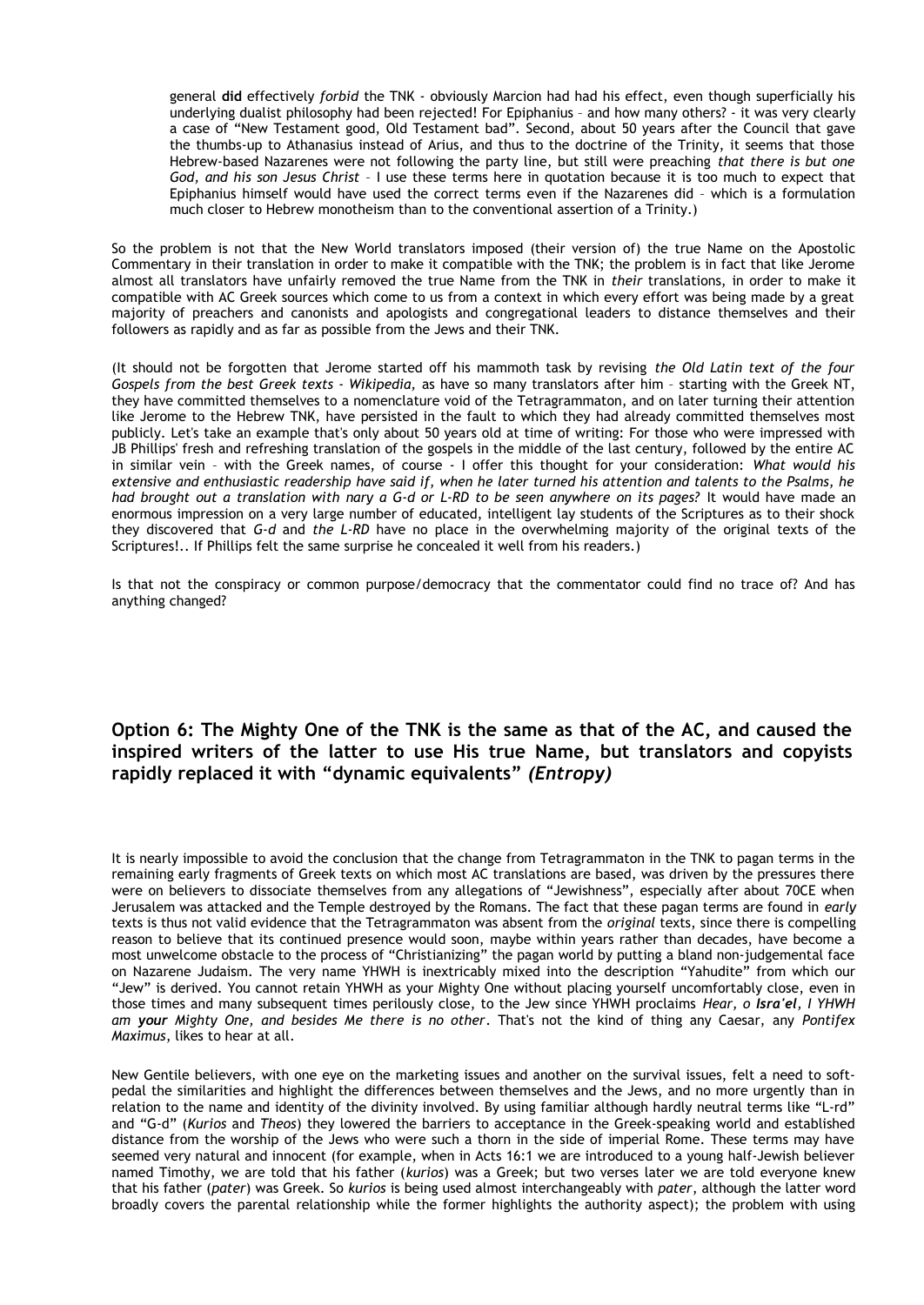general **did** effectively *forbid* the TNK - obviously Marcion had had his effect, even though superficially his underlying dualist philosophy had been rejected! For Epiphanius – and how many others? - it was very clearly a case of "New Testament good, Old Testament bad". Second, about 50 years after the Council that gave the thumbs-up to Athanasius instead of Arius, and thus to the doctrine of the Trinity, it seems that those Hebrew-based Nazarenes were not following the party line, but still were preaching *that there is but one God, and his son Jesus Christ* – I use these terms here in quotation because it is too much to expect that Epiphanius himself would have used the correct terms even if the Nazarenes did – which is a formulation much closer to Hebrew monotheism than to the conventional assertion of a Trinity.)

So the problem is not that the New World translators imposed (their version of) the true Name on the Apostolic Commentary in their translation in order to make it compatible with the TNK; the problem is in fact that like Jerome almost all translators have unfairly removed the true Name from the TNK in *their* translations, in order to make it compatible with AC Greek sources which come to us from a context in which every effort was being made by a great majority of preachers and canonists and apologists and congregational leaders to distance themselves and their followers as rapidly and as far as possible from the Jews and their TNK.

(It should not be forgotten that Jerome started off his mammoth task by revising *the Old Latin text of the four Gospels from the best Greek texts - Wikipedia*, as have so many translators after him – starting with the Greek NT, they have committed themselves to a nomenclature void of the Tetragrammaton, and on later turning their attention like Jerome to the Hebrew TNK, have persisted in the fault to which they had already committed themselves most publicly. Let's take an example that's only about 50 years old at time of writing: For those who were impressed with JB Phillips' fresh and refreshing translation of the gospels in the middle of the last century, followed by the entire AC in similar vein – with the Greek names, of course - I offer this thought for your consideration: *What would his extensive and enthusiastic readership have said if, when he later turned his attention and talents to the Psalms, he had brought out a translation with nary a G-d or L-RD to be seen anywhere on its pages?* It would have made an enormous impression on a very large number of educated, intelligent lay students of the Scriptures as to their shock they discovered that *G-d* and *the L-RD* have no place in the overwhelming majority of the original texts of the Scriptures!.. If Phillips felt the same surprise he concealed it well from his readers.)

Is that not the conspiracy or common purpose/democracy that the commentator could find no trace of? And has anything changed?

## Option 6: The Mighty One of the TNK is the same as that of the AC, and caused the inspired writers of the latter to use His true Name, but translators and copyists rapidly replaced it with "dynamic equivalents" *(Entropy)*

It is nearly impossible to avoid the conclusion that the change from Tetragrammaton in the TNK to pagan terms in the remaining early fragments of Greek texts on which most AC translations are based, was driven by the pressures there were on believers to dissociate themselves from any allegations of "Jewishness", especially after about 70CE when Jerusalem was attacked and the Temple destroyed by the Romans. The fact that these pagan terms are found in *early* texts is thus not valid evidence that the Tetragrammaton was absent from the *original* texts, since there is compelling reason to believe that its continued presence would soon, maybe within years rather than decades, have become a most unwelcome obstacle to the process of "Christianizing" the pagan world by putting a bland non-judgemental face on Nazarene Judaism. The very name YHWH is inextricably mixed into the description "Yahudite" from which our "Jew" is derived. You cannot retain YHWH as your Mighty One without placing yourself uncomfortably close, even in those times and many subsequent times perilously close, to the Jew since YHWH proclaims *Hear, o **Isra'el**, I YHWH am **your** Mighty One, and besides Me there is no other*. That's not the kind of thing any Caesar, any *Pontifex Maximus*, likes to hear at all.

New Gentile believers, with one eye on the marketing issues and another on the survival issues, felt a need to soft-pedal the similarities and highlight the differences between themselves and the Jews, and no more urgently than in relation to the name and identity of the divinity involved. By using familiar although hardly neutral terms like "L-rd" and "G-d" (*Kurios* and *Theos*) they lowered the barriers to acceptance in the Greek-speaking world and established distance from the worship of the Jews who were such a thorn in the side of imperial Rome. These terms may have seemed very natural and innocent (for example, when in Acts 16:1 we are introduced to a young half-Jewish believer named Timothy, we are told that his father (*kurios*) was a Greek; but two verses later we are told everyone knew that his father (*pater*) was Greek. So *kurios* is being used almost interchangeably with *pater*, although the latter word broadly covers the parental relationship while the former highlights the authority aspect); the problem with using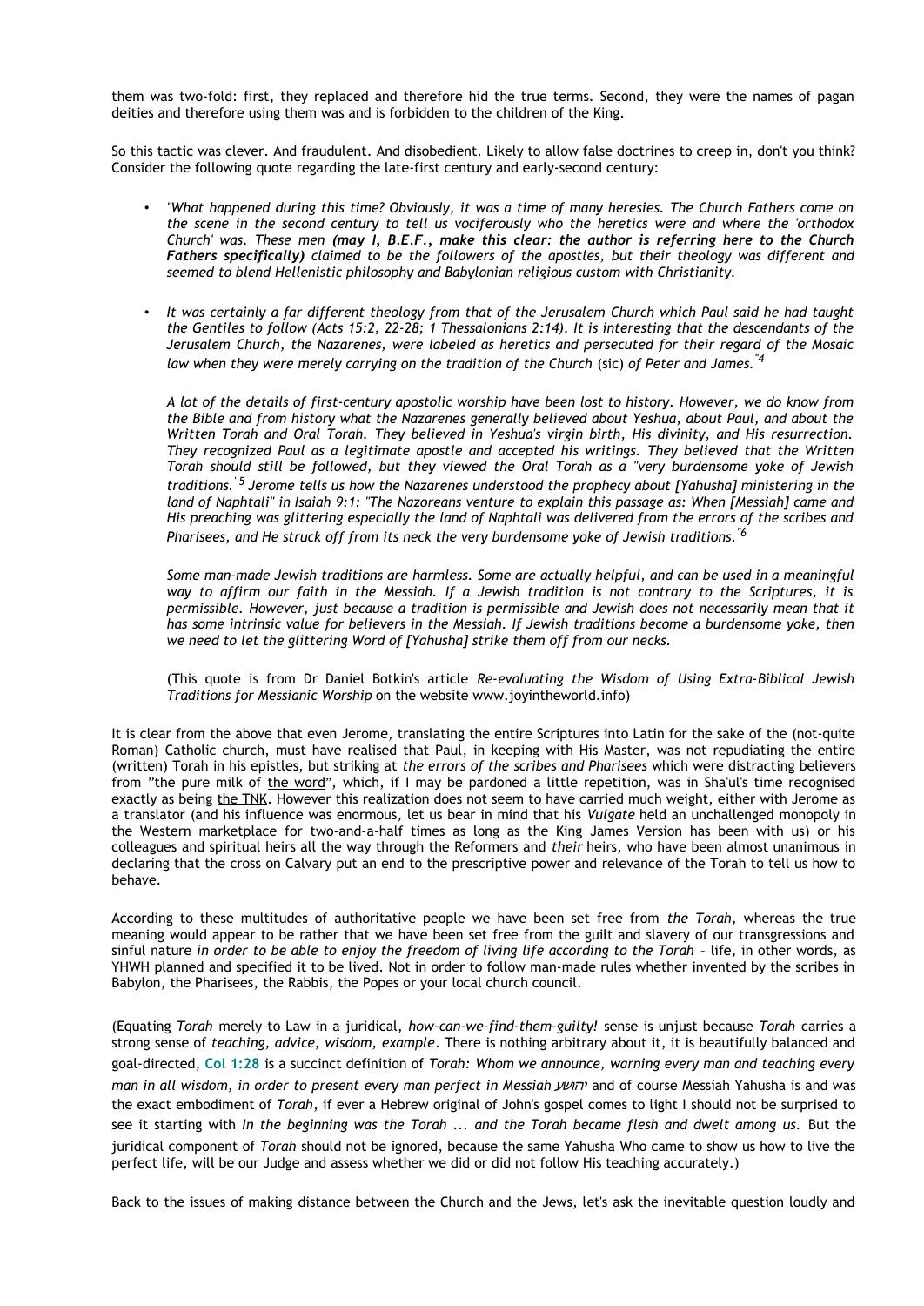them was two-fold: first, they replaced and therefore hid the true terms. Second, they were the names of pagan deities and therefore using them was and is forbidden to the children of the King.

So this tactic was clever. And fraudulent. And disobedient. Likely to allow false doctrines to creep in, don't you think? Consider the following quote regarding the late-first century and early-second century:

- *"What happened during this time? Obviously, it was a time of many heresies. The Church Fathers come on the scene in the second century to tell us vociferously who the heretics were and where the 'orthodox Church' was. These men **(may I, B.E.F., make this clear: the author is referring here to the Church Fathers specifically)** claimed to be the followers of the apostles, but their theology was different and seemed to blend Hellenistic philosophy and Babylonian religious custom with Christianity.*

- *It was certainly a far different theology from that of the Jerusalem Church which Paul said he had taught the Gentiles to follow (Acts 15:2, 22-28; 1 Thessalonians 2:14). It is interesting that the descendants of the Jerusalem Church, the Nazarenes, were labeled as heretics and persecuted for their regard of the Mosaic law when they were merely carrying on the tradition of the Church* (sic) *of Peter and James."*[4]

  *A lot of the details of first-century apostolic worship have been lost to history. However, we do know from the Bible and from history what the Nazarenes generally believed about Yeshua, about Paul, and about the Written Torah and Oral Torah. They believed in Yeshua's virgin birth, His divinity, and His resurrection. They recognized Paul as a legitimate apostle and accepted his writings. They believed that the Written Torah should still be followed, but they viewed the Oral Torah as a "very burdensome yoke of Jewish traditions.'*[5] *Jerome tells us how the Nazarenes understood the prophecy about [Yahusha] ministering in the land of Naphtali" in Isaiah 9:1: "The Nazoreans venture to explain this passage as: When [Messiah] came and His preaching was glittering especially the land of Naphtali was delivered from the errors of the scribes and Pharisees, and He struck off from its neck the very burdensome yoke of Jewish traditions."*[6]

  *Some man-made Jewish traditions are harmless. Some are actually helpful, and can be used in a meaningful way to affirm our faith in the Messiah. If a Jewish tradition is not contrary to the Scriptures, it is permissible. However, just because a tradition is permissible and Jewish does not necessarily mean that it has some intrinsic value for believers in the Messiah. If Jewish traditions become a burdensome yoke, then we need to let the glittering Word of [Yahusha] strike them off from our necks.*

  (This quote is from Dr Daniel Botkin's article *Re-evaluating the Wisdom of Using Extra-Biblical Jewish Traditions for Messianic Worship* on the website www.joyintheworld.info)

It is clear from the above that even Jerome, translating the entire Scriptures into Latin for the sake of the (not-quite Roman) Catholic church, must have realised that Paul, in keeping with His Master, was not repudiating the entire (written) Torah in his epistles, but striking at *the errors of the scribes and Pharisees* which were distracting believers from "the pure milk of the word", which, if I may be pardoned a little repetition, was in Sha'ul's time recognised exactly as being the TNK. However this realization does not seem to have carried much weight, either with Jerome as a translator (and his influence was enormous, let us bear in mind that his *Vulgate* held an unchallenged monopoly in the Western marketplace for two-and-a-half times as long as the King James Version has been with us) or his colleagues and spiritual heirs all the way through the Reformers and *their* heirs, who have been almost unanimous in declaring that the cross on Calvary put an end to the prescriptive power and relevance of the Torah to tell us how to behave.

According to these multitudes of authoritative people we have been set free from *the Torah,* whereas the true meaning would appear to be rather that we have been set free from the guilt and slavery of our transgressions and sinful nature *in order to be able to enjoy the freedom of living life according to the Torah* – life, in other words, as YHWH planned and specified it to be lived. Not in order to follow man-made rules whether invented by the scribes in Babylon, the Pharisees, the Rabbis, the Popes or your local church council.

(Equating *Torah* merely to Law in a juridical, *how-can-we-find-them-guilty!* sense is unjust because *Torah* carries a strong sense of *teaching, advice, wisdom, example*. There is nothing arbitrary about it, it is beautifully balanced and goal-directed, **Col 1:28** is a succinct definition of *Torah: Whom we announce, warning every man and teaching every man in all wisdom, in order to present every man perfect in Messiah יהושע* and of course Messiah Yahusha is and was the exact embodiment of *Torah*, if ever a Hebrew original of John's gospel comes to light I should not be surprised to see it starting with *In the beginning was the Torah ... and the Torah became flesh and dwelt among us.* But the juridical component of *Torah* should not be ignored, because the same Yahusha Who came to show us how to live the perfect life, will be our Judge and assess whether we did or did not follow His teaching accurately.)

Back to the issues of making distance between the Church and the Jews, let's ask the inevitable question loudly and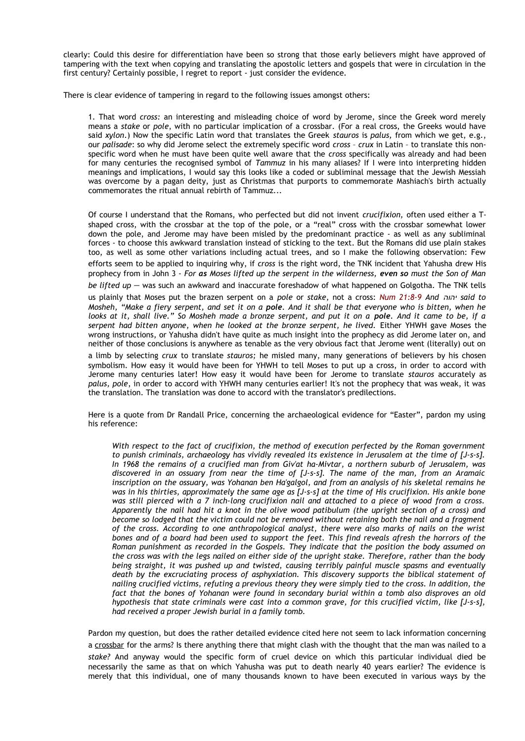clearly: Could this desire for differentiation have been so strong that those early believers might have approved of tampering with the text when copying and translating the apostolic letters and gospels that were in circulation in the first century? Certainly possible, I regret to report - just consider the evidence.

There is clear evidence of tampering in regard to the following issues amongst others:

> 1. That word *cross:* an interesting and misleading choice of word by Jerome, since the Greek word merely means a *stake* or *pole*, with no particular implication of a crossbar. (For a real cross, the Greeks would have said *xylon.*) Now the specific Latin word that translates the Greek *stauros* is *palus,* from which we get, e.g., our *palisade*: so why did Jerome select the extremely specific word *cross* – *crux* in Latin – to translate this non-specific word when he must have been quite well aware that the *cross* specifically was already and had been for many centuries the recognised symbol of *Tammuz* in his many aliases? If I were into interpreting hidden meanings and implications, I would say this looks like a coded or subliminal message that the Jewish Messiah was overcome by a pagan deity, just as Christmas that purports to commemorate Mashiach's birth actually commemorates the ritual annual rebirth of Tammuz...

Of course I understand that the Romans, who perfected but did not invent *crucifixion,* often used either a T-shaped cross, with the crossbar at the top of the pole, or a "real" cross with the crossbar somewhat lower down the pole, and Jerome may have been misled by the predominant practice - as well as any subliminal forces - to choose this awkward translation instead of sticking to the text. But the Romans did use plain stakes too, as well as some other variations including actual trees, and so I make the following observation: Few efforts seem to be applied to inquiring why, if *cross* is the right word, the TNK incident that Yahusha drew His prophecy from in John 3 - *For **as** Moses lifted up the serpent in the wilderness, **even so** must the Son of Man be lifted up* — was such an awkward and inaccurate foreshadow of what happened on Golgotha. The TNK tells us plainly that Moses put the brazen serpent on a *pole* or *stake*, not a cross: *Num 21:8-9 And* יהוה *said to Mosheh, "Make a fiery serpent, and set it on a **pole**. And it shall be that everyone who is bitten, when he looks at it, shall live." So Mosheh made a bronze serpent, and put it on a **pole**. And it came to be, if a serpent had bitten anyone, when he looked at the bronze serpent, he lived.* Either YHWH gave Moses the wrong instructions, or Yahusha didn't have quite as much insight into the prophecy as did Jerome later on, and neither of those conclusions is anywhere as tenable as the very obvious fact that Jerome went (literally) out on a limb by selecting *crux* to translate *stauros;* he misled many, many generations of believers by his chosen symbolism. How easy it would have been for YHWH to tell Moses to put up a cross, in order to accord with Jerome many centuries later! How easy it would have been for Jerome to translate *stauros* accurately as *palus, pole*, in order to accord with YHWH many centuries earlier! It's not the prophecy that was weak, it was the translation. The translation was done to accord with the translator's predilections.

Here is a quote from Dr Randall Price, concerning the archaeological evidence for "Easter", pardon my using his reference:

> *With respect to the fact of crucifixion, the method of execution perfected by the Roman government to punish criminals, archaeology has vividly revealed its existence in Jerusalem at the time of [J-s-s]. In 1968 the remains of a crucified man from Giv'at ha-Mivtar, a northern suburb of Jerusalem, was discovered in an ossuary from near the time of [J-s-s]. The name of the man, from an Aramaic inscription on the ossuary, was Yohanan ben Ha'galgol, and from an analysis of his skeletal remains he was in his thirties, approximately the same age as [J-s-s] at the time of His crucifixion. His ankle bone was still pierced with a 7 inch-long crucifixion nail and attached to a piece of wood from a cross. Apparently the nail had hit a knot in the olive wood patibulum (the upright section of a cross) and become so lodged that the victim could not be removed without retaining both the nail and a fragment of the cross. According to one anthropological analyst, there were also marks of nails on the wrist bones and of a board had been used to support the feet. This find reveals afresh the horrors of the Roman punishment as recorded in the Gospels. They indicate that the position the body assumed on the cross was with the legs nailed on either side of the upright stake. Therefore, rather than the body being straight, it was pushed up and twisted, causing terribly painful muscle spasms and eventually death by the excruciating process of asphyxiation. This discovery supports the biblical statement of nailing crucified victims, refuting a previous theory they were simply tied to the cross. In addition, the fact that the bones of Yohanan were found in secondary burial within a tomb also disproves an old hypothesis that state criminals were cast into a common grave, for this crucified victim, like [J-s-s], had received a proper Jewish burial in a family tomb.*

Pardon my question, but does the rather detailed evidence cited here not seem to lack information concerning a crossbar for the arms? Is there anything there that might clash with the thought that the man was nailed to a *stake?* And anyway would the specific form of cruel device on which this particular individual died be necessarily the same as that on which Yahusha was put to death nearly 40 years earlier? The evidence is merely that this individual, one of many thousands known to have been executed in various ways by the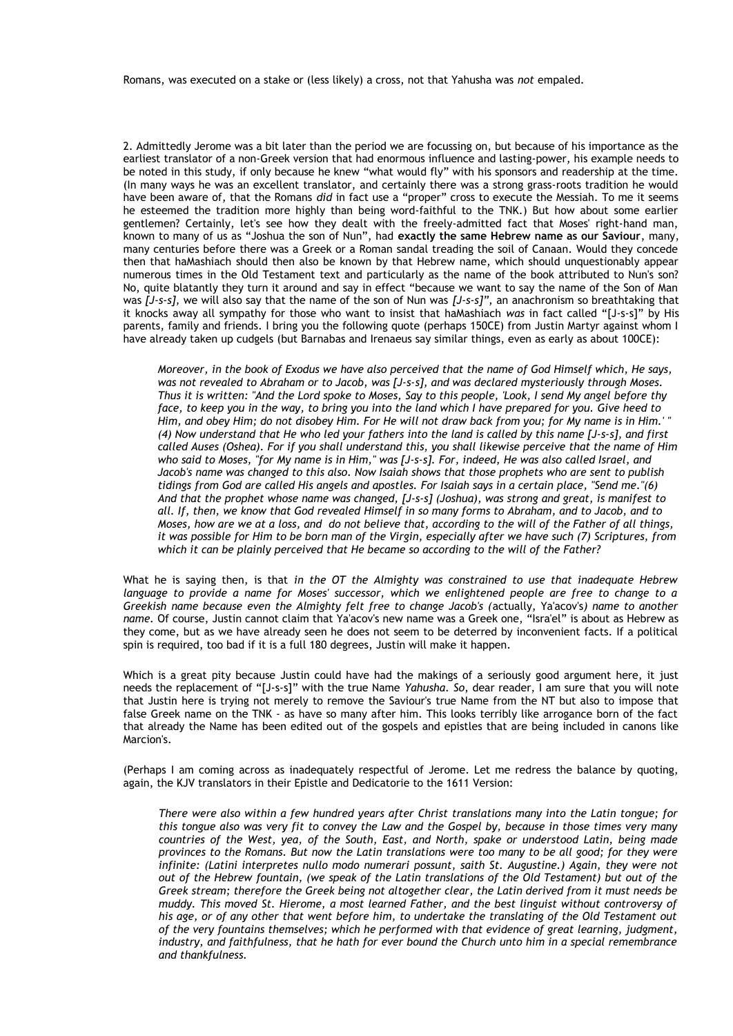Romans, was executed on a stake or (less likely) a cross, not that Yahusha was *not* empaled.

2. Admittedly Jerome was a bit later than the period we are focussing on, but because of his importance as the earliest translator of a non-Greek version that had enormous influence and lasting-power, his example needs to be noted in this study, if only because he knew "what would fly" with his sponsors and readership at the time. (In many ways he was an excellent translator, and certainly there was a strong grass-roots tradition he would have been aware of, that the Romans *did* in fact use a "proper" cross to execute the Messiah. To me it seems he esteemed the tradition more highly than being word-faithful to the TNK.) But how about some earlier gentlemen? Certainly, let's see how they dealt with the freely-admitted fact that Moses' right-hand man, known to many of us as "Joshua the son of Nun", had **exactly the same Hebrew name as our Saviour**, many, many centuries before there was a Greek or a Roman sandal treading the soil of Canaan. Would they concede then that haMashiach should then also be known by that Hebrew name, which should unquestionably appear numerous times in the Old Testament text and particularly as the name of the book attributed to Nun's son? No, quite blatantly they turn it around and say in effect "because we want to say the name of the Son of Man was *[J-s-s]*, we will also say that the name of the son of Nun was *[J-s-s]*", an anachronism so breathtaking that it knocks away all sympathy for those who want to insist that haMashiach *was* in fact called "[J-s-s]" by His parents, family and friends. I bring you the following quote (perhaps 150CE) from Justin Martyr against whom I have already taken up cudgels (but Barnabas and Irenaeus say similar things, even as early as about 100CE):

> *Moreover, in the book of Exodus we have also perceived that the name of God Himself which, He says, was not revealed to Abraham or to Jacob, was [J-s-s], and was declared mysteriously through Moses. Thus it is written: "And the Lord spoke to Moses, Say to this people, 'Look, I send My angel before thy face, to keep you in the way, to bring you into the land which I have prepared for you. Give heed to Him, and obey Him; do not disobey Him. For He will not draw back from you; for My name is in Him.' " (4) Now understand that He who led your fathers into the land is called by this name [J-s-s], and first called Auses (Oshea). For if you shall understand this, you shall likewise perceive that the name of Him who said to Moses, "for My name is in Him," was [J-s-s]. For, indeed, He was also called Israel, and Jacob's name was changed to this also. Now Isaiah shows that those prophets who are sent to publish tidings from God are called His angels and apostles. For Isaiah says in a certain place, "Send me."(6) And that the prophet whose name was changed, [J-s-s] (Joshua), was strong and great, is manifest to all. If, then, we know that God revealed Himself in so many forms to Abraham, and to Jacob, and to Moses, how are we at a loss, and do not believe that, according to the will of the Father of all things, it was possible for Him to be born man of the Virgin, especially after we have such (7) Scriptures, from which it can be plainly perceived that He became so according to the will of the Father?*

What he is saying then, is that *in the OT the Almighty was constrained to use that inadequate Hebrew language to provide a name for Moses' successor, which we enlightened people are free to change to a Greekish name because even the Almighty felt free to change Jacob's (*actually, Ya'acov's*) name to another name*. Of course, Justin cannot claim that Ya'acov's new name was a Greek one, "Isra'el" is about as Hebrew as they come, but as we have already seen he does not seem to be deterred by inconvenient facts. If a political spin is required, too bad if it is a full 180 degrees, Justin will make it happen.

Which is a great pity because Justin could have had the makings of a seriously good argument here, it just needs the replacement of "[J-s-s]" with the true Name *Yahusha. So*, dear reader, I am sure that you will note that Justin here is trying not merely to remove the Saviour's true Name from the NT but also to impose that false Greek name on the TNK - as have so many after him. This looks terribly like arrogance born of the fact that already the Name has been edited out of the gospels and epistles that are being included in canons like Marcion's.

(Perhaps I am coming across as inadequately respectful of Jerome. Let me redress the balance by quoting, again, the KJV translators in their Epistle and Dedicatorie to the 1611 Version:

> *There were also within a few hundred years after Christ translations many into the Latin tongue; for this tongue also was very fit to convey the Law and the Gospel by, because in those times very many countries of the West, yea, of the South, East, and North, spake or understood Latin, being made provinces to the Romans. But now the Latin translations were too many to be all good; for they were infinite: (Latini interpretes nullo modo numerari possunt, saith St. Augustine.) Again, they were not out of the Hebrew fountain, (we speak of the Latin translations of the Old Testament) but out of the Greek stream; therefore the Greek being not altogether clear, the Latin derived from it must needs be muddy. This moved St. Hierome, a most learned Father, and the best linguist without controversy of his age, or of any other that went before him, to undertake the translating of the Old Testament out of the very fountains themselves; which he performed with that evidence of great learning, judgment, industry, and faithfulness, that he hath for ever bound the Church unto him in a special remembrance and thankfulness.*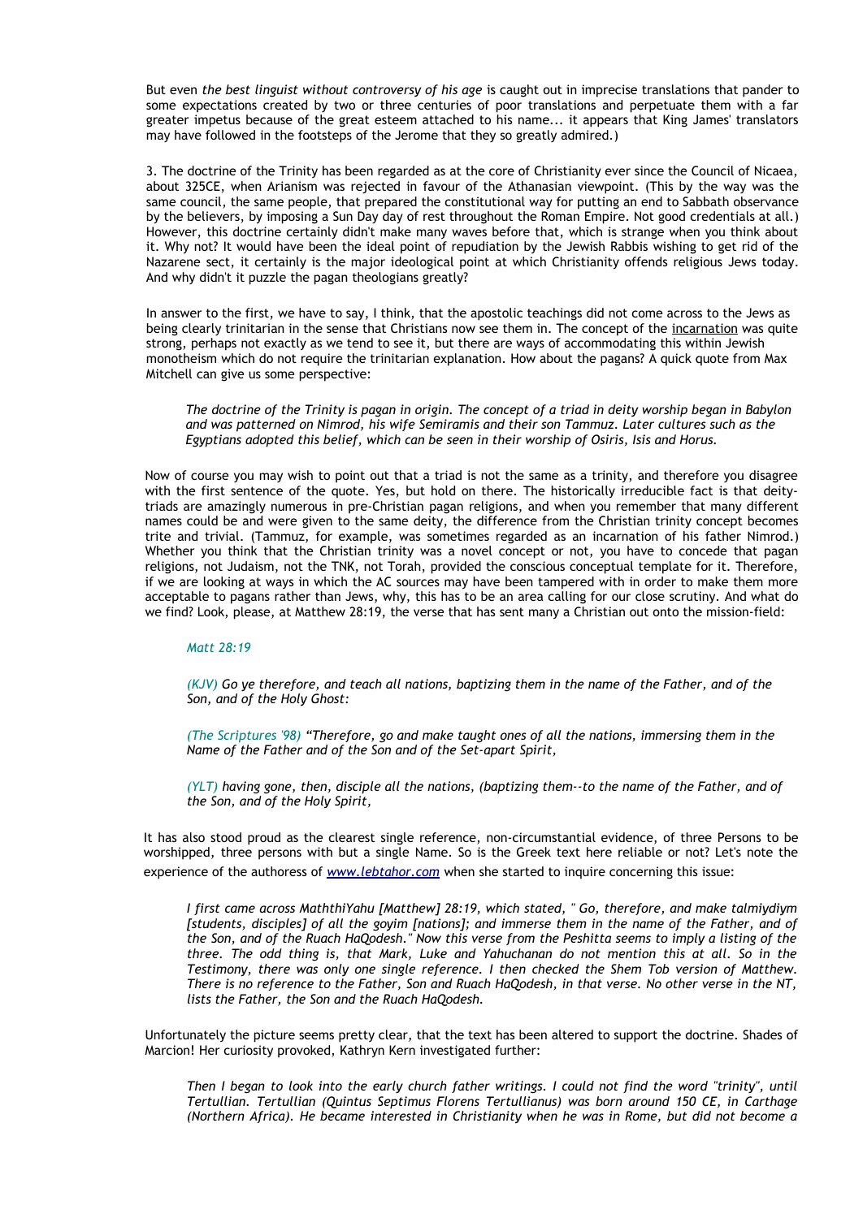But even *the best linguist without controversy of his age* is caught out in imprecise translations that pander to some expectations created by two or three centuries of poor translations and perpetuate them with a far greater impetus because of the great esteem attached to his name... it appears that King James' translators may have followed in the footsteps of the Jerome that they so greatly admired.)

3. The doctrine of the Trinity has been regarded as at the core of Christianity ever since the Council of Nicaea, about 325CE, when Arianism was rejected in favour of the Athanasian viewpoint. (This by the way was the same council, the same people, that prepared the constitutional way for putting an end to Sabbath observance by the believers, by imposing a Sun Day day of rest throughout the Roman Empire. Not good credentials at all.) However, this doctrine certainly didn't make many waves before that, which is strange when you think about it. Why not? It would have been the ideal point of repudiation by the Jewish Rabbis wishing to get rid of the Nazarene sect, it certainly is the major ideological point at which Christianity offends religious Jews today. And why didn't it puzzle the pagan theologians greatly?

In answer to the first, we have to say, I think, that the apostolic teachings did not come across to the Jews as being clearly trinitarian in the sense that Christians now see them in. The concept of the incarnation was quite strong, perhaps not exactly as we tend to see it, but there are ways of accommodating this within Jewish monotheism which do not require the trinitarian explanation. How about the pagans? A quick quote from Max Mitchell can give us some perspective:

> *The doctrine of the Trinity is pagan in origin. The concept of a triad in deity worship began in Babylon and was patterned on Nimrod, his wife Semiramis and their son Tammuz. Later cultures such as the Egyptians adopted this belief, which can be seen in their worship of Osiris, Isis and Horus.*

Now of course you may wish to point out that a triad is not the same as a trinity, and therefore you disagree with the first sentence of the quote. Yes, but hold on there. The historically irreducible fact is that deity-triads are amazingly numerous in pre-Christian pagan religions, and when you remember that many different names could be and were given to the same deity, the difference from the Christian trinity concept becomes trite and trivial. (Tammuz, for example, was sometimes regarded as an incarnation of his father Nimrod.) Whether you think that the Christian trinity was a novel concept or not, you have to concede that pagan religions, not Judaism, not the TNK, not Torah, provided the conscious conceptual template for it. Therefore, if we are looking at ways in which the AC sources may have been tampered with in order to make them more acceptable to pagans rather than Jews, why, this has to be an area calling for our close scrutiny. And what do we find? Look, please, at Matthew 28:19, the verse that has sent many a Christian out onto the mission-field:

> *Matt 28:19*
>
> *(KJV) Go ye therefore, and teach all nations, baptizing them in the name of the Father, and of the Son, and of the Holy Ghost:*
>
> *(The Scriptures '98) "Therefore, go and make taught ones of all the nations, immersing them in the Name of the Father and of the Son and of the Set-apart Spirit,*
>
> *(YLT) having gone, then, disciple all the nations, (baptizing them--to the name of the Father, and of the Son, and of the Holy Spirit,*

It has also stood proud as the clearest single reference, non-circumstantial evidence, of three Persons to be worshipped, three persons with but a single Name. So is the Greek text here reliable or not? Let's note the experience of the authoress of *www.lebtahor.com* when she started to inquire concerning this issue:

> *I first came across MaththiYahu [Matthew] 28:19, which stated, " Go, therefore, and make talmiydiym [students, disciples] of all the goyim [nations]; and immerse them in the name of the Father, and of the Son, and of the Ruach HaQodesh." Now this verse from the Peshitta seems to imply a listing of the three. The odd thing is, that Mark, Luke and Yahuchanan do not mention this at all. So in the Testimony, there was only one single reference. I then checked the Shem Tob version of Matthew. There is no reference to the Father, Son and Ruach HaQodesh, in that verse. No other verse in the NT, lists the Father, the Son and the Ruach HaQodesh.*

Unfortunately the picture seems pretty clear, that the text has been altered to support the doctrine. Shades of Marcion! Her curiosity provoked, Kathryn Kern investigated further:

> *Then I began to look into the early church father writings. I could not find the word "trinity", until Tertullian. Tertullian (Quintus Septimus Florens Tertullianus) was born around 150 CE, in Carthage (Northern Africa). He became interested in Christianity when he was in Rome, but did not become a*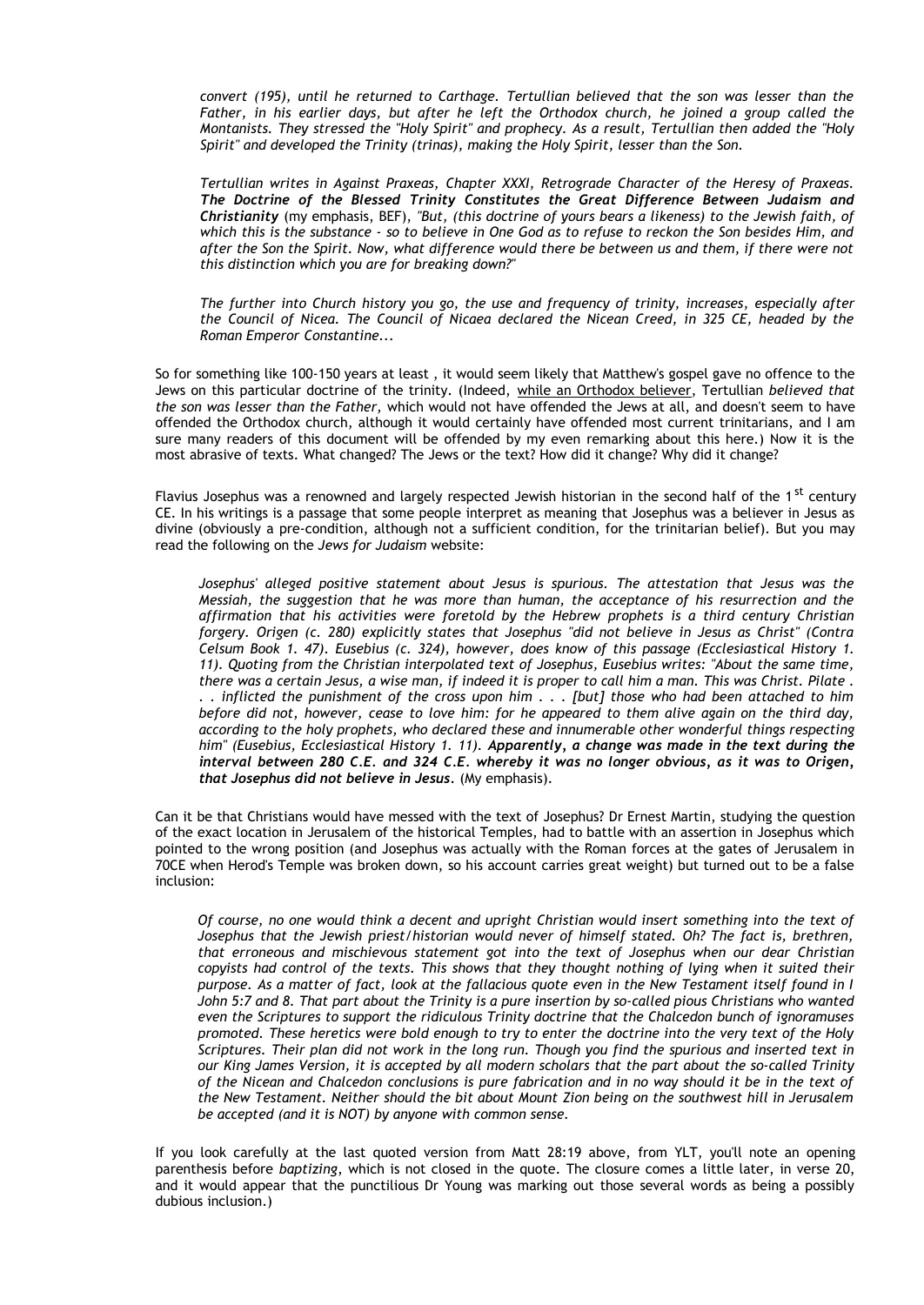*convert (195), until he returned to Carthage. Tertullian believed that the son was lesser than the Father, in his earlier days, but after he left the Orthodox church, he joined a group called the Montanists. They stressed the "Holy Spirit" and prophecy. As a result, Tertullian then added the "Holy Spirit" and developed the Trinity (trinas), making the Holy Spirit, lesser than the Son.*

> *Tertullian writes in Against Praxeas, Chapter XXXI, Retrograde Character of the Heresy of Praxeas.* ***The Doctrine of the Blessed Trinity Constitutes the Great Difference Between Judaism and Christianity*** (my emphasis, BEF), *"But, (this doctrine of yours bears a likeness) to the Jewish faith, of which this is the substance - so to believe in One God as to refuse to reckon the Son besides Him, and after the Son the Spirit. Now, what difference would there be between us and them, if there were not this distinction which you are for breaking down?"*

> *The further into Church history you go, the use and frequency of trinity, increases, especially after the Council of Nicea. The Council of Nicaea declared the Nicean Creed, in 325 CE, headed by the Roman Emperor Constantine...*

So for something like 100-150 years at least , it would seem likely that Matthew's gospel gave no offence to the Jews on this particular doctrine of the trinity. (Indeed, <u>while an Orthodox believer</u>, Tertullian *believed that the son was lesser than the Father,* which would not have offended the Jews at all, and doesn't seem to have offended the Orthodox church, although it would certainly have offended most current trinitarians, and I am sure many readers of this document will be offended by my even remarking about this here.) Now it is the most abrasive of texts. What changed? The Jews or the text? How did it change? Why did it change?

Flavius Josephus was a renowned and largely respected Jewish historian in the second half of the 1st century CE. In his writings is a passage that some people interpret as meaning that Josephus was a believer in Jesus as divine (obviously a pre-condition, although not a sufficient condition, for the trinitarian belief). But you may read the following on the *Jews for Judaism* website:

> *Josephus' alleged positive statement about Jesus is spurious. The attestation that Jesus was the Messiah, the suggestion that he was more than human, the acceptance of his resurrection and the affirmation that his activities were foretold by the Hebrew prophets is a third century Christian forgery. Origen (c. 280) explicitly states that Josephus "did not believe in Jesus as Christ" (Contra Celsum Book 1. 47). Eusebius (c. 324), however, does know of this passage (Ecclesiastical History 1. 11). Quoting from the Christian interpolated text of Josephus, Eusebius writes: "About the same time, there was a certain Jesus, a wise man, if indeed it is proper to call him a man. This was Christ. Pilate . . . inflicted the punishment of the cross upon him . . . [but] those who had been attached to him before did not, however, cease to love him: for he appeared to them alive again on the third day, according to the holy prophets, who declared these and innumerable other wonderful things respecting him" (Eusebius, Ecclesiastical History 1. 11).* ***Apparently, a change was made in the text during the interval between 280 C.E. and 324 C.E. whereby it was no longer obvious, as it was to Origen, that Josephus did not believe in Jesus.*** (My emphasis).

Can it be that Christians would have messed with the text of Josephus? Dr Ernest Martin, studying the question of the exact location in Jerusalem of the historical Temples, had to battle with an assertion in Josephus which pointed to the wrong position (and Josephus was actually with the Roman forces at the gates of Jerusalem in 70CE when Herod's Temple was broken down, so his account carries great weight) but turned out to be a false inclusion:

> *Of course, no one would think a decent and upright Christian would insert something into the text of Josephus that the Jewish priest/historian would never of himself stated. Oh? The fact is, brethren, that erroneous and mischievous statement got into the text of Josephus when our dear Christian copyists had control of the texts. This shows that they thought nothing of lying when it suited their purpose. As a matter of fact, look at the fallacious quote even in the New Testament itself found in I John 5:7 and 8. That part about the Trinity is a pure insertion by so-called pious Christians who wanted even the Scriptures to support the ridiculous Trinity doctrine that the Chalcedon bunch of ignoramuses promoted. These heretics were bold enough to try to enter the doctrine into the very text of the Holy Scriptures. Their plan did not work in the long run. Though you find the spurious and inserted text in our King James Version, it is accepted by all modern scholars that the part about the so-called Trinity of the Nicean and Chalcedon conclusions is pure fabrication and in no way should it be in the text of the New Testament. Neither should the bit about Mount Zion being on the southwest hill in Jerusalem be accepted (and it is NOT) by anyone with common sense.*

If you look carefully at the last quoted version from Matt 28:19 above, from YLT, you'll note an opening parenthesis before *baptizing*, which is not closed in the quote. The closure comes a little later, in verse 20, and it would appear that the punctilious Dr Young was marking out those several words as being a possibly dubious inclusion.)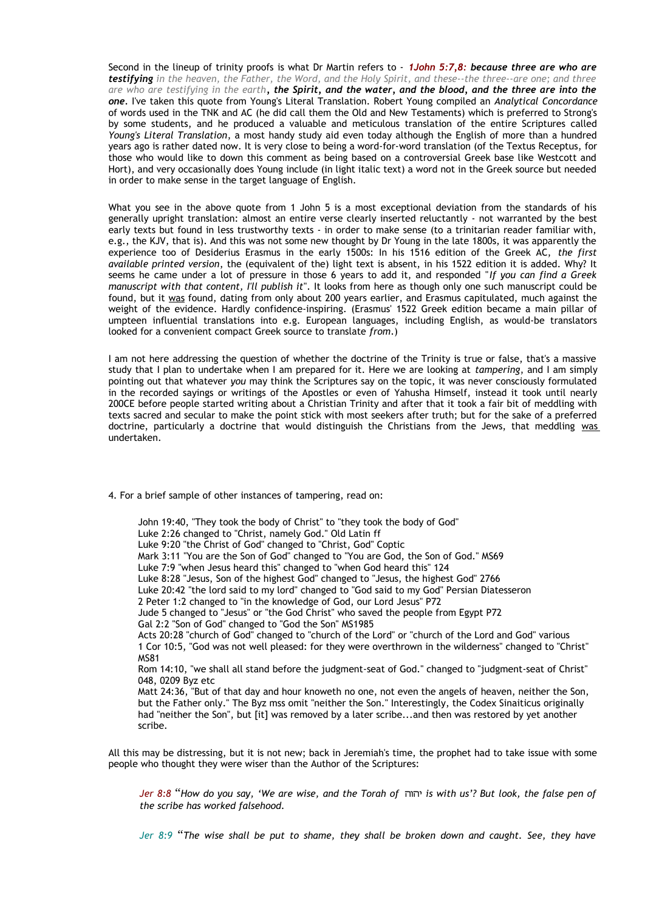Second in the lineup of trinity proofs is what Dr Martin refers to - ***1John 5:7,8:* because three are who are testifying** *in the heaven, the Father, the Word, and the Holy Spirit, and these--the three--are one; and three are who are testifying in the earth*, ***the Spirit, and the water, and the blood, and the three are into the one***. I've taken this quote from Young's Literal Translation. Robert Young compiled an *Analytical Concordance* of words used in the TNK and AC (he did call them the Old and New Testaments) which is preferred to Strong's by some students, and he produced a valuable and meticulous translation of the entire Scriptures called *Young's Literal Translation*, a most handy study aid even today although the English of more than a hundred years ago is rather dated now. It is very close to being a word-for-word translation (of the Textus Receptus, for those who would like to down this comment as being based on a controversial Greek base like Westcott and Hort), and very occasionally does Young include (in light italic text) a word not in the Greek source but needed in order to make sense in the target language of English.

What you see in the above quote from 1 John 5 is a most exceptional deviation from the standards of his generally upright translation: almost an entire verse clearly inserted reluctantly - not warranted by the best early texts but found in less trustworthy texts - in order to make sense (to a trinitarian reader familiar with, e.g., the KJV, that is). And this was not some new thought by Dr Young in the late 1800s, it was apparently the experience too of Desiderius Erasmus in the early 1500s: In his 1516 edition of the Greek AC, *the first available printed version*, the (equivalent of the) light text is absent, in his 1522 edition it is added. Why? It seems he came under a lot of pressure in those 6 years to add it, and responded "*If you can find a Greek manuscript with that content, I'll publish it*". It looks from here as though only one such manuscript could be found, but it was found, dating from only about 200 years earlier, and Erasmus capitulated, much against the weight of the evidence. Hardly confidence-inspiring. (Erasmus' 1522 Greek edition became a main pillar of umpteen influential translations into e.g. European languages, including English, as would-be translators looked for a convenient compact Greek source to translate *from*.)

I am not here addressing the question of whether the doctrine of the Trinity is true or false, that's a massive study that I plan to undertake when I am prepared for it. Here we are looking at *tampering*, and I am simply pointing out that whatever *you* may think the Scriptures say on the topic, it was never consciously formulated in the recorded sayings or writings of the Apostles or even of Yahusha Himself, instead it took until nearly 200CE before people started writing about a Christian Trinity and after that it took a fair bit of meddling with texts sacred and secular to make the point stick with most seekers after truth; but for the sake of a preferred doctrine, particularly a doctrine that would distinguish the Christians from the Jews, that meddling was undertaken.

4. For a brief sample of other instances of tampering, read on:

> John 19:40, "They took the body of Christ" to "they took the body of God"
> Luke 2:26 changed to "Christ, namely God." Old Latin ff
> Luke 9:20 "the Christ of God" changed to "Christ, God" Coptic
> Mark 3:11 "You are the Son of God" changed to "You are God, the Son of God." MS69
> Luke 7:9 "when Jesus heard this" changed to "when God heard this" 124
> Luke 8:28 "Jesus, Son of the highest God" changed to "Jesus, the highest God" 2766
> Luke 20:42 "the lord said to my lord" changed to "God said to my God" Persian Diatesseron
> 2 Peter 1:2 changed to "in the knowledge of God, our Lord Jesus" P72
> Jude 5 changed to "Jesus" or "the God Christ" who saved the people from Egypt P72
> Gal 2:2 "Son of God" changed to "God the Son" MS1985
> Acts 20:28 "church of God" changed to "church of the Lord" or "church of the Lord and God" various
> 1 Cor 10:5, "God was not well pleased: for they were overthrown in the wilderness" changed to "Christ" MS81
> Rom 14:10, "we shall all stand before the judgment-seat of God." changed to "judgment-seat of Christ" 048, 0209 Byz etc
> Matt 24:36, "But of that day and hour knoweth no one, not even the angels of heaven, neither the Son, but the Father only." The Byz mss omit "neither the Son." Interestingly, the Codex Sinaiticus originally had "neither the Son", but [it] was removed by a later scribe...and then was restored by yet another scribe.

All this may be distressing, but it is not new; back in Jeremiah's time, the prophet had to take issue with some people who thought they were wiser than the Author of the Scriptures:

> *Jer 8:8* "*How do you say, 'We are wise, and the Torah of* יהוה *is with us'? But look, the false pen of the scribe has worked falsehood.*
>
> *Jer 8:9* "*The wise shall be put to shame, they shall be broken down and caught. See, they have*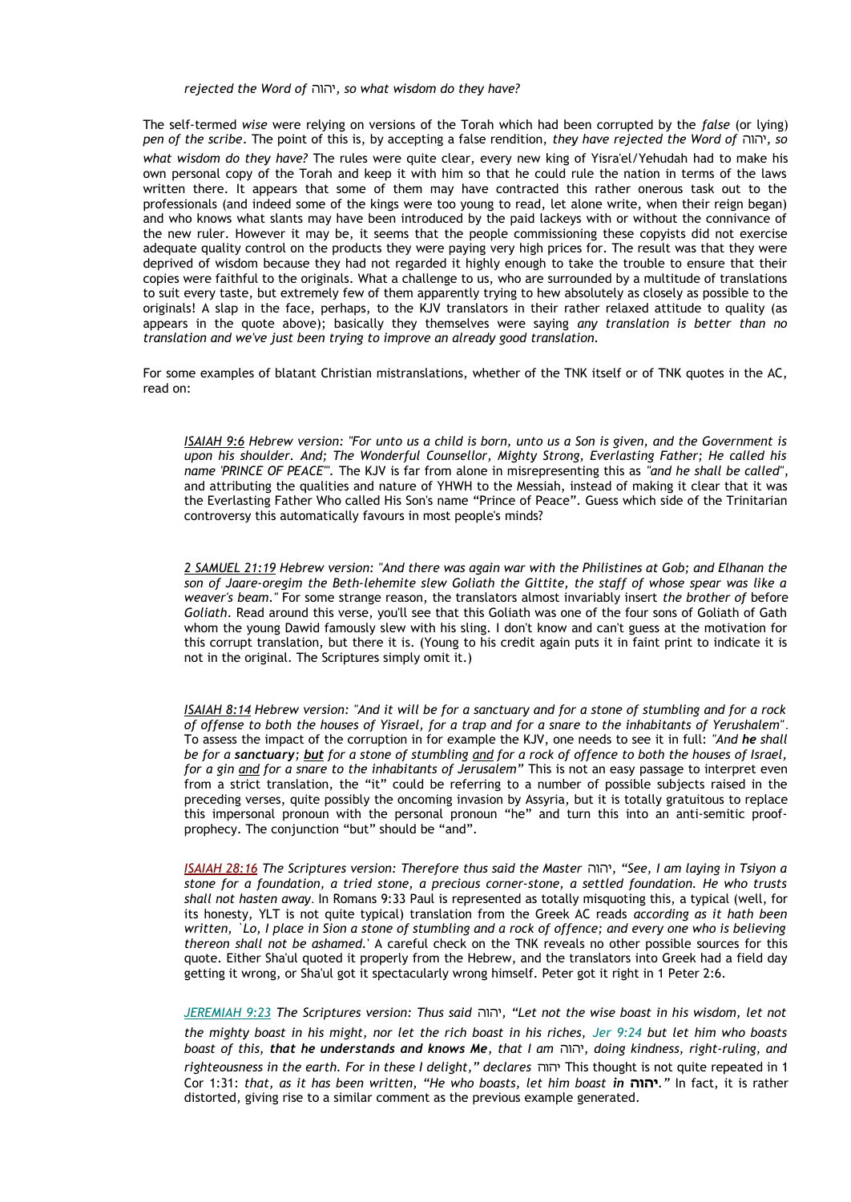*rejected the Word of* יהוה*, so what wisdom do they have?*

The self-termed *wise* were relying on versions of the Torah which had been corrupted by the *false* (or lying) *pen of the scribe*. The point of this is, by accepting a false rendition, *they have rejected the Word of* יהוה*, so what wisdom do they have?* The rules were quite clear, every new king of Yisra'el/Yehudah had to make his own personal copy of the Torah and keep it with him so that he could rule the nation in terms of the laws written there. It appears that some of them may have contracted this rather onerous task out to the professionals (and indeed some of the kings were too young to read, let alone write, when their reign began) and who knows what slants may have been introduced by the paid lackeys with or without the connivance of the new ruler. However it may be, it seems that the people commissioning these copyists did not exercise adequate quality control on the products they were paying very high prices for. The result was that they were deprived of wisdom because they had not regarded it highly enough to take the trouble to ensure that their copies were faithful to the originals. What a challenge to us, who are surrounded by a multitude of translations to suit every taste, but extremely few of them apparently trying to hew absolutely as closely as possible to the originals! A slap in the face, perhaps, to the KJV translators in their rather relaxed attitude to quality (as appears in the quote above); basically they themselves were saying *any translation is better than no translation and we've just been trying to improve an already good translation.*

For some examples of blatant Christian mistranslations, whether of the TNK itself or of TNK quotes in the AC, read on:

> *ISAIAH 9:6 Hebrew version: "For unto us a child is born, unto us a Son is given, and the Government is upon his shoulder. And; The Wonderful Counsellor, Mighty Strong, Everlasting Father; He called his name 'PRINCE OF PEACE'".* The KJV is far from alone in misrepresenting this as *"and he shall be called"*, and attributing the qualities and nature of YHWH to the Messiah, instead of making it clear that it was the Everlasting Father Who called His Son's name "Prince of Peace". Guess which side of the Trinitarian controversy this automatically favours in most people's minds?

> *2 SAMUEL 21:19 Hebrew version: "And there was again war with the Philistines at Gob; and Elhanan the son of Jaare-oregim the Beth-lehemite slew Goliath the Gittite, the staff of whose spear was like a weaver's beam."* For some strange reason, the translators almost invariably insert *the brother of* before *Goliath*. Read around this verse, you'll see that this Goliath was one of the four sons of Goliath of Gath whom the young Dawid famously slew with his sling. I don't know and can't guess at the motivation for this corrupt translation, but there it is. (Young to his credit again puts it in faint print to indicate it is not in the original. The Scriptures simply omit it.)

> *ISAIAH 8:14 Hebrew version: "And it will be for a sanctuary and for a stone of stumbling and for a rock of offense to both the houses of Yisrael, for a trap and for a snare to the inhabitants of Yerushalem".* To assess the impact of the corruption in for example the KJV, one needs to see it in full: *"And **he** shall be for a **sanctuary**; **but** for a stone of stumbling and for a rock of offence to both the houses of Israel, for a gin and for a snare to the inhabitants of Jerusalem"* This is not an easy passage to interpret even from a strict translation, the "it" could be referring to a number of possible subjects raised in the preceding verses, quite possibly the oncoming invasion by Assyria, but it is totally gratuitous to replace this impersonal pronoun with the personal pronoun "he" and turn this into an anti-semitic proof-prophecy. The conjunction "but" should be "and".

> *ISAIAH 28:16 The Scriptures version: Therefore thus said the Master* יהוה*, "See, I am laying in Tsiyon a stone for a foundation, a tried stone, a precious corner-stone, a settled foundation. He who trusts shall not hasten away.* In Romans 9:33 Paul is represented as totally misquoting this, a typical (well, for its honesty, YLT is not quite typical) translation from the Greek AC reads *according as it hath been written, `Lo, I place in Sion a stone of stumbling and a rock of offence; and every one who is believing thereon shall not be ashamed.'* A careful check on the TNK reveals no other possible sources for this quote. Either Sha'ul quoted it properly from the Hebrew, and the translators into Greek had a field day getting it wrong, or Sha'ul got it spectacularly wrong himself. Peter got it right in 1 Peter 2:6.

> *JEREMIAH 9:23 The Scriptures version: Thus said* יהוה*, "Let not the wise boast in his wisdom, let not the mighty boast in his might, nor let the rich boast in his riches, Jer 9:24 but let him who boasts boast of this, **that he understands and knows Me**, that I am* יהוה*, doing kindness, right-ruling, and righteousness in the earth. For in these I delight," declares* יהוה This thought is not quite repeated in 1 Cor 1:31: *that, as it has been written, "He who boasts, let him boast **in** **יהוה**."* In fact, it is rather distorted, giving rise to a similar comment as the previous example generated.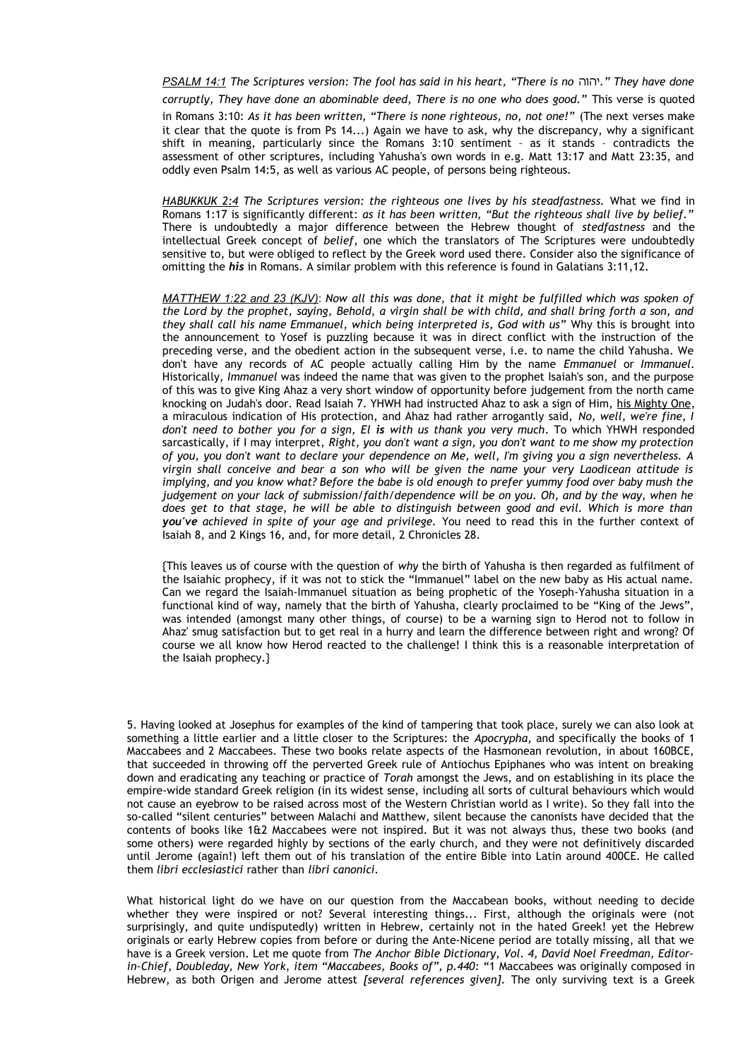*PSALM 14:1 The Scriptures version: The fool has said in his heart, "There is no* יהוה*." They have done corruptly, They have done an abominable deed, There is no one who does good."* This verse is quoted in Romans 3:10: *As it has been written, "There is none righteous, no, not one!"* (The next verses make it clear that the quote is from Ps 14...) Again we have to ask, why the discrepancy, why a significant shift in meaning, particularly since the Romans 3:10 sentiment – as it stands – contradicts the assessment of other scriptures, including Yahusha's own words in e.g. Matt 13:17 and Matt 23:35, and oddly even Psalm 14:5, as well as various AC people, of persons being righteous.

*HABUKKUK 2:4 The Scriptures version: the righteous one lives by his steadfastness.* What we find in Romans 1:17 is significantly different: *as it has been written, "But the righteous shall live by belief."* There is undoubtedly a major difference between the Hebrew thought of *stedfastness* and the intellectual Greek concept of *belief*, one which the translators of The Scriptures were undoubtedly sensitive to, but were obliged to reflect by the Greek word used there. Consider also the significance of omitting the ***his*** in Romans. A similar problem with this reference is found in Galatians 3:11,12.

*MATTHEW 1:22 and 23 (KJV)*: *Now all this was done, that it might be fulfilled which was spoken of the Lord by the prophet, saying, Behold, a virgin shall be with child, and shall bring forth a son, and they shall call his name Emmanuel, which being interpreted is, God with us"* Why this is brought into the announcement to Yosef is puzzling because it was in direct conflict with the instruction of the preceding verse, and the obedient action in the subsequent verse, i.e. to name the child Yahusha. We don't have any records of AC people actually calling Him by the name *Emmanuel* or *Immanuel*. Historically, *Immanuel* was indeed the name that was given to the prophet Isaiah's son, and the purpose of this was to give King Ahaz a very short window of opportunity before judgement from the north came knocking on Judah's door. Read Isaiah 7. YHWH had instructed Ahaz to ask a sign of Him, his Mighty One, a miraculous indication of His protection, and Ahaz had rather arrogantly said, *No, well, we're fine, I don't need to bother you for a sign, El **is** with us thank you very much.* To which YHWH responded sarcastically, if I may interpret, *Right, you don't want a sign, you don't want to me show my protection of you, you don't want to declare your dependence on Me, well, I'm giving you a sign nevertheless. A virgin shall conceive and bear a son who will be given the name your very Laodicean attitude is implying, and you know what? Before the babe is old enough to prefer yummy food over baby mush the judgement on your lack of submission/faith/dependence will be on you. Oh, and by the way, when he does get to that stage, he will be able to distinguish between good and evil. Which is more than **you've** achieved in spite of your age and privilege.* You need to read this in the further context of Isaiah 8, and 2 Kings 16, and, for more detail, 2 Chronicles 28.

{This leaves us of course with the question of *why* the birth of Yahusha is then regarded as fulfilment of the Isaiahic prophecy, if it was not to stick the "Immanuel" label on the new baby as His actual name. Can we regard the Isaiah-Immanuel situation as being prophetic of the Yoseph-Yahusha situation in a functional kind of way, namely that the birth of Yahusha, clearly proclaimed to be "King of the Jews", was intended (amongst many other things, of course) to be a warning sign to Herod not to follow in Ahaz' smug satisfaction but to get real in a hurry and learn the difference between right and wrong? Of course we all know how Herod reacted to the challenge! I think this is a reasonable interpretation of the Isaiah prophecy.}

5. Having looked at Josephus for examples of the kind of tampering that took place, surely we can also look at something a little earlier and a little closer to the Scriptures: the *Apocrypha*, and specifically the books of 1 Maccabees and 2 Maccabees. These two books relate aspects of the Hasmonean revolution, in about 160BCE, that succeeded in throwing off the perverted Greek rule of Antiochus Epiphanes who was intent on breaking down and eradicating any teaching or practice of *Torah* amongst the Jews, and on establishing in its place the empire-wide standard Greek religion (in its widest sense, including all sorts of cultural behaviours which would not cause an eyebrow to be raised across most of the Western Christian world as I write). So they fall into the so-called "silent centuries" between Malachi and Matthew, silent because the canonists have decided that the contents of books like 1&2 Maccabees were not inspired. But it was not always thus, these two books (and some others) were regarded highly by sections of the early church, and they were not definitively discarded until Jerome (again!) left them out of his translation of the entire Bible into Latin around 400CE. He called them *libri ecclesiastici* rather than *libri canonici*.

What historical light do we have on our question from the Maccabean books, without needing to decide whether they were inspired or not? Several interesting things... First, although the originals were (not surprisingly, and quite undisputedly) written in Hebrew, certainly not in the hated Greek! yet the Hebrew originals or early Hebrew copies from before or during the Ante-Nicene period are totally missing, all that we have is a Greek version. Let me quote from *The Anchor Bible Dictionary, Vol. 4, David Noel Freedman, Editor-in-Chief, Doubleday, New York, item "Maccabees, Books of", p.440:* "1 Maccabees was originally composed in Hebrew, as both Origen and Jerome attest *[several references given]*. The only surviving text is a Greek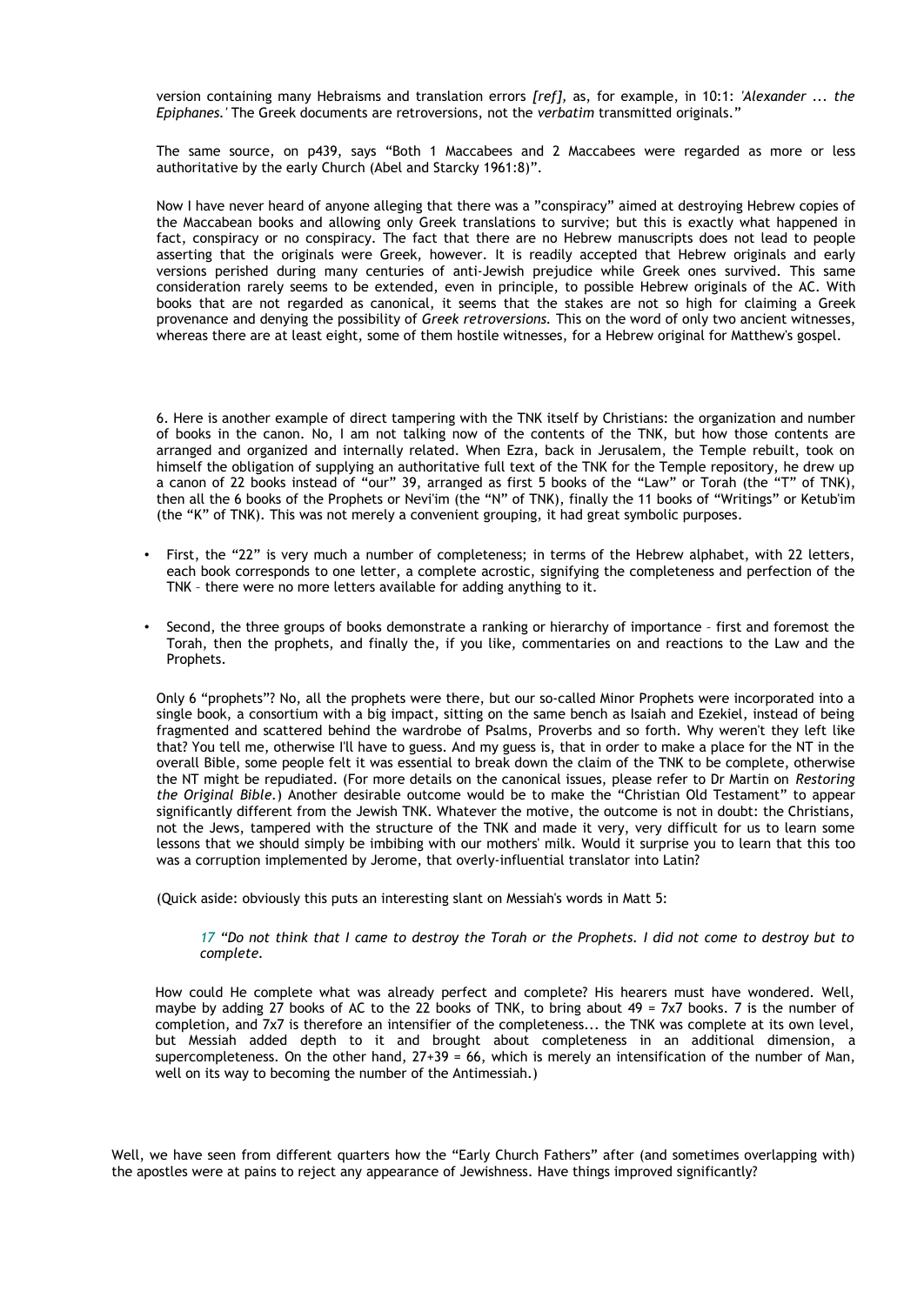version containing many Hebraisms and translation errors *[ref]*, as, for example, in 10:1: *'Alexander ... the Epiphanes.'* The Greek documents are retroversions, not the *verbatim* transmitted originals."

The same source, on p439, says "Both 1 Maccabees and 2 Maccabees were regarded as more or less authoritative by the early Church (Abel and Starcky 1961:8)".

Now I have never heard of anyone alleging that there was a "conspiracy" aimed at destroying Hebrew copies of the Maccabean books and allowing only Greek translations to survive; but this is exactly what happened in fact, conspiracy or no conspiracy. The fact that there are no Hebrew manuscripts does not lead to people asserting that the originals were Greek, however. It is readily accepted that Hebrew originals and early versions perished during many centuries of anti-Jewish prejudice while Greek ones survived. This same consideration rarely seems to be extended, even in principle, to possible Hebrew originals of the AC. With books that are not regarded as canonical, it seems that the stakes are not so high for claiming a Greek provenance and denying the possibility of *Greek retroversions.* This on the word of only two ancient witnesses, whereas there are at least eight, some of them hostile witnesses, for a Hebrew original for Matthew's gospel.

6. Here is another example of direct tampering with the TNK itself by Christians: the organization and number of books in the canon. No, I am not talking now of the contents of the TNK, but how those contents are arranged and organized and internally related. When Ezra, back in Jerusalem, the Temple rebuilt, took on himself the obligation of supplying an authoritative full text of the TNK for the Temple repository, he drew up a canon of 22 books instead of "our" 39, arranged as first 5 books of the "Law" or Torah (the "T" of TNK), then all the 6 books of the Prophets or Nevi'im (the "N" of TNK), finally the 11 books of "Writings" or Ketub'im (the "K" of TNK). This was not merely a convenient grouping, it had great symbolic purposes.

- First, the "22" is very much a number of completeness; in terms of the Hebrew alphabet, with 22 letters, each book corresponds to one letter, a complete acrostic, signifying the completeness and perfection of the TNK – there were no more letters available for adding anything to it.

- Second, the three groups of books demonstrate a ranking or hierarchy of importance – first and foremost the Torah, then the prophets, and finally the, if you like, commentaries on and reactions to the Law and the Prophets.

Only 6 "prophets"? No, all the prophets were there, but our so-called Minor Prophets were incorporated into a single book, a consortium with a big impact, sitting on the same bench as Isaiah and Ezekiel, instead of being fragmented and scattered behind the wardrobe of Psalms, Proverbs and so forth. Why weren't they left like that? You tell me, otherwise I'll have to guess. And my guess is, that in order to make a place for the NT in the overall Bible, some people felt it was essential to break down the claim of the TNK to be complete, otherwise the NT might be repudiated. (For more details on the canonical issues, please refer to Dr Martin on *Restoring the Original Bible*.) Another desirable outcome would be to make the "Christian Old Testament" to appear significantly different from the Jewish TNK. Whatever the motive, the outcome is not in doubt: the Christians, not the Jews, tampered with the structure of the TNK and made it very, very difficult for us to learn some lessons that we should simply be imbibing with our mothers' milk. Would it surprise you to learn that this too was a corruption implemented by Jerome, that overly-influential translator into Latin?

(Quick aside: obviously this puts an interesting slant on Messiah's words in Matt 5:

> *17 "Do not think that I came to destroy the Torah or the Prophets. I did not come to destroy but to complete.*

How could He complete what was already perfect and complete? His hearers must have wondered. Well, maybe by adding 27 books of AC to the 22 books of TNK, to bring about 49 = 7x7 books. 7 is the number of completion, and 7x7 is therefore an intensifier of the completeness... the TNK was complete at its own level, but Messiah added depth to it and brought about completeness in an additional dimension, a supercompleteness. On the other hand, 27+39 = 66, which is merely an intensification of the number of Man, well on its way to becoming the number of the Antimessiah.)

Well, we have seen from different quarters how the "Early Church Fathers" after (and sometimes overlapping with) the apostles were at pains to reject any appearance of Jewishness. Have things improved significantly?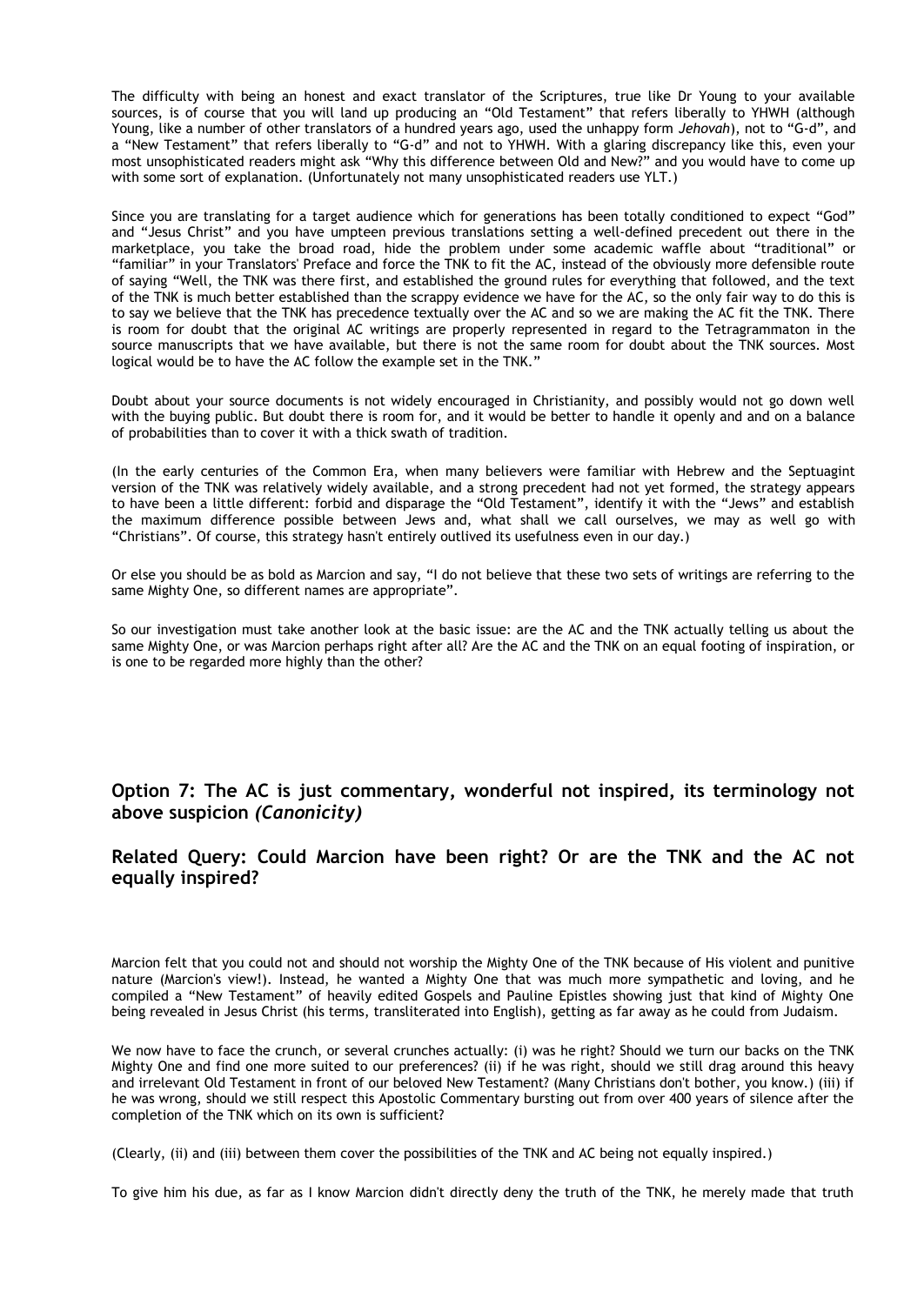The difficulty with being an honest and exact translator of the Scriptures, true like Dr Young to your available sources, is of course that you will land up producing an "Old Testament" that refers liberally to YHWH (although Young, like a number of other translators of a hundred years ago, used the unhappy form *Jehovah*), not to "G-d", and a "New Testament" that refers liberally to "G-d" and not to YHWH. With a glaring discrepancy like this, even your most unsophisticated readers might ask "Why this difference between Old and New?" and you would have to come up with some sort of explanation. (Unfortunately not many unsophisticated readers use YLT.)

Since you are translating for a target audience which for generations has been totally conditioned to expect "God" and "Jesus Christ" and you have umpteen previous translations setting a well-defined precedent out there in the marketplace, you take the broad road, hide the problem under some academic waffle about "traditional" or "familiar" in your Translators' Preface and force the TNK to fit the AC, instead of the obviously more defensible route of saying "Well, the TNK was there first, and established the ground rules for everything that followed, and the text of the TNK is much better established than the scrappy evidence we have for the AC, so the only fair way to do this is to say we believe that the TNK has precedence textually over the AC and so we are making the AC fit the TNK. There is room for doubt that the original AC writings are properly represented in regard to the Tetragrammaton in the source manuscripts that we have available, but there is not the same room for doubt about the TNK sources. Most logical would be to have the AC follow the example set in the TNK."

Doubt about your source documents is not widely encouraged in Christianity, and possibly would not go down well with the buying public. But doubt there is room for, and it would be better to handle it openly and and on a balance of probabilities than to cover it with a thick swath of tradition.

(In the early centuries of the Common Era, when many believers were familiar with Hebrew and the Septuagint version of the TNK was relatively widely available, and a strong precedent had not yet formed, the strategy appears to have been a little different: forbid and disparage the "Old Testament", identify it with the "Jews" and establish the maximum difference possible between Jews and, what shall we call ourselves, we may as well go with "Christians". Of course, this strategy hasn't entirely outlived its usefulness even in our day.)

Or else you should be as bold as Marcion and say, "I do not believe that these two sets of writings are referring to the same Mighty One, so different names are appropriate".

So our investigation must take another look at the basic issue: are the AC and the TNK actually telling us about the same Mighty One, or was Marcion perhaps right after all? Are the AC and the TNK on an equal footing of inspiration, or is one to be regarded more highly than the other?

## Option 7: The AC is just commentary, wonderful not inspired, its terminology not above suspicion *(Canonicity)*

## Related Query: Could Marcion have been right? Or are the TNK and the AC not equally inspired?

Marcion felt that you could not and should not worship the Mighty One of the TNK because of His violent and punitive nature (Marcion's view!). Instead, he wanted a Mighty One that was much more sympathetic and loving, and he compiled a "New Testament" of heavily edited Gospels and Pauline Epistles showing just that kind of Mighty One being revealed in Jesus Christ (his terms, transliterated into English), getting as far away as he could from Judaism.

We now have to face the crunch, or several crunches actually: (i) was he right? Should we turn our backs on the TNK Mighty One and find one more suited to our preferences? (ii) if he was right, should we still drag around this heavy and irrelevant Old Testament in front of our beloved New Testament? (Many Christians don't bother, you know.) (iii) if he was wrong, should we still respect this Apostolic Commentary bursting out from over 400 years of silence after the completion of the TNK which on its own is sufficient?

(Clearly, (ii) and (iii) between them cover the possibilities of the TNK and AC being not equally inspired.)

To give him his due, as far as I know Marcion didn't directly deny the truth of the TNK, he merely made that truth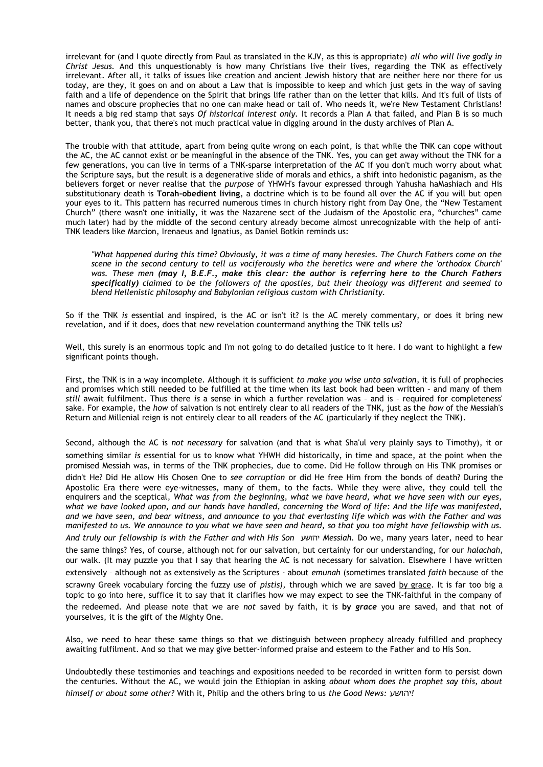irrelevant for (and I quote directly from Paul as translated in the KJV, as this is appropriate) *all who will live godly in Christ Jesus.* And this unquestionably is how many Christians live their lives, regarding the TNK as effectively irrelevant. After all, it talks of issues like creation and ancient Jewish history that are neither here nor there for us today, are they, it goes on and on about a Law that is impossible to keep and which just gets in the way of saving faith and a life of dependence on the Spirit that brings life rather than on the letter that kills. And it's full of lists of names and obscure prophecies that no one can make head or tail of. Who needs it, we're New Testament Christians! It needs a big red stamp that says *Of historical interest only.* It records a Plan A that failed, and Plan B is so much better, thank you, that there's not much practical value in digging around in the dusty archives of Plan A.

The trouble with that attitude, apart from being quite wrong on each point, is that while the TNK can cope without the AC, the AC cannot exist or be meaningful in the absence of the TNK. Yes, you can get away without the TNK for a few generations, you can live in terms of a TNK-sparse interpretation of the AC if you don't much worry about what the Scripture says, but the result is a degenerative slide of morals and ethics, a shift into hedonistic paganism, as the believers forget or never realise that the *purpose* of YHWH's favour expressed through Yahusha haMashiach and His substitutionary death is **Torah-obedient living**, a doctrine which is to be found all over the AC if you will but open your eyes to it. This pattern has recurred numerous times in church history right from Day One, the "New Testament Church" (there wasn't one initially, it was the Nazarene sect of the Judaism of the Apostolic era, "churches" came much later) had by the middle of the second century already become almost unrecognizable with the help of anti-TNK leaders like Marcion, Irenaeus and Ignatius, as Daniel Botkin reminds us:

> *"What happened during this time? Obviously, it was a time of many heresies. The Church Fathers come on the scene in the second century to tell us vociferously who the heretics were and where the 'orthodox Church' was. These men* ***(may I, B.E.F., make this clear: the author is referring here to the Church Fathers specifically)*** *claimed to be the followers of the apostles, but their theology was different and seemed to blend Hellenistic philosophy and Babylonian religious custom with Christianity.*

So if the TNK *is* essential and inspired, is the AC or isn't it? Is the AC merely commentary, or does it bring new revelation, and if it does, does that new revelation countermand anything the TNK tells us?

Well, this surely is an enormous topic and I'm not going to do detailed justice to it here. I do want to highlight a few significant points though.

First, the TNK is in a way incomplete. Although it is sufficient *to make you wise unto salvation*, it is full of prophecies and promises which still needed to be fulfilled at the time when its last book had been written – and many of them *still* await fulfilment. Thus there *is* a sense in which a further revelation was – and is – required for completeness' sake. For example, the *how* of salvation is not entirely clear to all readers of the TNK, just as the *how* of the Messiah's Return and Millenial reign is not entirely clear to all readers of the AC (particularly if they neglect the TNK).

Second, although the AC is *not necessary* for salvation (and that is what Sha'ul very plainly says to Timothy), it or something similar *is* essential for us to know what YHWH did historically, in time and space, at the point when the promised Messiah was, in terms of the TNK prophecies, due to come. Did He follow through on His TNK promises or didn't He? Did He allow His Chosen One to *see corruption* or did He free Him from the bonds of death? During the Apostolic Era there were eye-witnesses, many of them, to the facts. While they were alive, they could tell the enquirers and the sceptical, *What was from the beginning, what we have heard, what we have seen with our eyes, what we have looked upon, and our hands have handled, concerning the Word of life: And the life was manifested, and we have seen, and bear witness, and announce to you that everlasting life which was with the Father and was manifested to us. We announce to you what we have seen and heard, so that you too might have fellowship with us. And truly our fellowship is with the Father and with His Son* יהושע *Messiah.* Do we, many years later, need to hear the same things? Yes, of course, although not for our salvation, but certainly for our understanding, for our *halachah,* our walk. (It may puzzle you that I say that hearing the AC is not necessary for salvation. Elsewhere I have written extensively – although not as extensively as the Scriptures - about *emunah* (sometimes translated *faith* because of the scrawny Greek vocabulary forcing the fuzzy use of *pistis),* through which we are saved by grace. It is far too big a topic to go into here, suffice it to say that it clarifies how we may expect to see the TNK-faithful in the company of the redeemed. And please note that we are *not* saved by faith, it is **by *grace*** you are saved, and that not of yourselves, it is the gift of the Mighty One.

Also, we need to hear these same things so that we distinguish between prophecy already fulfilled and prophecy awaiting fulfilment. And so that we may give better-informed praise and esteem to the Father and to His Son.

Undoubtedly these testimonies and teachings and expositions needed to be recorded in written form to persist down the centuries. Without the AC, we would join the Ethiopian in asking *about whom does the prophet say this, about himself or about some other?* With it, Philip and the others bring to us *the Good News:* יהושע*!*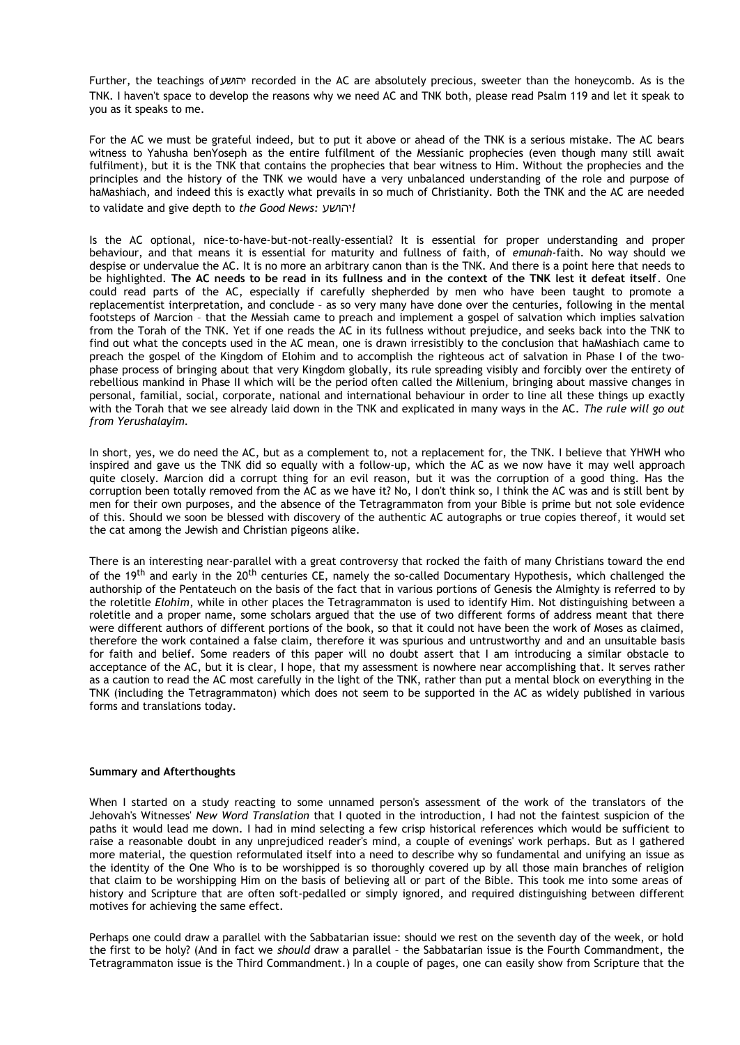Further, the teachings of יהושע recorded in the AC are absolutely precious, sweeter than the honeycomb. As is the TNK. I haven't space to develop the reasons why we need AC and TNK both, please read Psalm 119 and let it speak to you as it speaks to me.

For the AC we must be grateful indeed, but to put it above or ahead of the TNK is a serious mistake. The AC bears witness to Yahusha benYoseph as the entire fulfilment of the Messianic prophecies (even though many still await fulfilment), but it is the TNK that contains the prophecies that bear witness to Him. Without the prophecies and the principles and the history of the TNK we would have a very unbalanced understanding of the role and purpose of haMashiach, and indeed this is exactly what prevails in so much of Christianity. Both the TNK and the AC are needed to validate and give depth to *the Good News:* יהושע*!*

Is the AC optional, nice-to-have-but-not-really-essential? It is essential for proper understanding and proper behaviour, and that means it is essential for maturity and fullness of faith, of *emunah*-faith. No way should we despise or undervalue the AC. It is no more an arbitrary canon than is the TNK. And there is a point here that needs to be highlighted. **The AC needs to be read in its fullness and in the context of the TNK lest it defeat itself**. One could read parts of the AC, especially if carefully shepherded by men who have been taught to promote a replacementist interpretation, and conclude – as so very many have done over the centuries, following in the mental footsteps of Marcion – that the Messiah came to preach and implement a gospel of salvation which implies salvation from the Torah of the TNK. Yet if one reads the AC in its fullness without prejudice, and seeks back into the TNK to find out what the concepts used in the AC mean, one is drawn irresistibly to the conclusion that haMashiach came to preach the gospel of the Kingdom of Elohim and to accomplish the righteous act of salvation in Phase I of the two-phase process of bringing about that very Kingdom globally, its rule spreading visibly and forcibly over the entirety of rebellious mankind in Phase II which will be the period often called the Millenium, bringing about massive changes in personal, familial, social, corporate, national and international behaviour in order to line all these things up exactly with the Torah that we see already laid down in the TNK and explicated in many ways in the AC. *The rule will go out from Yerushalayim.*

In short, yes, we do need the AC, but as a complement to, not a replacement for, the TNK. I believe that YHWH who inspired and gave us the TNK did so equally with a follow-up, which the AC as we now have it may well approach quite closely. Marcion did a corrupt thing for an evil reason, but it was the corruption of a good thing. Has the corruption been totally removed from the AC as we have it? No, I don't think so, I think the AC was and is still bent by men for their own purposes, and the absence of the Tetragrammaton from your Bible is prime but not sole evidence of this. Should we soon be blessed with discovery of the authentic AC autographs or true copies thereof, it would set the cat among the Jewish and Christian pigeons alike.

There is an interesting near-parallel with a great controversy that rocked the faith of many Christians toward the end of the 19th and early in the 20th centuries CE, namely the so-called Documentary Hypothesis, which challenged the authorship of the Pentateuch on the basis of the fact that in various portions of Genesis the Almighty is referred to by the roletitle *Elohim*, while in other places the Tetragrammaton is used to identify Him. Not distinguishing between a roletitle and a proper name, some scholars argued that the use of two different forms of address meant that there were different authors of different portions of the book, so that it could not have been the work of Moses as claimed, therefore the work contained a false claim, therefore it was spurious and untrustworthy and and an unsuitable basis for faith and belief. Some readers of this paper will no doubt assert that I am introducing a similar obstacle to acceptance of the AC, but it is clear, I hope, that my assessment is nowhere near accomplishing that. It serves rather as a caution to read the AC most carefully in the light of the TNK, rather than put a mental block on everything in the TNK (including the Tetragrammaton) which does not seem to be supported in the AC as widely published in various forms and translations today.

**Summary and Afterthoughts**

When I started on a study reacting to some unnamed person's assessment of the work of the translators of the Jehovah's Witnesses' *New Word Translation* that I quoted in the introduction, I had not the faintest suspicion of the paths it would lead me down. I had in mind selecting a few crisp historical references which would be sufficient to raise a reasonable doubt in any unprejudiced reader's mind, a couple of evenings' work perhaps. But as I gathered more material, the question reformulated itself into a need to describe why so fundamental and unifying an issue as the identity of the One Who is to be worshipped is so thoroughly covered up by all those main branches of religion that claim to be worshipping Him on the basis of believing all or part of the Bible. This took me into some areas of history and Scripture that are often soft-pedalled or simply ignored, and required distinguishing between different motives for achieving the same effect.

Perhaps one could draw a parallel with the Sabbatarian issue: should we rest on the seventh day of the week, or hold the first to be holy? (And in fact we *should* draw a parallel – the Sabbatarian issue is the Fourth Commandment, the Tetragrammaton issue is the Third Commandment.) In a couple of pages, one can easily show from Scripture that the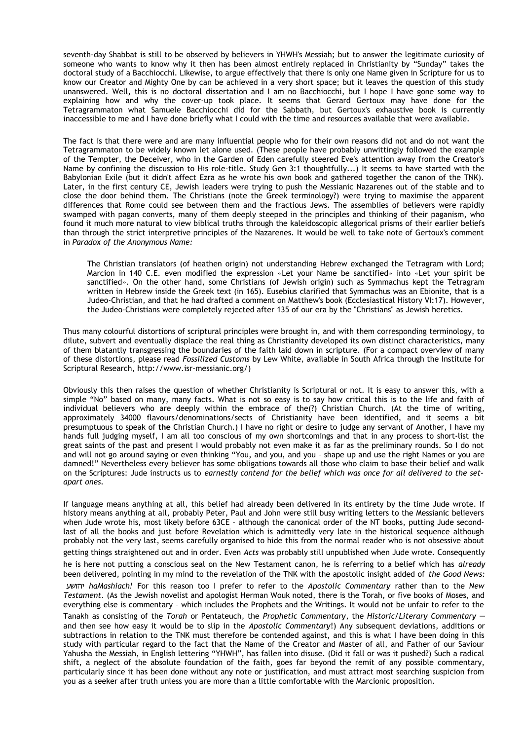seventh-day Shabbat is still to be observed by believers in YHWH's Messiah; but to answer the legitimate curiosity of someone who wants to know why it then has been almost entirely replaced in Christianity by "Sunday" takes the doctoral study of a Bacchiocchi. Likewise, to argue effectively that there is only one Name given in Scripture for us to know our Creator and Mighty One by can be achieved in a very short space; but it leaves the question of this study unanswered. Well, this is no doctoral dissertation and I am no Bacchiocchi, but I hope I have gone some way to explaining how and why the cover-up took place. It seems that Gerard Gertoux may have done for the Tetragrammaton what Samuele Bacchiocchi did for the Sabbath, but Gertoux's exhaustive book is currently inaccessible to me and I have done briefly what I could with the time and resources available that were available.

The fact is that there were and are many influential people who for their own reasons did not and do not want the Tetragrammaton to be widely known let alone used. (These people have probably unwittingly followed the example of the Tempter, the Deceiver, who in the Garden of Eden carefully steered Eve's attention away from the Creator's Name by confining the discussion to His role-title. Study Gen 3:1 thoughtfully...) It seems to have started with the Babylonian Exile (but it didn't affect Ezra as he wrote his own book and gathered together the canon of the TNK). Later, in the first century CE, Jewish leaders were trying to push the Messianic Nazarenes out of the stable and to close the door behind them. The Christians (note the Greek terminology?) were trying to maximise the apparent differences that Rome could see between them and the fractious Jews. The assemblies of believers were rapidly swamped with pagan converts, many of them deeply steeped in the principles and thinking of their paganism, who found it much more natural to view biblical truths through the kaleidoscopic allegorical prisms of their earlier beliefs than through the strict interpretive principles of the Nazarenes. It would be well to take note of Gertoux's comment in *Paradox of the Anonymous Name:*

> The Christian translators (of heathen origin) not understanding Hebrew exchanged the Tetragram with Lord; Marcion in 140 C.E. even modified the expression «Let your Name be sanctified» into «Let your spirit be sanctified». On the other hand, some Christians (of Jewish origin) such as Symmachus kept the Tetragram written in Hebrew inside the Greek text (in 165). Eusebius clarified that Symmachus was an Ebionite, that is a Judeo-Christian, and that he had drafted a comment on Matthew's book (Ecclesiastical History VI:17). However, the Judeo-Christians were completely rejected after 135 of our era by the "Christians" as Jewish heretics.

Thus many colourful distortions of scriptural principles were brought in, and with them corresponding terminology, to dilute, subvert and eventually displace the real thing as Christianity developed its own distinct characteristics, many of them blatantly transgressing the boundaries of the faith laid down in scripture. (For a compact overview of many of these distortions, please read *Fossilized Customs* by Lew White, available in South Africa through the Institute for Scriptural Research, http://www.isr-messianic.org/)

Obviously this then raises the question of whether Christianity is Scriptural or not. It is easy to answer this, with a simple "No" based on many, many facts. What is not so easy is to say how critical this is to the life and faith of individual believers who are deeply within the embrace of the(?) Christian Church. (At the time of writing, approximately 34000 flavours/denominations/sects of Christianity have been identified, and it seems a bit presumptuous to speak of **the** Christian Church.) I have no right or desire to judge any servant of Another, I have my hands full judging myself, I am all too conscious of my own shortcomings and that in any process to short-list the great saints of the past and present I would probably not even make it as far as the preliminary rounds. So I do not and will not go around saying or even thinking "You, and you, and you – shape up and use the right Names or you are damned!" Nevertheless every believer has some obligations towards all those who claim to base their belief and walk on the Scriptures: Jude instructs us to *earnestly contend for the belief which was once for all delivered to the set-apart ones.*

If language means anything at all, this belief had already been delivered in its entirety by the time Jude wrote. If history means anything at all, probably Peter, Paul and John were still busy writing letters to the Messianic believers when Jude wrote his, most likely before 63CE – although the canonical order of the NT books, putting Jude second-last of all the books and just before Revelation which is admittedly very late in the historical sequence although probably not the very last, seems carefully organised to hide this from the normal reader who is not obsessive about getting things straightened out and in order. Even *Acts* was probably still unpublished when Jude wrote. Consequently he is here not putting a conscious seal on the New Testament canon, he is referring to a belief which has *already* been delivered, pointing in my mind to the revelation of the TNK with the apostolic insight added of *the Good News: יהושע haMashiach!* For this reason too I prefer to refer to the *Apostolic Commentary* rather than to the *New Testament*. (As the Jewish novelist and apologist Herman Wouk noted, there is the Torah, or five books of Moses, and everything else is commentary – which includes the Prophets and the Writings. It would not be unfair to refer to the Tanakh as consisting of the *Torah* or Pentateuch, the *Prophetic Commentary*, the *Historic/Literary Commentary* — and then see how easy it would be to slip in the *Apostolic Commentary*!) Any subsequent deviations, additions or subtractions in relation to the TNK must therefore be contended against, and this is what I have been doing in this study with particular regard to the fact that the Name of the Creator and Master of all, and Father of our Saviour Yahusha the Messiah, in English lettering "YHWH", has fallen into disuse. (Did it fall or was it pushed?) Such a radical shift, a neglect of the absolute foundation of the faith, goes far beyond the remit of any possible commentary, particularly since it has been done without any note or justification, and must attract most searching suspicion from you as a seeker after truth unless you are more than a little comfortable with the Marcionic proposition.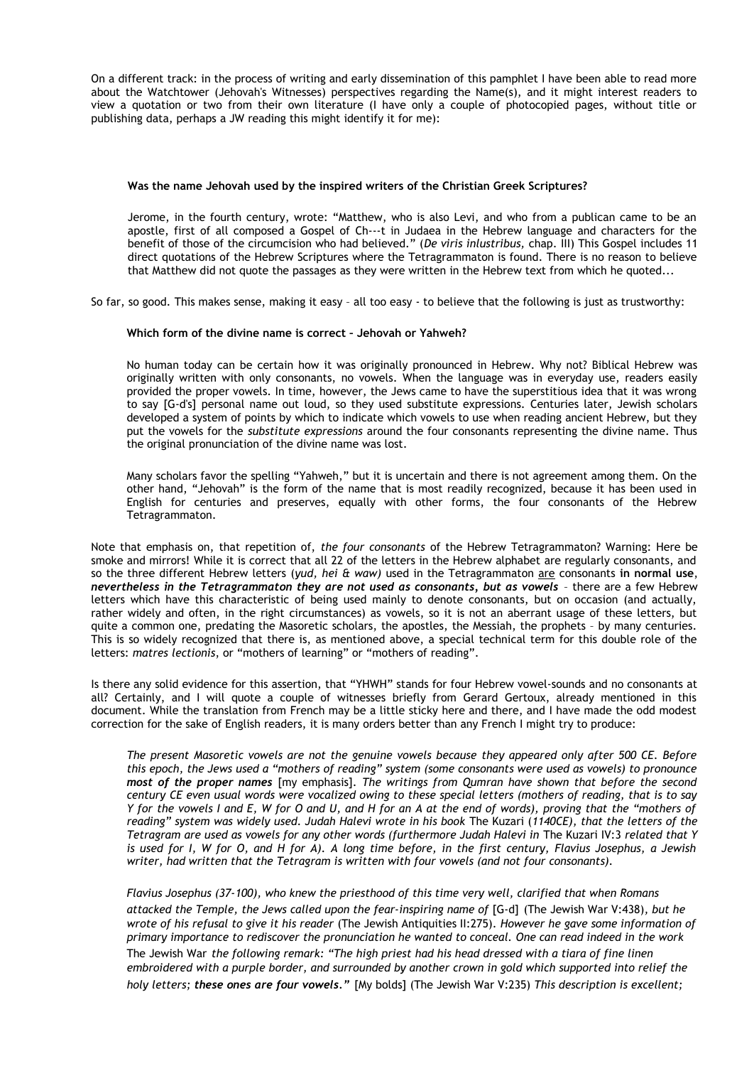On a different track: in the process of writing and early dissemination of this pamphlet I have been able to read more about the Watchtower (Jehovah's Witnesses) perspectives regarding the Name(s), and it might interest readers to view a quotation or two from their own literature (I have only a couple of photocopied pages, without title or publishing data, perhaps a JW reading this might identify it for me):

> **Was the name Jehovah used by the inspired writers of the Christian Greek Scriptures?**
>
> Jerome, in the fourth century, wrote: "Matthew, who is also Levi, and who from a publican came to be an apostle, first of all composed a Gospel of Ch---t in Judaea in the Hebrew language and characters for the benefit of those of the circumcision who had believed." (*De viris inlustribus,* chap. III) This Gospel includes 11 direct quotations of the Hebrew Scriptures where the Tetragrammaton is found. There is no reason to believe that Matthew did not quote the passages as they were written in the Hebrew text from which he quoted...

So far, so good. This makes sense, making it easy – all too easy - to believe that the following is just as trustworthy:

> **Which form of the divine name is correct – Jehovah or Yahweh?**
>
> No human today can be certain how it was originally pronounced in Hebrew. Why not? Biblical Hebrew was originally written with only consonants, no vowels. When the language was in everyday use, readers easily provided the proper vowels. In time, however, the Jews came to have the superstitious idea that it was wrong to say [G-d's] personal name out loud, so they used substitute expressions. Centuries later, Jewish scholars developed a system of points by which to indicate which vowels to use when reading ancient Hebrew, but they put the vowels for the *substitute expressions* around the four consonants representing the divine name. Thus the original pronunciation of the divine name was lost.
>
> Many scholars favor the spelling "Yahweh," but it is uncertain and there is not agreement among them. On the other hand, "Jehovah" is the form of the name that is most readily recognized, because it has been used in English for centuries and preserves, equally with other forms, the four consonants of the Hebrew Tetragrammaton.

Note that emphasis on, that repetition of, *the four consonants* of the Hebrew Tetragrammaton? Warning: Here be smoke and mirrors! While it is correct that all 22 of the letters in the Hebrew alphabet are regularly consonants, and so the three different Hebrew letters (*yud, hei & waw)* used in the Tetragrammaton are consonants **in normal use**, ***nevertheless in the Tetragrammaton they are not used as consonants, but as vowels*** – there are a few Hebrew letters which have this characteristic of being used mainly to denote consonants, but on occasion (and actually, rather widely and often, in the right circumstances) as vowels, so it is not an aberrant usage of these letters, but quite a common one, predating the Masoretic scholars, the apostles, the Messiah, the prophets – by many centuries. This is so widely recognized that there is, as mentioned above, a special technical term for this double role of the letters: *matres lectionis*, or "mothers of learning" or "mothers of reading".

Is there any solid evidence for this assertion, that "YHWH" stands for four Hebrew vowel-sounds and no consonants at all? Certainly, and I will quote a couple of witnesses briefly from Gerard Gertoux, already mentioned in this document. While the translation from French may be a little sticky here and there, and I have made the odd modest correction for the sake of English readers, it is many orders better than any French I might try to produce:

> *The present Masoretic vowels are not the genuine vowels because they appeared only after 500 CE. Before this epoch, the Jews used a "mothers of reading" system (some consonants were used as vowels) to pronounce* ***most of the proper names*** [my emphasis]. *The writings from Qumran have shown that before the second century CE even usual words were vocalized owing to these special letters (mothers of reading, that is to say Y for the vowels I and E, W for O and U, and H for an A at the end of words), proving that the "mothers of reading" system was widely used. Judah Halevi wrote in his book* The Kuzari (*1140CE), that the letters of the Tetragram are used as vowels for any other words (furthermore Judah Halevi in* The Kuzari IV:3 *related that Y is used for I, W for O, and H for A). A long time before, in the first century, Flavius Josephus, a Jewish writer, had written that the Tetragram is written with four vowels (and not four consonants).*
>
> *Flavius Josephus (37-100), who knew the priesthood of this time very well, clarified that when Romans attacked the Temple, the Jews called upon the fear-inspiring name of* [G-d] (The Jewish War V:438), *but he wrote of his refusal to give it his reader* (The Jewish Antiquities II:275). *However he gave some information of primary importance to rediscover the pronunciation he wanted to conceal. One can read indeed in the work* The Jewish War *the following remark: "The high priest had his head dressed with a tiara of fine linen embroidered with a purple border, and surrounded by another crown in gold which supported into relief the holy letters;* ***these ones are four vowels****."* [My bolds] (The Jewish War V:235) *This description is excellent;*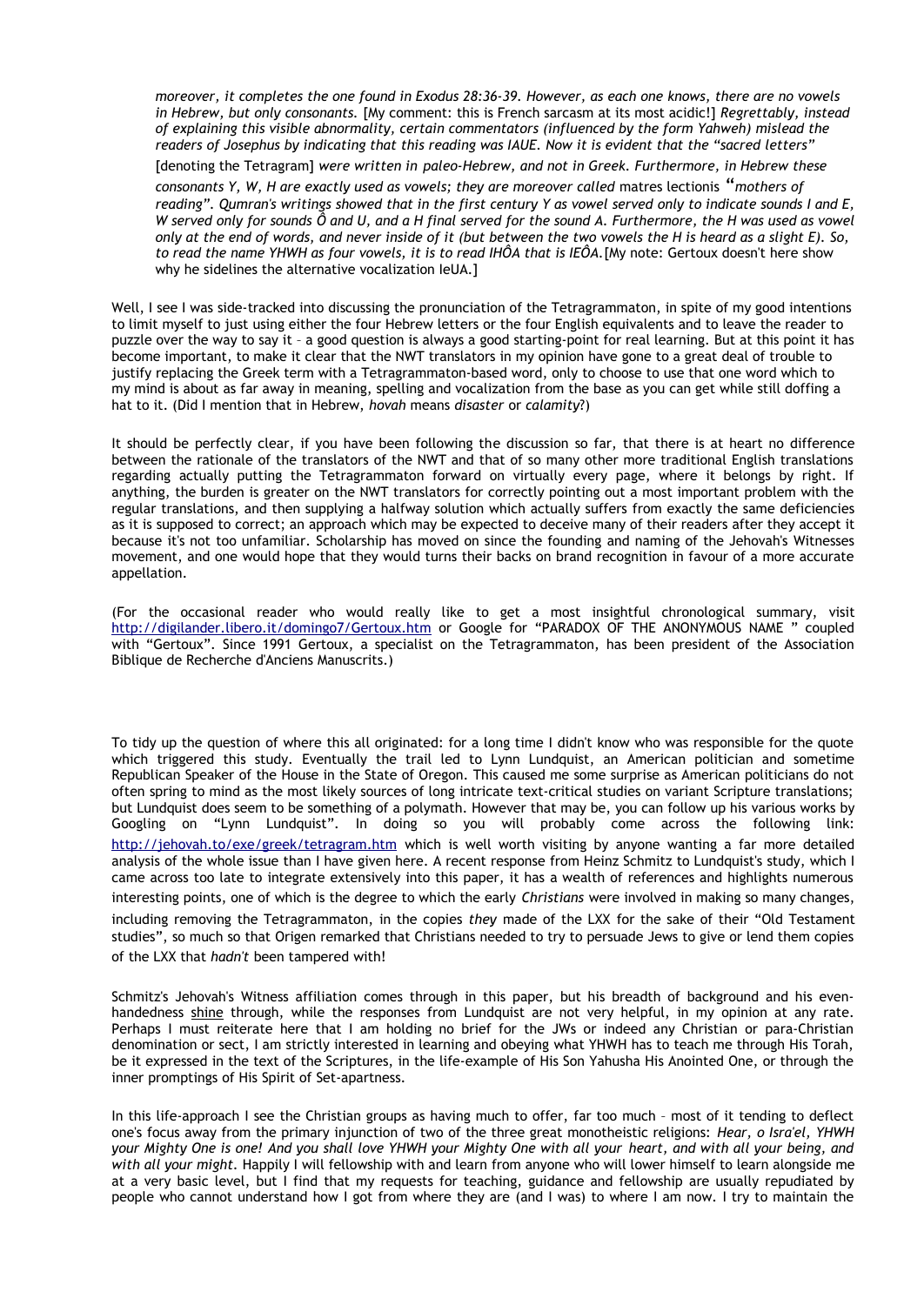*moreover, it completes the one found in Exodus 28:36-39. However, as each one knows, there are no vowels in Hebrew, but only consonants.* [My comment: this is French sarcasm at its most acidic!] *Regrettably, instead of explaining this visible abnormality, certain commentators (influenced by the form Yahweh) mislead the readers of Josephus by indicating that this reading was IAUE. Now it is evident that the "sacred letters"* [denoting the Tetragram] *were written in paleo-Hebrew, and not in Greek. Furthermore, in Hebrew these consonants Y, W, H are exactly used as vowels; they are moreover called* matres lectionis *"mothers of reading". Qumran's writings showed that in the first century Y as vowel served only to indicate sounds I and E, W served only for sounds Ô and U, and a H final served for the sound A. Furthermore, the H was used as vowel only at the end of words, and never inside of it (but between the two vowels the H is heard as a slight E). So, to read the name YHWH as four vowels, it is to read IHÔA that is IEÔA.* [My note: Gertoux doesn't here show why he sidelines the alternative vocalization IeUA.]

Well, I see I was side-tracked into discussing the pronunciation of the Tetragrammaton, in spite of my good intentions to limit myself to just using either the four Hebrew letters or the four English equivalents and to leave the reader to puzzle over the way to say it – a good question is always a good starting-point for real learning. But at this point it has become important, to make it clear that the NWT translators in my opinion have gone to a great deal of trouble to justify replacing the Greek term with a Tetragrammaton-based word, only to choose to use that one word which to my mind is about as far away in meaning, spelling and vocalization from the base as you can get while still doffing a hat to it. (Did I mention that in Hebrew, *hovah* means *disaster* or *calamity*?)

It should be perfectly clear, if you have been following the discussion so far, that there is at heart no difference between the rationale of the translators of the NWT and that of so many other more traditional English translations regarding actually putting the Tetragrammaton forward on virtually every page, where it belongs by right. If anything, the burden is greater on the NWT translators for correctly pointing out a most important problem with the regular translations, and then supplying a halfway solution which actually suffers from exactly the same deficiencies as it is supposed to correct; an approach which may be expected to deceive many of their readers after they accept it because it's not too unfamiliar. Scholarship has moved on since the founding and naming of the Jehovah's Witnesses movement, and one would hope that they would turns their backs on brand recognition in favour of a more accurate appellation.

(For the occasional reader who would really like to get a most insightful chronological summary, visit http://digilander.libero.it/domingo7/Gertoux.htm or Google for "PARADOX OF THE ANONYMOUS NAME " coupled with "Gertoux". Since 1991 Gertoux, a specialist on the Tetragrammaton, has been president of the Association Biblique de Recherche d'Anciens Manuscrits.)

To tidy up the question of where this all originated: for a long time I didn't know who was responsible for the quote which triggered this study. Eventually the trail led to Lynn Lundquist, an American politician and sometime Republican Speaker of the House in the State of Oregon. This caused me some surprise as American politicians do not often spring to mind as the most likely sources of long intricate text-critical studies on variant Scripture translations; but Lundquist does seem to be something of a polymath. However that may be, you can follow up his various works by Googling on "Lynn Lundquist". In doing so you will probably come across the following link: http://jehovah.to/exe/greek/tetragram.htm which is well worth visiting by anyone wanting a far more detailed analysis of the whole issue than I have given here. A recent response from Heinz Schmitz to Lundquist's study, which I came across too late to integrate extensively into this paper, it has a wealth of references and highlights numerous interesting points, one of which is the degree to which the early *Christians* were involved in making so many changes, including removing the Tetragrammaton, in the copies *they* made of the LXX for the sake of their "Old Testament studies", so much so that Origen remarked that Christians needed to try to persuade Jews to give or lend them copies of the LXX that *hadn't* been tampered with!

Schmitz's Jehovah's Witness affiliation comes through in this paper, but his breadth of background and his even-handedness shine through, while the responses from Lundquist are not very helpful, in my opinion at any rate. Perhaps I must reiterate here that I am holding no brief for the JWs or indeed any Christian or para-Christian denomination or sect, I am strictly interested in learning and obeying what YHWH has to teach me through His Torah, be it expressed in the text of the Scriptures, in the life-example of His Son Yahusha His Anointed One, or through the inner promptings of His Spirit of Set-apartness.

In this life-approach I see the Christian groups as having much to offer, far too much – most of it tending to deflect one's focus away from the primary injunction of two of the three great monotheistic religions: *Hear, o Isra'el, YHWH your Mighty One is one! And you shall love YHWH your Mighty One with all your heart, and with all your being, and with all your might.* Happily I will fellowship with and learn from anyone who will lower himself to learn alongside me at a very basic level, but I find that my requests for teaching, guidance and fellowship are usually repudiated by people who cannot understand how I got from where they are (and I was) to where I am now. I try to maintain the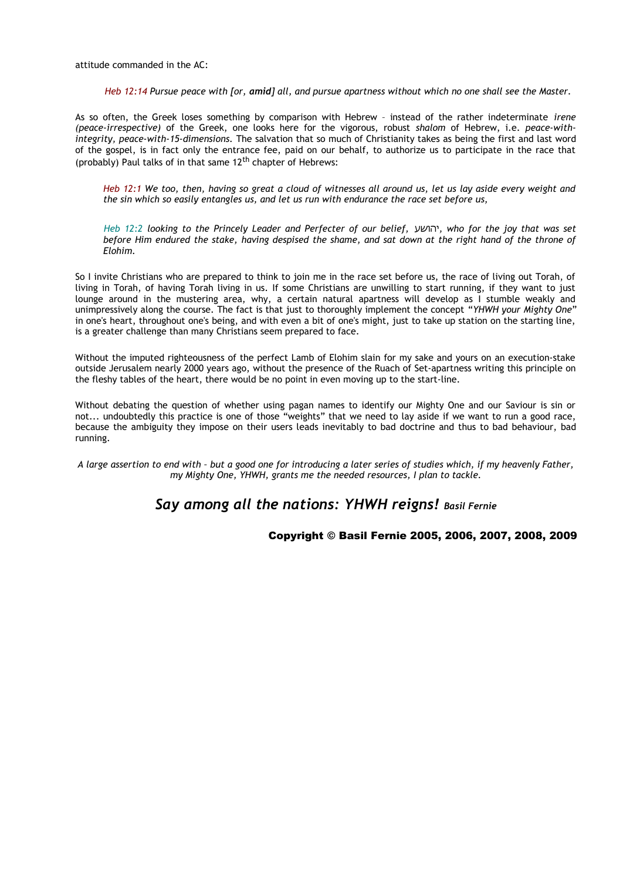attitude commanded in the AC:

> *Heb 12:14 Pursue peace with [or, **amid**] all, and pursue apartness without which no one shall see the Master.*

As so often, the Greek loses something by comparison with Hebrew – instead of the rather indeterminate *irene (peace-irrespective)* of the Greek, one looks here for the vigorous, robust *shalom* of Hebrew, i.e. *peace-with-integrity, peace-with-15-dimensions.* The salvation that so much of Christianity takes as being the first and last word of the gospel, is in fact only the entrance fee, paid on our behalf, to authorize us to participate in the race that (probably) Paul talks of in that same 12th chapter of Hebrews:

> *Heb 12:1 We too, then, having so great a cloud of witnesses all around us, let us lay aside every weight and the sin which so easily entangles us, and let us run with endurance the race set before us,*
>
> *Heb 12:2 looking to the Princely Leader and Perfecter of our belief, יהושע, who for the joy that was set before Him endured the stake, having despised the shame, and sat down at the right hand of the throne of Elohim.*

So I invite Christians who are prepared to think to join me in the race set before us, the race of living out Torah, of living in Torah, of having Torah living in us. If some Christians are unwilling to start running, if they want to just lounge around in the mustering area, why, a certain natural apartness will develop as I stumble weakly and unimpressively along the course. The fact is that just to thoroughly implement the concept "*YHWH your Mighty One*" in one's heart, throughout one's being, and with even a bit of one's might, just to take up station on the starting line, is a greater challenge than many Christians seem prepared to face.

Without the imputed righteousness of the perfect Lamb of Elohim slain for my sake and yours on an execution-stake outside Jerusalem nearly 2000 years ago, without the presence of the Ruach of Set-apartness writing this principle on the fleshy tables of the heart, there would be no point in even moving up to the start-line.

Without debating the question of whether using pagan names to identify our Mighty One and our Saviour is sin or not... undoubtedly this practice is one of those "weights" that we need to lay aside if we want to run a good race, because the ambiguity they impose on their users leads inevitably to bad doctrine and thus to bad behaviour, bad running.

*A large assertion to end with – but a good one for introducing a later series of studies which, if my heavenly Father, my Mighty One, YHWH, grants me the needed resources, I plan to tackle.*

***Say among all the nations: YHWH reigns!*** ***Basil Fernie***

**Copyright © Basil Fernie 2005, 2006, 2007, 2008, 2009**